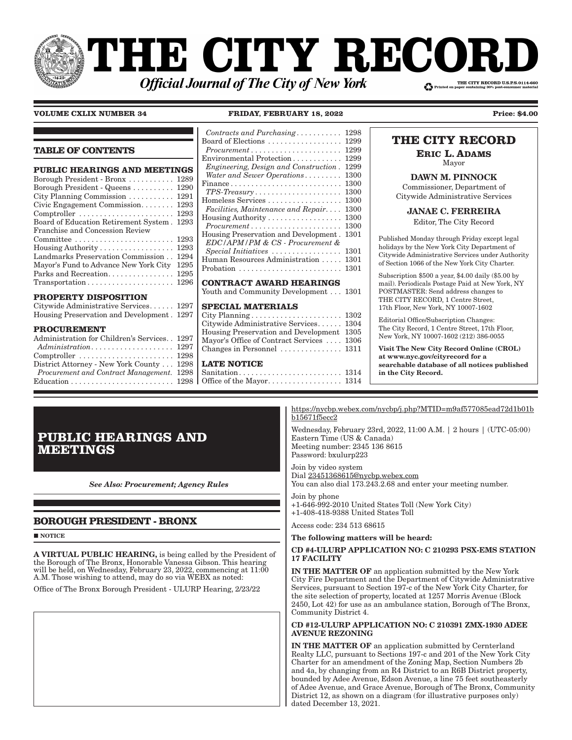# THE CITY RECORD

***Official Journal of The City of New York***

THE CITY RECORD U.S.P.S.0114-660
Printed on paper containing 30% post-consumer material

**VOLUME CXLIX NUMBER 34** **FRIDAY, FEBRUARY 18, 2022** **Price: $4.00**

## TABLE OF CONTENTS

**PUBLIC HEARINGS AND MEETINGS**

Borough President - Bronx . . . . . . . . . . . 1289
Borough President - Queens . . . . . . . . . . 1290
City Planning Commission . . . . . . . . . . . 1291
Civic Engagement Commission. . . . . . . . 1293
Comptroller . . . . . . . . . . . . . . . . . . . . . . . 1293
Board of Education Retirement System . 1293
Franchise and Concession Review Committee . . . . . . . . . . . . . . . . . . . . . . . . 1293
Housing Authority . . . . . . . . . . . . . . . . . 1293
Landmarks Preservation Commission . . 1294
Mayor's Fund to Advance New York City 1295
Parks and Recreation. . . . . . . . . . . . . . . . 1295
Transportation . . . . . . . . . . . . . . . . . . . . . 1296

**PROPERTY DISPOSITION**

Citywide Administrative Services. . . . . . 1297
Housing Preservation and Development . 1297

**PROCUREMENT**

Administration for Children's Services. . 1297
*Administration* . . . . . . . . . . . . . . . . . . . . 1297
Comptroller . . . . . . . . . . . . . . . . . . . . . . . 1298
District Attorney - New York County . . . 1298
*Procurement and Contract Management*. 1298
Education . . . . . . . . . . . . . . . . . . . . . . . . . 1298
*Contracts and Purchasing* . . . . . . . . . . . 1298
Board of Elections . . . . . . . . . . . . . . . . . . 1299
*Procurement* . . . . . . . . . . . . . . . . . . . . . . 1299
Environmental Protection . . . . . . . . . . . . 1299
*Engineering, Design and Construction* . 1299
*Water and Sewer Operations* . . . . . . . . . 1300
Finance . . . . . . . . . . . . . . . . . . . . . . . . . . . 1300
*TPS-Treasury* . . . . . . . . . . . . . . . . . . . . . 1300
Homeless Services . . . . . . . . . . . . . . . . . . 1300
*Facilities, Maintenance and Repair*. . . . 1300
Housing Authority . . . . . . . . . . . . . . . . . . 1300
*Procurement* . . . . . . . . . . . . . . . . . . . . . . 1300
Housing Preservation and Development . 1301
*EDC/APM/PM & CS - Procurement & Special Initiatives* . . . . . . . . . . . . . . . . . 1301
Human Resources Administration . . . . . 1301
Probation . . . . . . . . . . . . . . . . . . . . . . . . . 1301

**CONTRACT AWARD HEARINGS**

Youth and Community Development . . . 1301

**SPECIAL MATERIALS**

City Planning . . . . . . . . . . . . . . . . . . . . . . 1302
Citywide Administrative Services. . . . . . 1304
Housing Preservation and Development 1305
Mayor's Office of Contract Services . . . . 1306
Changes in Personnel . . . . . . . . . . . . . . . 1311

**LATE NOTICE**

Sanitation. . . . . . . . . . . . . . . . . . . . . . . . . 1314
Office of the Mayor. . . . . . . . . . . . . . . . . . 1314

## THE CITY RECORD

**ERIC L. ADAMS**
Mayor

**DAWN M. PINNOCK**
Commissioner, Department of Citywide Administrative Services

**JANAE C. FERREIRA**
Editor, The City Record

Published Monday through Friday except legal holidays by the New York City Department of Citywide Administrative Services under Authority of Section 1066 of the New York City Charter.

Subscription $500 a year, $4.00 daily ($5.00 by mail). Periodicals Postage Paid at New York, NY POSTMASTER: Send address changes to THE CITY RECORD, 1 Centre Street, 17th Floor, New York, NY 10007-1602

Editorial Office/Subscription Changes: The City Record, 1 Centre Street, 17th Floor, New York, NY 10007-1602 (212) 386-0055

**Visit The New City Record Online (CROL) at www.nyc.gov/cityrecord for a searchable database of all notices published in the City Record.**

# PUBLIC HEARINGS AND MEETINGS

***See Also: Procurement; Agency Rules***

## BOROUGH PRESIDENT - BRONX

■ **NOTICE**

**A VIRTUAL PUBLIC HEARING,** is being called by the President of the Borough of The Bronx, Honorable Vanessa Gibson. This hearing will be held, on Wednesday, February 23, 2022, commencing at 11:00 A.M. Those wishing to attend, may do so via WEBX as noted:

Office of The Bronx Borough President - ULURP Hearing, 2/23/22

https://nycbp.webex.com/nycbp/j.php?MTID=m9af577085ead72d1b01bb15671f5ecc2

Wednesday, February 23rd, 2022, 11:00 A.M. | 2 hours | (UTC-05:00) Eastern Time (US & Canada)
Meeting number: 2345 136 8615
Password: bxulurp223

Join by video system
Dial 23451368615@nycbp.webex.com
You can also dial 173.243.2.68 and enter your meeting number.

Join by phone
+1-646-992-2010 United States Toll (New York City)
+1-408-418-9388 United States Toll

Access code: 234 513 68615

**The following matters will be heard:**

**CD #4-ULURP APPLICATION NO: C 210293 PSX-EMS STATION 17 FACILITY**

**IN THE MATTER OF** an application submitted by the New York City Fire Department and the Department of Citywide Administrative Services, pursuant to Section 197-c of the New York City Charter, for the site selection of property, located at 1257 Morris Avenue (Block 2450, Lot 42) for use as an ambulance station, Borough of The Bronx, Community District 4.

**CD #12-ULURP APPLICATION NO: C 210391 ZMX-1930 ADEE AVENUE REZONING**

**IN THE MATTER OF** an application submitted by Cernterland Realty LLC, pursuant to Sections 197-c and 201 of the New York City Charter for an amendment of the Zoning Map, Section Numbers 2b and 4a, by changing from an R4 District to an R6B District property, bounded by Adee Avenue, Edson Avenue, a line 75 feet southeasterly of Adee Avenue, and Grace Avenue, Borough of The Bronx, Community District 12, as shown on a diagram (for illustrative purposes only) dated December 13, 2021.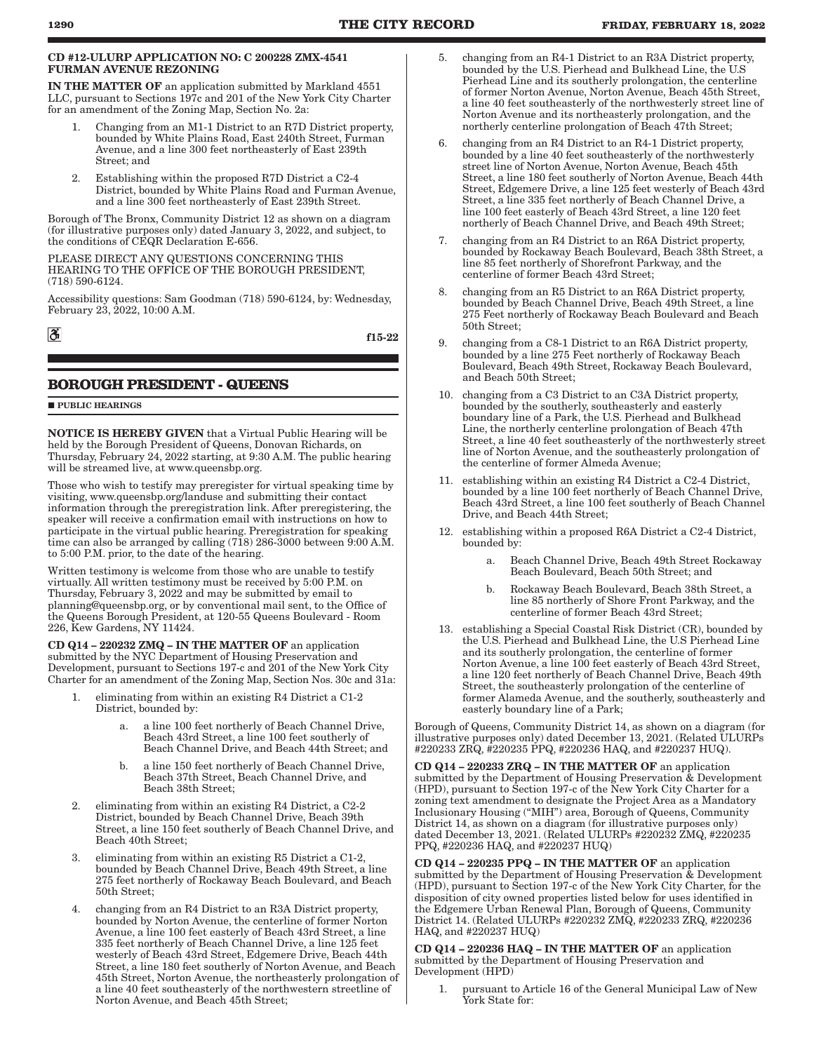**CD #12-ULURP APPLICATION NO: C 200228 ZMX-4541 FURMAN AVENUE REZONING**

**IN THE MATTER OF** an application submitted by Markland 4551 LLC, pursuant to Sections 197c and 201 of the New York City Charter for an amendment of the Zoning Map, Section No. 2a:

1. Changing from an M1-1 District to an R7D District property, bounded by White Plains Road, East 240th Street, Furman Avenue, and a line 300 feet northeasterly of East 239th Street; and
2. Establishing within the proposed R7D District a C2-4 District, bounded by White Plains Road and Furman Avenue, and a line 300 feet northeasterly of East 239th Street.

Borough of The Bronx, Community District 12 as shown on a diagram (for illustrative purposes only) dated January 3, 2022, and subject, to the conditions of CEQR Declaration E-656.

PLEASE DIRECT ANY QUESTIONS CONCERNING THIS HEARING TO THE OFFICE OF THE BOROUGH PRESIDENT, (718) 590-6124.

Accessibility questions: Sam Goodman (718) 590-6124, by: Wednesday, February 23, 2022, 10:00 A.M.

f15-22

## BOROUGH PRESIDENT - QUEENS

■ PUBLIC HEARINGS

**NOTICE IS HEREBY GIVEN** that a Virtual Public Hearing will be held by the Borough President of Queens, Donovan Richards, on Thursday, February 24, 2022 starting, at 9:30 A.M. The public hearing will be streamed live, at www.queensbp.org.

Those who wish to testify may preregister for virtual speaking time by visiting, www.queensbp.org/landuse and submitting their contact information through the preregistration link. After preregistering, the speaker will receive a confirmation email with instructions on how to participate in the virtual public hearing. Preregistration for speaking time can also be arranged by calling (718) 286-3000 between 9:00 A.M. to 5:00 P.M. prior, to the date of the hearing.

Written testimony is welcome from those who are unable to testify virtually. All written testimony must be received by 5:00 P.M. on Thursday, February 3, 2022 and may be submitted by email to planning@queensbp.org, or by conventional mail sent, to the Office of the Queens Borough President, at 120-55 Queens Boulevard - Room 226, Kew Gardens, NY 11424.

**CD Q14 – 220232 ZMQ – IN THE MATTER OF** an application submitted by the NYC Department of Housing Preservation and Development, pursuant to Sections 197-c and 201 of the New York City Charter for an amendment of the Zoning Map, Section Nos. 30c and 31a:

1. eliminating from within an existing R4 District a C1-2 District, bounded by:
   a. a line 100 feet northerly of Beach Channel Drive, Beach 43rd Street, a line 100 feet southerly of Beach Channel Drive, and Beach 44th Street; and
   b. a line 150 feet northerly of Beach Channel Drive, Beach 37th Street, Beach Channel Drive, and Beach 38th Street;
2. eliminating from within an existing R4 District, a C2-2 District, bounded by Beach Channel Drive, Beach 39th Street, a line 150 feet southerly of Beach Channel Drive, and Beach 40th Street;
3. eliminating from within an existing R5 District a C1-2, bounded by Beach Channel Drive, Beach 49th Street, a line 275 feet northerly of Rockaway Beach Boulevard, and Beach 50th Street;
4. changing from an R4 District to an R3A District property, bounded by Norton Avenue, the centerline of former Norton Avenue, a line 100 feet easterly of Beach 43rd Street, a line 335 feet northerly of Beach Channel Drive, a line 125 feet westerly of Beach 43rd Street, Edgemere Drive, Beach 44th Street, a line 180 feet southerly of Norton Avenue, and Beach 45th Street, Norton Avenue, the northeasterly prolongation of a line 40 feet southeasterly of the northwestern streetline of Norton Avenue, and Beach 45th Street;
5. changing from an R4-1 District to an R3A District property, bounded by the U.S. Pierhead and Bulkhead Line, the U.S Pierhead Line and its southerly prolongation, the centerline of former Norton Avenue, Norton Avenue, Beach 45th Street, a line 40 feet southeasterly of the northwesterly street line of Norton Avenue and its northeasterly prolongation, and the northerly centerline prolongation of Beach 47th Street;
6. changing from an R4 District to an R4-1 District property, bounded by a line 40 feet southeasterly of the northwesterly street line of Norton Avenue, Norton Avenue, Beach 45th Street, a line 180 feet southerly of Norton Avenue, Beach 44th Street, Edgemere Drive, a line 125 feet westerly of Beach 43rd Street, a line 335 feet northerly of Beach Channel Drive, a line 100 feet easterly of Beach 43rd Street, a line 120 feet northerly of Beach Channel Drive, and Beach 49th Street;
7. changing from an R4 District to an R6A District property, bounded by Rockaway Beach Boulevard, Beach 38th Street, a line 85 feet northerly of Shorefront Parkway, and the centerline of former Beach 43rd Street;
8. changing from an R5 District to an R6A District property, bounded by Beach Channel Drive, Beach 49th Street, a line 275 Feet northerly of Rockaway Beach Boulevard and Beach 50th Street;
9. changing from a C8-1 District to an R6A District property, bounded by a line 275 Feet northerly of Rockaway Beach Boulevard, Beach 49th Street, Rockaway Beach Boulevard, and Beach 50th Street;
10. changing from a C3 District to an C3A District property, bounded by the southerly, southeasterly and easterly boundary line of a Park, the U.S. Pierhead and Bulkhead Line, the northerly centerline prolongation of Beach 47th Street, a line 40 feet southeasterly of the northwesterly street line of Norton Avenue, and the southeasterly prolongation of the centerline of former Almeda Avenue;
11. establishing within an existing R4 District a C2-4 District, bounded by a line 100 feet northerly of Beach Channel Drive, Beach 43rd Street, a line 100 feet southerly of Beach Channel Drive, and Beach 44th Street;
12. establishing within a proposed R6A District a C2-4 District, bounded by:
    a. Beach Channel Drive, Beach 49th Street Rockaway Beach Boulevard, Beach 50th Street; and
    b. Rockaway Beach Boulevard, Beach 38th Street, a line 85 northerly of Shore Front Parkway, and the centerline of former Beach 43rd Street;
13. establishing a Special Coastal Risk District (CR), bounded by the U.S. Pierhead and Bulkhead Line, the U.S Pierhead Line and its southerly prolongation, the centerline of former Norton Avenue, a line 100 feet easterly of Beach 43rd Street, a line 120 feet northerly of Beach Channel Drive, Beach 49th Street, the southeasterly prolongation of the centerline of former Alameda Avenue, and the southerly, southeasterly and easterly boundary line of a Park;

Borough of Queens, Community District 14, as shown on a diagram (for illustrative purposes only) dated December 13, 2021. (Related ULURPs #220233 ZRQ, #220235 PPQ, #220236 HAQ, and #220237 HUQ).

**CD Q14 – 220233 ZRQ – IN THE MATTER OF** an application submitted by the Department of Housing Preservation & Development (HPD), pursuant to Section 197-c of the New York City Charter for a zoning text amendment to designate the Project Area as a Mandatory Inclusionary Housing ("MIH") area, Borough of Queens, Community District 14, as shown on a diagram (for illustrative purposes only) dated December 13, 2021. (Related ULURPs #220232 ZMQ, #220235 PPQ, #220236 HAQ, and #220237 HUQ)

**CD Q14 – 220235 PPQ – IN THE MATTER OF** an application submitted by the Department of Housing Preservation & Development (HPD), pursuant to Section 197-c of the New York City Charter, for the disposition of city owned properties listed below for uses identified in the Edgemere Urban Renewal Plan, Borough of Queens, Community District 14. (Related ULURPs #220232 ZMQ, #220233 ZRQ, #220236 HAQ, and #220237 HUQ)

**CD Q14 – 220236 HAQ – IN THE MATTER OF** an application submitted by the Department of Housing Preservation and Development (HPD)

1. pursuant to Article 16 of the General Municipal Law of New York State for: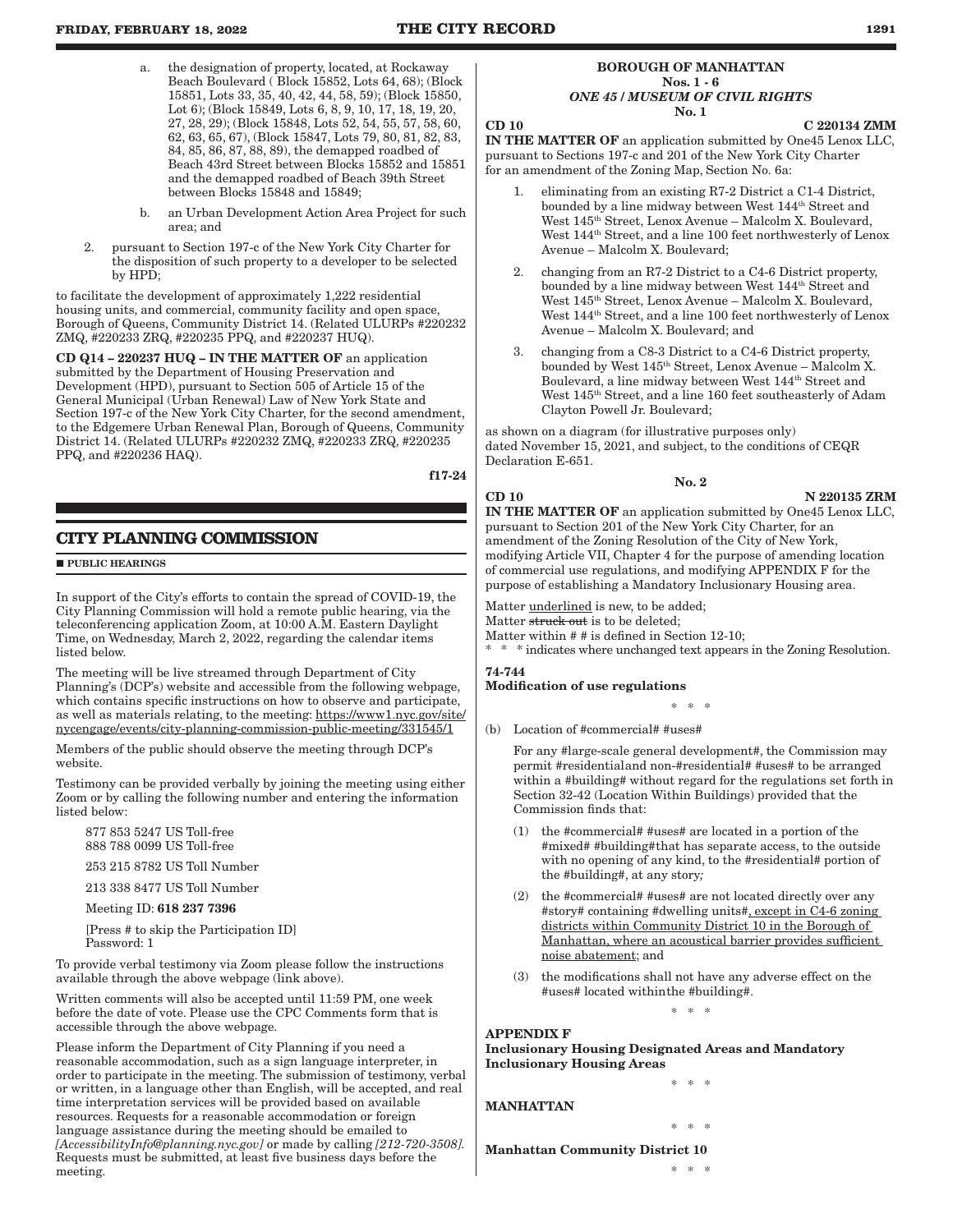a. the designation of property, located, at Rockaway Beach Boulevard ( Block 15852, Lots 64, 68); (Block 15851, Lots 33, 35, 40, 42, 44, 58, 59); (Block 15850, Lot 6); (Block 15849, Lots 6, 8, 9, 10, 17, 18, 19, 20, 27, 28, 29); (Block 15848, Lots 52, 54, 55, 57, 58, 60, 62, 63, 65, 67), (Block 15847, Lots 79, 80, 81, 82, 83, 84, 85, 86, 87, 88, 89), the demapped roadbed of Beach 43rd Street between Blocks 15852 and 15851 and the demapped roadbed of Beach 39th Street between Blocks 15848 and 15849;

b. an Urban Development Action Area Project for such area; and

2. pursuant to Section 197-c of the New York City Charter for the disposition of such property to a developer to be selected by HPD;

to facilitate the development of approximately 1,222 residential housing units, and commercial, community facility and open space, Borough of Queens, Community District 14. (Related ULURPs #220232 ZMQ, #220233 ZRQ, #220235 PPQ, and #220237 HUQ).

**CD Q14 – 220237 HUQ – IN THE MATTER OF** an application submitted by the Department of Housing Preservation and Development (HPD), pursuant to Section 505 of Article 15 of the General Municipal (Urban Renewal) Law of New York State and Section 197-c of the New York City Charter, for the second amendment, to the Edgemere Urban Renewal Plan, Borough of Queens, Community District 14. (Related ULURPs #220232 ZMQ, #220233 ZRQ, #220235 PPQ, and #220236 HAQ).

f17-24

## CITY PLANNING COMMISSION

■ **PUBLIC HEARINGS**

In support of the City's efforts to contain the spread of COVID-19, the City Planning Commission will hold a remote public hearing, via the teleconferencing application Zoom, at 10:00 A.M. Eastern Daylight Time, on Wednesday, March 2, 2022, regarding the calendar items listed below.

The meeting will be live streamed through Department of City Planning's (DCP's) website and accessible from the following webpage, which contains specific instructions on how to observe and participate, as well as materials relating, to the meeting: https://www1.nyc.gov/site/nycengage/events/city-planning-commission-public-meeting/331545/1

Members of the public should observe the meeting through DCP's website.

Testimony can be provided verbally by joining the meeting using either Zoom or by calling the following number and entering the information listed below:

877 853 5247 US Toll-free
888 788 0099 US Toll-free

253 215 8782 US Toll Number

213 338 8477 US Toll Number

Meeting ID: **618 237 7396**

[Press # to skip the Participation ID]
Password: 1

To provide verbal testimony via Zoom please follow the instructions available through the above webpage (link above).

Written comments will also be accepted until 11:59 PM, one week before the date of vote. Please use the CPC Comments form that is accessible through the above webpage.

Please inform the Department of City Planning if you need a reasonable accommodation, such as a sign language interpreter, in order to participate in the meeting. The submission of testimony, verbal or written, in a language other than English, will be accepted, and real time interpretation services will be provided based on available resources. Requests for a reasonable accommodation or foreign language assistance during the meeting should be emailed to *[AccessibilityInfo@planning.nyc.gov]* or made by calling *[212-720-3508]*. Requests must be submitted, at least five business days before the meeting.

### BOROUGH OF MANHATTAN
### Nos. 1 - 6
### *ONE 45 / MUSEUM OF CIVIL RIGHTS*
### No. 1

**CD 10** **C 220134 ZMM**

**IN THE MATTER OF** an application submitted by One45 Lenox LLC, pursuant to Sections 197-c and 201 of the New York City Charter for an amendment of the Zoning Map, Section No. 6a:

1. eliminating from an existing R7-2 District a C1-4 District, bounded by a line midway between West 144th Street and West 145th Street, Lenox Avenue – Malcolm X. Boulevard, West 144th Street, and a line 100 feet northwesterly of Lenox Avenue – Malcolm X. Boulevard;

2. changing from an R7-2 District to a C4-6 District property, bounded by a line midway between West 144th Street and West 145th Street, Lenox Avenue – Malcolm X. Boulevard, West 144th Street, and a line 100 feet northwesterly of Lenox Avenue – Malcolm X. Boulevard; and

3. changing from a C8-3 District to a C4-6 District property, bounded by West 145th Street, Lenox Avenue – Malcolm X. Boulevard, a line midway between West 144th Street and West 145th Street, and a line 160 feet southeasterly of Adam Clayton Powell Jr. Boulevard;

as shown on a diagram (for illustrative purposes only) dated November 15, 2021, and subject, to the conditions of CEQR Declaration E-651.

### No. 2

**CD 10** **N 220135 ZRM**

**IN THE MATTER OF** an application submitted by One45 Lenox LLC, pursuant to Section 201 of the New York City Charter, for an amendment of the Zoning Resolution of the City of New York, modifying Article VII, Chapter 4 for the purpose of amending location of commercial use regulations, and modifying APPENDIX F for the purpose of establishing a Mandatory Inclusionary Housing area.

Matter <u>underlined</u> is new, to be added;
Matter ~~struck out~~ is to be deleted;
Matter within # # is defined in Section 12-10;
\* \* \* indicates where unchanged text appears in the Zoning Resolution.

**74-744**
**Modification of use regulations**

\* \* \*

(b) Location of #commercial# #uses#

For any #large-scale general development#, the Commission may permit #residentialand non-#residential# #uses# to be arranged within a #building# without regard for the regulations set forth in Section 32-42 (Location Within Buildings) provided that the Commission finds that:

(1) the #commercial# #uses# are located in a portion of the #mixed# #building#that has separate access, to the outside with no opening of any kind, to the #residential# portion of the #building#, at any story*;*

(2) the #commercial# #uses# are not located directly over any #story# containing #dwelling units#<u>, except in C4-6 zoning districts within Community District 10 in the Borough of Manhattan, where an acoustical barrier provides sufficient noise abatement</u>; and

(3) the modifications shall not have any adverse effect on the #uses# located withinthe #building#.

\* \* \*

**APPENDIX F**
**Inclusionary Housing Designated Areas and Mandatory Inclusionary Housing Areas**

\* \* \*

**MANHATTAN**

\* \* \*

**Manhattan Community District 10**

\* \* \*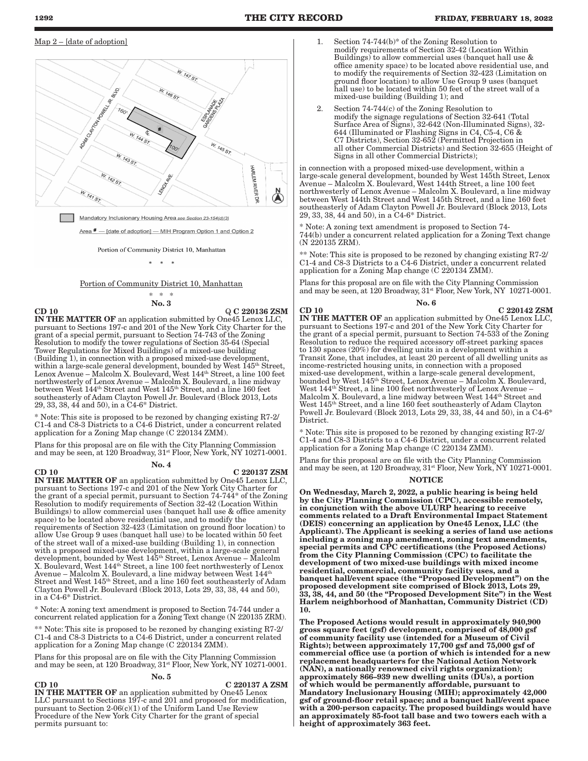Map 2 – [date of adoption]

Mandatory Inclusionary Housing Area see Section 23-154(d)(3)

Area # — [date of adoption] — MIH Program Option 1 and Option 2

Portion of Community District 10, Manhattan

\* \* \*

Portion of Community District 10, Manhattan

\* \* \*

**No. 3**

**CD 10** **C 220136 ZSM**

**IN THE MATTER OF** an application submitted by One45 Lenox LLC, pursuant to Sections 197-c and 201 of the New York City Charter for the grant of a special permit, pursuant to Section 74-743 of the Zoning Resolution to modify the tower regulations of Section 35-64 (Special Tower Regulations for Mixed Buildings) of a mixed-use building (Building 1), in connection with a proposed mixed-use development, within a large-scale general development, bounded by West 145th Street, Lenox Avenue – Malcolm X. Boulevard, West 144th Street, a line 100 feet northwesterly of Lenox Avenue – Malcolm X. Boulevard, a line midway between West 144th Street and West 145th Street, and a line 160 feet southeasterly of Adam Clayton Powell Jr. Boulevard (Block 2013, Lots 29, 33, 38, 44 and 50), in a C4-6* District.

\* Note: This site is proposed to be rezoned by changing existing R7-2/C1-4 and C8-3 Districts to a C4-6 District, under a concurrent related application for a Zoning Map change (C 220134 ZMM).

Plans for this proposal are on file with the City Planning Commission and may be seen, at 120 Broadway, 31st Floor, New York, NY 10271-0001.

**No. 4**

**CD 10** **C 220137 ZSM**

**IN THE MATTER OF** an application submitted by One45 Lenox LLC, pursuant to Sections 197-c and 201 of the New York City Charter for the grant of a special permit, pursuant to Section 74-744* of the Zoning Resolution to modify requirements of Section 32-42 (Location Within Buildings) to allow commercial uses (banquet hall use & office amenity space) to be located above residential use, and to modify the requirements of Section 32-423 (Limitation on ground floor location) to allow Use Group 9 uses (banquet hall use) to be located within 50 feet of the street wall of a mixed-use building (Building 1), in connection with a proposed mixed-use development, within a large-scale general development, bounded by West 145th Street, Lenox Avenue – Malcolm X. Boulevard, West 144th Street, a line 100 feet northwesterly of Lenox Avenue – Malcolm X. Boulevard, a line midway between West 144th Street and West 145th Street, and a line 160 feet southeasterly of Adam Clayton Powell Jr. Boulevard (Block 2013, Lots 29, 33, 38, 44 and 50), in a C4-6** District.

\* Note: A zoning text amendment is proposed to Section 74-744 under a concurrent related application for a Zoning Text change (N 220135 ZRM).

\*\* Note: This site is proposed to be rezoned by changing existing R7-2/C1-4 and C8-3 Districts to a C4-6 District, under a concurrent related application for a Zoning Map change (C 220134 ZMM).

Plans for this proposal are on file with the City Planning Commission and may be seen, at 120 Broadway, 31st Floor, New York, NY 10271-0001.

**No. 5**

**CD 10** **C 220137 A ZSM**

**IN THE MATTER OF** an application submitted by One45 Lenox LLC pursuant to Sections 197-c and 201 and proposed for modification, pursuant to Section 2-06(c)(1) of the Uniform Land Use Review Procedure of the New York City Charter for the grant of special permits pursuant to:

1. Section 74-744(b)* of the Zoning Resolution to modify requirements of Section 32-42 (Location Within Buildings) to allow commercial uses (banquet hall use & office amenity space) to be located above residential use, and to modify the requirements of Section 32-423 (Limitation on ground floor location) to allow Use Group 9 uses (banquet hall use) to be located within 50 feet of the street wall of a mixed-use building (Building 1); and
2. Section 74-744(c) of the Zoning Resolution to modify the signage regulations of Section 32-641 (Total Surface Area of Signs), 32-642 (Non-Illuminated Signs), 32-644 (Illuminated or Flashing Signs in C4, C5-4, C6 & C7 Districts), Section 32-652 (Permitted Projection in all other Commercial Districts) and Section 32-655 (Height of Signs in all other Commercial Districts);

in connection with a proposed mixed-use development, within a large-scale general development, bounded by West 145th Street, Lenox Avenue – Malcolm X. Boulevard, West 144th Street, a line 100 feet northwesterly of Lenox Avenue – Malcolm X. Boulevard, a line midway between West 144th Street and West 145th Street, and a line 160 feet southeasterly of Adam Clayton Powell Jr. Boulevard (Block 2013, Lots 29, 33, 38, 44 and 50), in a C4-6* District.

\* Note: A zoning text amendment is proposed to Section 74-744(b) under a concurrent related application for a Zoning Text change (N 220135 ZRM).

\*\* Note: This site is proposed to be rezoned by changing existing R7-2/C1-4 and C8-3 Districts to a C4-6 District, under a concurrent related application for a Zoning Map change (C 220134 ZMM).

Plans for this proposal are on file with the City Planning Commission and may be seen, at 120 Broadway, 31st Floor, New York, NY 10271-0001.

**No. 6**

**CD 10** **C 220142 ZSM**

**IN THE MATTER OF** an application submitted by One45 Lenox LLC, pursuant to Sections 197-c and 201 of the New York City Charter for the grant of a special permit, pursuant to Section 74-533 of the Zoning Resolution to reduce the required accessory off-street parking spaces to 130 spaces (20%) for dwelling units in a development within a Transit Zone, that includes, at least 20 percent of all dwelling units as income-restricted housing units, in connection with a proposed mixed-use development, within a large-scale general development, bounded by West 145th Street, Lenox Avenue – Malcolm X. Boulevard, West 144th Street, a line 100 feet northwesterly of Lenox Avenue – Malcolm X. Boulevard, a line midway between West 144th Street and West 145th Street, and a line 160 feet southeasterly of Adam Clayton Powell Jr. Boulevard (Block 2013, Lots 29, 33, 38, 44 and 50), in a C4-6* District.

\* Note: This site is proposed to be rezoned by changing existing R7-2/C1-4 and C8-3 Districts to a C4-6 District, under a concurrent related application for a Zoning Map change (C 220134 ZMM).

Plans for this proposal are on file with the City Planning Commission and may be seen, at 120 Broadway, 31st Floor, New York, NY 10271-0001.

**NOTICE**

**On Wednesday, March 2, 2022, a public hearing is being held by the City Planning Commission (CPC), accessible remotely, in conjunction with the above ULURP hearing to receive comments related to a Draft Environmental Impact Statement (DEIS) concerning an application by One45 Lenox, LLC (the Applicant). The Applicant is seeking a series of land use actions including a zoning map amendment, zoning text amendments, special permits and CPC certifications (the Proposed Actions) from the City Planning Commission (CPC) to facilitate the development of two mixed-use buildings with mixed income residential, commercial, community facility uses, and a banquet hall/event space (the "Proposed Development") on the proposed development site comprised of Block 2013, Lots 29, 33, 38, 44, and 50 (the "Proposed Development Site") in the West Harlem neighborhood of Manhattan, Community District (CD) 10.**

**The Proposed Actions would result in approximately 940,900 gross square feet (gsf) development, comprised of 48,000 gsf of community facility use (intended for a Museum of Civil Rights); between approximately 17,700 gsf and 75,000 gsf of commercial office use (a portion of which is intended for a new replacement headquarters for the National Action Network (NAN), a nationally renowned civil rights organization); approximately 866–939 new dwelling units (DUs), a portion of which would be permanently affordable, pursuant to Mandatory Inclusionary Housing (MIH); approximately 42,000 gsf of ground-floor retail space; and a banquet hall/event space with a 200-person capacity. The proposed buildings would have an approximately 85-foot tall base and two towers each with a height of approximately 363 feet.**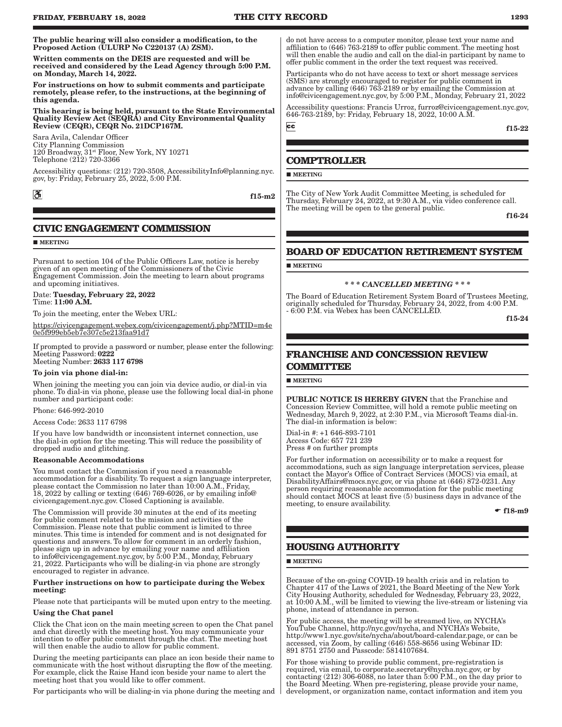**The public hearing will also consider a modification, to the Proposed Action (ULURP No C220137 (A) ZSM).**

**Written comments on the DEIS are requested and will be received and considered by the Lead Agency through 5:00 P.M. on Monday, March 14, 2022.**

**For instructions on how to submit comments and participate remotely, please refer, to the instructions, at the beginning of this agenda.**

**This hearing is being held, pursuant to the State Environmental Quality Review Act (SEQRA) and City Environmental Quality Review (CEQR), CEQR No. 21DCP167M.**

Sara Avila, Calendar Officer
City Planning Commission
120 Broadway, 31st Floor, New York, NY 10271
Telephone (212) 720-3366

Accessibility questions: (212) 720-3508, AccessibilityInfo@planning.nyc.gov, by: Friday, February 25, 2022, 5:00 P.M.

f15-m2

## CIVIC ENGAGEMENT COMMISSION

■ MEETING

Pursuant to section 104 of the Public Officers Law, notice is hereby given of an open meeting of the Commissioners of the Civic Engagement Commission. Join the meeting to learn about programs and upcoming initiatives.

Date: **Tuesday, February 22, 2022**
Time: **11:00 A.M.**

To join the meeting, enter the Webex URL:

https://civicengagement.webex.com/civicengagement/j.php?MTID=m4e0e5f999eb5eb7e307c5e213faa91d7

If prompted to provide a password or number, please enter the following:
Meeting Password: **0222**
Meeting Number: **2633 117 6798**

**To join via phone dial-in:**

When joining the meeting you can join via device audio, or dial-in via phone. To dial-in via phone, please use the following local dial-in phone number and participant code:

Phone: 646-992-2010

Access Code: 2633 117 6798

If you have low bandwidth or inconsistent internet connection, use the dial-in option for the meeting. This will reduce the possibility of dropped audio and glitching.

**Reasonable Accommodations**

You must contact the Commission if you need a reasonable accommodation for a disability. To request a sign language interpreter, please contact the Commission no later than 10:00 A.M., Friday, 18, 2022 by calling or texting (646) 769-6026, or by emailing info@civicengagement.nyc.gov. Closed Captioning is available.

The Commission will provide 30 minutes at the end of its meeting for public comment related to the mission and activities of the Commission. Please note that public comment is limited to three minutes. This time is intended for comment and is not designated for questions and answers. To allow for comment in an orderly fashion, please sign up in advance by emailing your name and affiliation to info@civicengagement.nyc.gov, by 5:00 P.M., Monday, February 21, 2022. Participants who will be dialing-in via phone are strongly encouraged to register in advance.

**Further instructions on how to participate during the Webex meeting:**

Please note that participants will be muted upon entry to the meeting.

**Using the Chat panel**

Click the Chat icon on the main meeting screen to open the Chat panel and chat directly with the meeting host. You may communicate your intention to offer public comment through the chat. The meeting host will then enable the audio to allow for public comment.

During the meeting participants can place an icon beside their name to communicate with the host without disrupting the flow of the meeting. For example, click the Raise Hand icon beside your name to alert the meeting host that you would like to offer comment.

For participants who will be dialing-in via phone during the meeting and do not have access to a computer monitor, please text your name and affiliation to (646) 763-2189 to offer public comment. The meeting host will then enable the audio and call on the dial-in participant by name to offer public comment in the order the text request was received.

Participants who do not have access to text or short message services (SMS) are strongly encouraged to register for public comment in advance by calling (646) 763-2189 or by emailing the Commission at info@civicengagement.nyc.gov, by 5:00 P.M., Monday, February 21, 2022

Accessibility questions: Francis Urroz, furroz@civicengagement.nyc.gov, 646-763-2189, by: Friday, February 18, 2022, 10:00 A.M.

f15-22

## COMPTROLLER

■ MEETING

The City of New York Audit Committee Meeting, is scheduled for Thursday, February 24, 2022, at 9:30 A.M., via video conference call. The meeting will be open to the general public.

f16-24

## BOARD OF EDUCATION RETIREMENT SYSTEM

■ MEETING

***\* \* \* CANCELLED MEETING \* \* \****

The Board of Education Retirement System Board of Trustees Meeting, originally scheduled for Thursday, February 24, 2022, from 4:00 P.M. - 6:00 P.M. via Webex has been CANCELLED.

f15-24

## FRANCHISE AND CONCESSION REVIEW COMMITTEE

■ MEETING

**PUBLIC NOTICE IS HEREBY GIVEN** that the Franchise and Concession Review Committee, will hold a remote public meeting on Wednesday, March 9, 2022, at 2:30 P.M., via Microsoft Teams dial-in. The dial-in information is below:

Dial-in #: +1 646-893-7101
Access Code: 657 721 239
Press # on further prompts

For further information on accessibility or to make a request for accommodations, such as sign language interpretation services, please contact the Mayor's Office of Contract Services (MOCS) via email, at DisabilityAffairs@mocs.nyc.gov, or via phone at (646) 872-0231. Any person requiring reasonable accommodation for the public meeting should contact MOCS at least five (5) business days in advance of the meeting, to ensure availability.

☛ f18-m9

## HOUSING AUTHORITY

■ MEETING

Because of the on-going COVID-19 health crisis and in relation to Chapter 417 of the Laws of 2021, the Board Meeting of the New York City Housing Authority, scheduled for Wednesday, February 23, 2022, at 10:00 A.M., will be limited to viewing the live-stream or listening via phone, instead of attendance in person.

For public access, the meeting will be streamed live, on NYCHA's YouTube Channel, http://nyc.gov/nycha, and NYCHA's Website, http://www1.nyc.gov/site/nycha/about/board-calendar.page, or can be accessed, via Zoom, by calling (646) 558-8656 using Webinar ID: 891 8751 2750 and Passcode: 5814107684.

For those wishing to provide public comment, pre-registration is required, via email, to corporate.secretary@nycha.nyc.gov, or by contacting (212) 306-6088, no later than 5:00 P.M., on the day prior to the Board Meeting. When pre-registering, please provide your name, development, or organization name, contact information and item you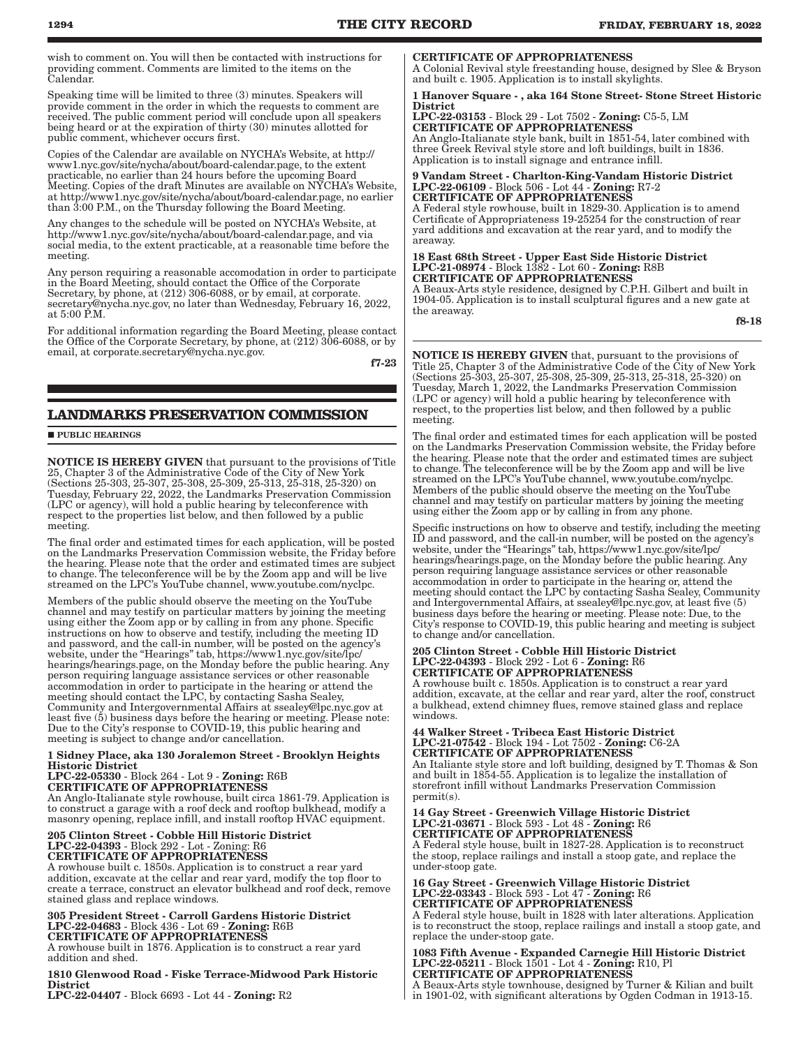wish to comment on. You will then be contacted with instructions for providing comment. Comments are limited to the items on the Calendar.

Speaking time will be limited to three (3) minutes. Speakers will provide comment in the order in which the requests to comment are received. The public comment period will conclude upon all speakers being heard or at the expiration of thirty (30) minutes allotted for public comment, whichever occurs first.

Copies of the Calendar are available on NYCHA's Website, at http://www1.nyc.gov/site/nycha/about/board-calendar.page, to the extent practicable, no earlier than 24 hours before the upcoming Board Meeting. Copies of the draft Minutes are available on NYCHA's Website, at http://www1.nyc.gov/site/nycha/about/board-calendar.page, no earlier than 3:00 P.M., on the Thursday following the Board Meeting.

Any changes to the schedule will be posted on NYCHA's Website, at http://www1.nyc.gov/site/nycha/about/board-calendar.page, and via social media, to the extent practicable, at a reasonable time before the meeting.

Any person requiring a reasonable accomodation in order to participate in the Board Meeting, should contact the Office of the Corporate Secretary, by phone, at (212) 306-6088, or by email, at corporate.secretary@nycha.nyc.gov, no later than Wednesday, February 16, 2022, at 5:00 P.M.

For additional information regarding the Board Meeting, please contact the Office of the Corporate Secretary, by phone, at (212) 306-6088, or by email, at corporate.secretary@nycha.nyc.gov.

f7-23

## LANDMARKS PRESERVATION COMMISSION

■ PUBLIC HEARINGS

**NOTICE IS HEREBY GIVEN** that pursuant to the provisions of Title 25, Chapter 3 of the Administrative Code of the City of New York (Sections 25-303, 25-307, 25-308, 25-309, 25-313, 25-318, 25-320) on Tuesday, February 22, 2022, the Landmarks Preservation Commission (LPC or agency), will hold a public hearing by teleconference with respect to the properties list below, and then followed by a public meeting.

The final order and estimated times for each application, will be posted on the Landmarks Preservation Commission website, the Friday before the hearing. Please note that the order and estimated times are subject to change. The teleconference will be by the Zoom app and will be live streamed on the LPC's YouTube channel, www.youtube.com/nyclpc.

Members of the public should observe the meeting on the YouTube channel and may testify on particular matters by joining the meeting using either the Zoom app or by calling in from any phone. Specific instructions on how to observe and testify, including the meeting ID and password, and the call-in number, will be posted on the agency's website, under the "Hearings" tab, https://www1.nyc.gov/site/lpc/hearings/hearings.page, on the Monday before the public hearing. Any person requiring language assistance services or other reasonable accommodation in order to participate in the hearing or attend the meeting should contact the LPC, by contacting Sasha Sealey, Community and Intergovernmental Affairs at ssealey@lpc.nyc.gov at least five (5) business days before the hearing or meeting. Please note: Due to the City's response to COVID-19, this public hearing and meeting is subject to change and/or cancellation.

**1 Sidney Place, aka 130 Joralemon Street - Brooklyn Heights Historic District**
**LPC-22-05330** - Block 264 - Lot 9 - **Zoning:** R6B
**CERTIFICATE OF APPROPRIATENESS**
An Anglo-Italianate style rowhouse, built circa 1861-79. Application is to construct a garage with a roof deck and rooftop bulkhead, modify a masonry opening, replace infill, and install rooftop HVAC equipment.

**205 Clinton Street - Cobble Hill Historic District**
**LPC-22-04393** - Block 292 - Lot - Zoning: R6
**CERTIFICATE OF APPROPRIATENESS**
A rowhouse built c. 1850s. Application is to construct a rear yard addition, excavate at the cellar and rear yard, modify the top floor to create a terrace, construct an elevator bulkhead and roof deck, remove stained glass and replace windows.

**305 President Street - Carroll Gardens Historic District**
**LPC-22-04683** - Block 436 - Lot 69 - **Zoning:** R6B
**CERTIFICATE OF APPROPRIATENESS**
A rowhouse built in 1876. Application is to construct a rear yard addition and shed.

**1810 Glenwood Road - Fiske Terrace-Midwood Park Historic District**
**LPC-22-04407** - Block 6693 - Lot 44 - **Zoning:** R2
**CERTIFICATE OF APPROPRIATENESS**
A Colonial Revival style freestanding house, designed by Slee & Bryson and built c. 1905. Application is to install skylights.

**1 Hanover Square - , aka 164 Stone Street- Stone Street Historic District**
**LPC-22-03153** - Block 29 - Lot 7502 - **Zoning:** C5-5, LM
**CERTIFICATE OF APPROPRIATENESS**
An Anglo-Italianate style bank, built in 1851-54, later combined with three Greek Revival style store and loft buildings, built in 1836. Application is to install signage and entrance infill.

**9 Vandam Street - Charlton-King-Vandam Historic District**
**LPC-22-06109** - Block 506 - Lot 44 - **Zoning:** R7-2
**CERTIFICATE OF APPROPRIATENESS**
A Federal style rowhouse, built in 1829-30. Application is to amend Certificate of Appropriateness 19-25254 for the construction of rear yard additions and excavation at the rear yard, and to modify the areaway.

**18 East 68th Street - Upper East Side Historic District**
**LPC-21-08974** - Block 1382 - Lot 60 - **Zoning:** R8B
**CERTIFICATE OF APPROPRIATENESS**
A Beaux-Arts style residence, designed by C.P.H. Gilbert and built in 1904-05. Application is to install sculptural figures and a new gate at the areaway.

f8-18

**NOTICE IS HEREBY GIVEN** that, pursuant to the provisions of Title 25, Chapter 3 of the Administrative Code of the City of New York (Sections 25-303, 25-307, 25-308, 25-309, 25-313, 25-318, 25-320) on Tuesday, March 1, 2022, the Landmarks Preservation Commission (LPC or agency) will hold a public hearing by teleconference with respect, to the properties list below, and then followed by a public meeting.

The final order and estimated times for each application will be posted on the Landmarks Preservation Commission website, the Friday before the hearing. Please note that the order and estimated times are subject to change. The teleconference will be by the Zoom app and will be live streamed on the LPC's YouTube channel, www.youtube.com/nyclpc. Members of the public should observe the meeting on the YouTube channel and may testify on particular matters by joining the meeting using either the Zoom app or by calling in from any phone.

Specific instructions on how to observe and testify, including the meeting ID and password, and the call-in number, will be posted on the agency's website, under the "Hearings" tab, https://www1.nyc.gov/site/lpc/hearings/hearings.page, on the Monday before the public hearing. Any person requiring language assistance services or other reasonable accommodation in order to participate in the hearing or, attend the meeting should contact the LPC by contacting Sasha Sealey, Community and Intergovernmental Affairs, at ssealey@lpc.nyc.gov, at least five (5) business days before the hearing or meeting. Please note: Due, to the City's response to COVID-19, this public hearing and meeting is subject to change and/or cancellation.

**205 Clinton Street - Cobble Hill Historic District**
**LPC-22-04393** - Block 292 - Lot 6 - **Zoning:** R6
**CERTIFICATE OF APPROPRIATENESS**
A rowhouse built c. 1850s. Application is to construct a rear yard addition, excavate, at the cellar and rear yard, alter the roof, construct a bulkhead, extend chimney flues, remove stained glass and replace windows.

**44 Walker Street - Tribeca East Historic District**
**LPC-21-07542** - Block 194 - Lot 7502 - **Zoning:** C6-2A
**CERTIFICATE OF APPROPRIATENESS**
An Italiante style store and loft building, designed by T. Thomas & Son and built in 1854-55. Application is to legalize the installation of storefront infill without Landmarks Preservation Commission permit(s).

**14 Gay Street - Greenwich Village Historic District**
**LPC-21-03671** - Block 593 - Lot 48 - **Zoning:** R6
**CERTIFICATE OF APPROPRIATENESS**
A Federal style house, built in 1827-28. Application is to reconstruct the stoop, replace railings and install a stoop gate, and replace the under-stoop gate.

**16 Gay Street - Greenwich Village Historic District**
**LPC-22-03343** - Block 593 - Lot 47 - **Zoning:** R6
**CERTIFICATE OF APPROPRIATENESS**
A Federal style house, built in 1828 with later alterations. Application is to reconstruct the stoop, replace railings and install a stoop gate, and replace the under-stoop gate.

**1083 Fifth Avenue - Expanded Carnegie Hill Historic District**
**LPC-22-05211** - Block 1501 - Lot 4 - **Zoning:** R10, Pl
**CERTIFICATE OF APPROPRIATENESS**
A Beaux-Arts style townhouse, designed by Turner & Kilian and built in 1901-02, with significant alterations by Ogden Codman in 1913-15.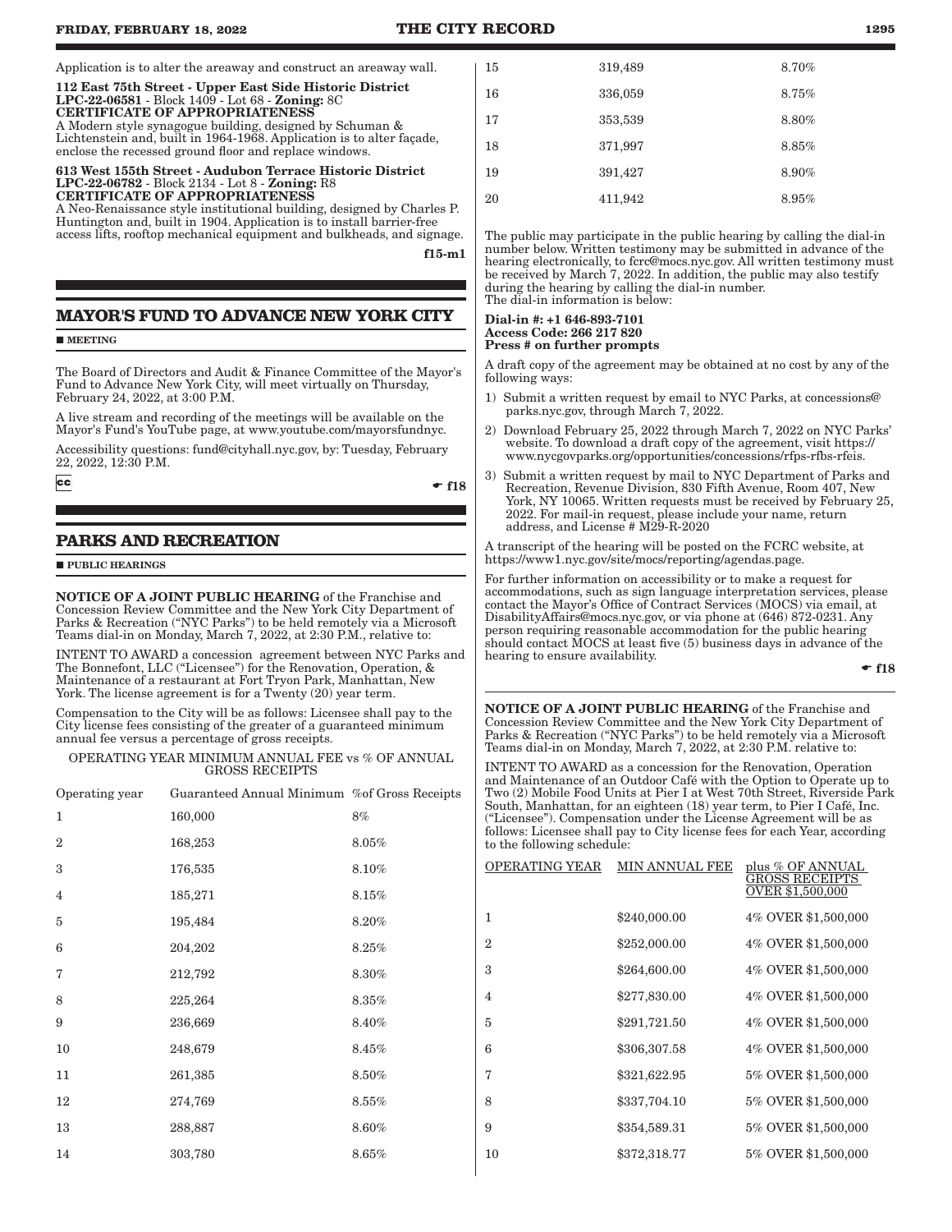Application is to alter the areaway and construct an areaway wall.

**112 East 75th Street - Upper East Side Historic District**
**LPC-22-06581** - Block 1409 - Lot 68 - **Zoning:** 8C
**CERTIFICATE OF APPROPRIATENESS**
A Modern style synagogue building, designed by Schuman & Lichtenstein and, built in 1964-1968. Application is to alter façade, enclose the recessed ground floor and replace windows.

**613 West 155th Street - Audubon Terrace Historic District**
**LPC-22-06782** - Block 2134 - Lot 8 - **Zoning:** R8
**CERTIFICATE OF APPROPRIATENESS**
A Neo-Renaissance style institutional building, designed by Charles P. Huntington and, built in 1904. Application is to install barrier-free access lifts, rooftop mechanical equipment and bulkheads, and signage.

f15-m1

## MAYOR'S FUND TO ADVANCE NEW YORK CITY

■ MEETING

The Board of Directors and Audit & Finance Committee of the Mayor's Fund to Advance New York City, will meet virtually on Thursday, February 24, 2022, at 3:00 P.M.

A live stream and recording of the meetings will be available on the Mayor's Fund's YouTube page, at www.youtube.com/mayorsfundnyc.

Accessibility questions: fund@cityhall.nyc.gov, by: Tuesday, February 22, 2022, 12:30 P.M.

cc

☛ f18

## PARKS AND RECREATION

■ PUBLIC HEARINGS

**NOTICE OF A JOINT PUBLIC HEARING** of the Franchise and Concession Review Committee and the New York City Department of Parks & Recreation ("NYC Parks") to be held remotely via a Microsoft Teams dial-in on Monday, March 7, 2022, at 2:30 P.M., relative to:

INTENT TO AWARD a concession agreement between NYC Parks and The Bonnefont, LLC ("Licensee") for the Renovation, Operation, & Maintenance of a restaurant at Fort Tryon Park, Manhattan, New York. The license agreement is for a Twenty (20) year term.

Compensation to the City will be as follows: Licensee shall pay to the City license fees consisting of the greater of a guaranteed minimum annual fee versus a percentage of gross receipts.

OPERATING YEAR MINIMUM ANNUAL FEE vs % OF ANNUAL GROSS RECEIPTS

| Operating year | Guaranteed Annual Minimum | %of Gross Receipts |
|---|---|---|
| 1 | 160,000 | 8% |
| 2 | 168,253 | 8.05% |
| 3 | 176,535 | 8.10% |
| 4 | 185,271 | 8.15% |
| 5 | 195,484 | 8.20% |
| 6 | 204,202 | 8.25% |
| 7 | 212,792 | 8.30% |
| 8 | 225,264 | 8.35% |
| 9 | 236,669 | 8.40% |
| 10 | 248,679 | 8.45% |
| 11 | 261,385 | 8.50% |
| 12 | 274,769 | 8.55% |
| 13 | 288,887 | 8.60% |
| 14 | 303,780 | 8.65% |
| 15 | 319,489 | 8.70% |
| 16 | 336,059 | 8.75% |
| 17 | 353,539 | 8.80% |
| 18 | 371,997 | 8.85% |
| 19 | 391,427 | 8.90% |
| 20 | 411,942 | 8.95% |

The public may participate in the public hearing by calling the dial-in number below. Written testimony may be submitted in advance of the hearing electronically, to fcrc@mocs.nyc.gov. All written testimony must be received by March 7, 2022. In addition, the public may also testify during the hearing by calling the dial-in number.
The dial-in information is below:

**Dial-in #: +1 646-893-7101**
**Access Code: 266 217 820**
**Press # on further prompts**

A draft copy of the agreement may be obtained at no cost by any of the following ways:

1) Submit a written request by email to NYC Parks, at concessions@parks.nyc.gov, through March 7, 2022.
2) Download February 25, 2022 through March 7, 2022 on NYC Parks' website. To download a draft copy of the agreement, visit https://www.nycgovparks.org/opportunities/concessions/rfps-rfbs-rfeis.
3) Submit a written request by mail to NYC Department of Parks and Recreation, Revenue Division, 830 Fifth Avenue, Room 407, New York, NY 10065. Written requests must be received by February 25, 2022. For mail-in request, please include your name, return address, and License # M29-R-2020

A transcript of the hearing will be posted on the FCRC website, at https://www1.nyc.gov/site/mocs/reporting/agendas.page.

For further information on accessibility or to make a request for accommodations, such as sign language interpretation services, please contact the Mayor's Office of Contract Services (MOCS) via email, at DisabilityAffairs@mocs.nyc.gov, or via phone at (646) 872-0231. Any person requiring reasonable accommodation for the public hearing should contact MOCS at least five (5) business days in advance of the hearing to ensure availability.

☛ f18

**NOTICE OF A JOINT PUBLIC HEARING** of the Franchise and Concession Review Committee and the New York City Department of Parks & Recreation ("NYC Parks") to be held remotely via a Microsoft Teams dial-in on Monday, March 7, 2022, at 2:30 P.M. relative to:

INTENT TO AWARD as a concession for the Renovation, Operation and Maintenance of an Outdoor Café with the Option to Operate up to Two (2) Mobile Food Units at Pier I at West 70th Street, Riverside Park South, Manhattan, for an eighteen (18) year term, to Pier I Café, Inc. ("Licensee"). Compensation under the License Agreement will be as follows: Licensee shall pay to City license fees for each Year, according to the following schedule:

| OPERATING YEAR | MIN ANNUAL FEE | plus % OF ANNUAL GROSS RECEIPTS OVER $1,500,000 |
|---|---|---|
| 1 | $240,000.00 | 4% OVER $1,500,000 |
| 2 | $252,000.00 | 4% OVER $1,500,000 |
| 3 | $264,600.00 | 4% OVER $1,500,000 |
| 4 | $277,830.00 | 4% OVER $1,500,000 |
| 5 | $291,721.50 | 4% OVER $1,500,000 |
| 6 | $306,307.58 | 4% OVER $1,500,000 |
| 7 | $321,622.95 | 5% OVER $1,500,000 |
| 8 | $337,704.10 | 5% OVER $1,500,000 |
| 9 | $354,589.31 | 5% OVER $1,500,000 |
| 10 | $372,318.77 | 5% OVER $1,500,000 |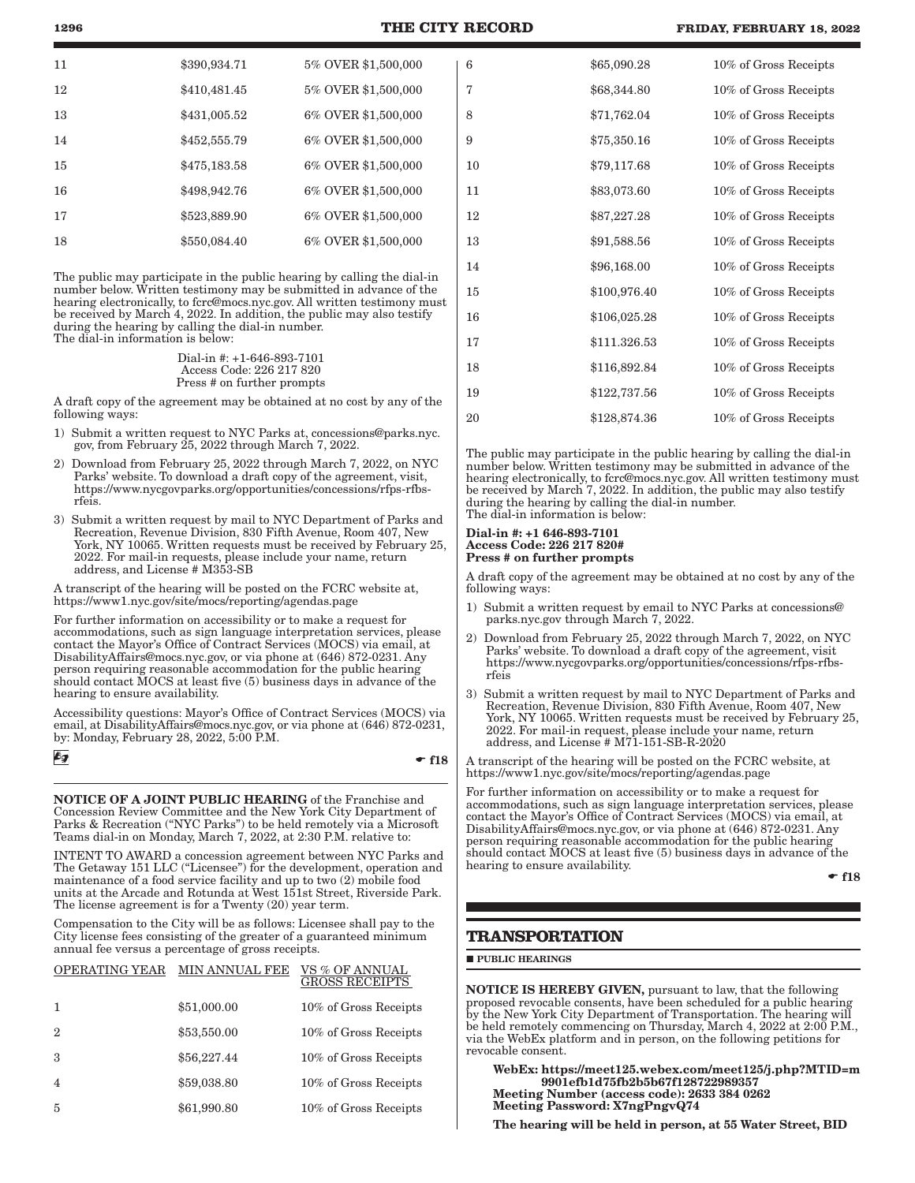| 11 | $390,934.71 | 5% OVER $1,500,000 |
|---|---|---|
| 12 | $410,481.45 | 5% OVER $1,500,000 |
| 13 | $431,005.52 | 6% OVER $1,500,000 |
| 14 | $452,555.79 | 6% OVER $1,500,000 |
| 15 | $475,183.58 | 6% OVER $1,500,000 |
| 16 | $498,942.76 | 6% OVER $1,500,000 |
| 17 | $523,889.90 | 6% OVER $1,500,000 |
| 18 | $550,084.40 | 6% OVER $1,500,000 |

The public may participate in the public hearing by calling the dial-in number below. Written testimony may be submitted in advance of the hearing electronically, to fcrc@mocs.nyc.gov. All written testimony must be received by March 4, 2022. In addition, the public may also testify during the hearing by calling the dial-in number.
The dial-in information is below:

Dial-in #: +1-646-893-7101
Access Code: 226 217 820
Press # on further prompts

A draft copy of the agreement may be obtained at no cost by any of the following ways:

1) Submit a written request to NYC Parks at, concessions@parks.nyc.gov, from February 25, 2022 through March 7, 2022.
2) Download from February 25, 2022 through March 7, 2022, on NYC Parks' website. To download a draft copy of the agreement, visit, https://www.nycgovparks.org/opportunities/concessions/rfps-rfbs-rfeis.
3) Submit a written request by mail to NYC Department of Parks and Recreation, Revenue Division, 830 Fifth Avenue, Room 407, New York, NY 10065. Written requests must be received by February 25, 2022. For mail-in requests, please include your name, return address, and License # M353-SB

A transcript of the hearing will be posted on the FCRC website at, https://www1.nyc.gov/site/mocs/reporting/agendas.page

For further information on accessibility or to make a request for accommodations, such as sign language interpretation services, please contact the Mayor's Office of Contract Services (MOCS) via email, at DisabilityAffairs@mocs.nyc.gov, or via phone at (646) 872-0231. Any person requiring reasonable accommodation for the public hearing should contact MOCS at least five (5) business days in advance of the hearing to ensure availability.

Accessibility questions: Mayor's Office of Contract Services (MOCS) via email, at DisabilityAffairs@mocs.nyc.gov, or via phone at (646) 872-0231, by: Monday, February 28, 2022, 5:00 P.M.

f18

**NOTICE OF A JOINT PUBLIC HEARING** of the Franchise and Concession Review Committee and the New York City Department of Parks & Recreation ("NYC Parks") to be held remotely via a Microsoft Teams dial-in on Monday, March 7, 2022, at 2:30 P.M. relative to:

INTENT TO AWARD a concession agreement between NYC Parks and The Getaway 151 LLC ("Licensee") for the development, operation and maintenance of a food service facility and up to two (2) mobile food units at the Arcade and Rotunda at West 151st Street, Riverside Park. The license agreement is for a Twenty (20) year term.

Compensation to the City will be as follows: Licensee shall pay to the City license fees consisting of the greater of a guaranteed minimum annual fee versus a percentage of gross receipts.

| OPERATING YEAR | MIN ANNUAL FEE | VS % OF ANNUAL GROSS RECEIPTS |
|---|---|---|
| 1 | $51,000.00 | 10% of Gross Receipts |
| 2 | $53,550.00 | 10% of Gross Receipts |
| 3 | $56,227.44 | 10% of Gross Receipts |
| 4 | $59,038.80 | 10% of Gross Receipts |
| 5 | $61,990.80 | 10% of Gross Receipts |
| 6 | $65,090.28 | 10% of Gross Receipts |
| 7 | $68,344.80 | 10% of Gross Receipts |
| 8 | $71,762.04 | 10% of Gross Receipts |
| 9 | $75,350.16 | 10% of Gross Receipts |
| 10 | $79,117.68 | 10% of Gross Receipts |
| 11 | $83,073.60 | 10% of Gross Receipts |
| 12 | $87,227.28 | 10% of Gross Receipts |
| 13 | $91,588.56 | 10% of Gross Receipts |
| 14 | $96,168.00 | 10% of Gross Receipts |
| 15 | $100,976.40 | 10% of Gross Receipts |
| 16 | $106,025.28 | 10% of Gross Receipts |
| 17 | $111.326.53 | 10% of Gross Receipts |
| 18 | $116,892.84 | 10% of Gross Receipts |
| 19 | $122,737.56 | 10% of Gross Receipts |
| 20 | $128,874.36 | 10% of Gross Receipts |

The public may participate in the public hearing by calling the dial-in number below. Written testimony may be submitted in advance of the hearing electronically, to fcrc@mocs.nyc.gov. All written testimony must be received by March 7, 2022. In addition, the public may also testify during the hearing by calling the dial-in number.
The dial-in information is below:

**Dial-in #: +1 646-893-7101**
**Access Code: 226 217 820#**
**Press # on further prompts**

A draft copy of the agreement may be obtained at no cost by any of the following ways:

1) Submit a written request by email to NYC Parks at concessions@parks.nyc.gov through March 7, 2022.
2) Download from February 25, 2022 through March 7, 2022, on NYC Parks' website. To download a draft copy of the agreement, visit https://www.nycgovparks.org/opportunities/concessions/rfps-rfbs-rfeis
3) Submit a written request by mail to NYC Department of Parks and Recreation, Revenue Division, 830 Fifth Avenue, Room 407, New York, NY 10065. Written requests must be received by February 25, 2022. For mail-in request, please include your name, return address, and License # M71-151-SB-R-2020

A transcript of the hearing will be posted on the FCRC website, at https://www1.nyc.gov/site/mocs/reporting/agendas.page

For further information on accessibility or to make a request for accommodations, such as sign language interpretation services, please contact the Mayor's Office of Contract Services (MOCS) via email, at DisabilityAffairs@mocs.nyc.gov, or via phone at (646) 872-0231. Any person requiring reasonable accommodation for the public hearing should contact MOCS at least five (5) business days in advance of the hearing to ensure availability.

f18

## TRANSPORTATION

■ PUBLIC HEARINGS

**NOTICE IS HEREBY GIVEN,** pursuant to law, that the following proposed revocable consents, have been scheduled for a public hearing by the New York City Department of Transportation. The hearing will be held remotely commencing on Thursday, March 4, 2022 at 2:00 P.M., via the WebEx platform and in person, on the following petitions for revocable consent.

**WebEx: https://meet125.webex.com/meet125/j.php?MTID=m9901efb1d75fb2b5b67f128722989357**
**Meeting Number (access code): 2633 384 0262**
**Meeting Password: X7ngPngvQ74**

**The hearing will be held in person, at 55 Water Street, BID**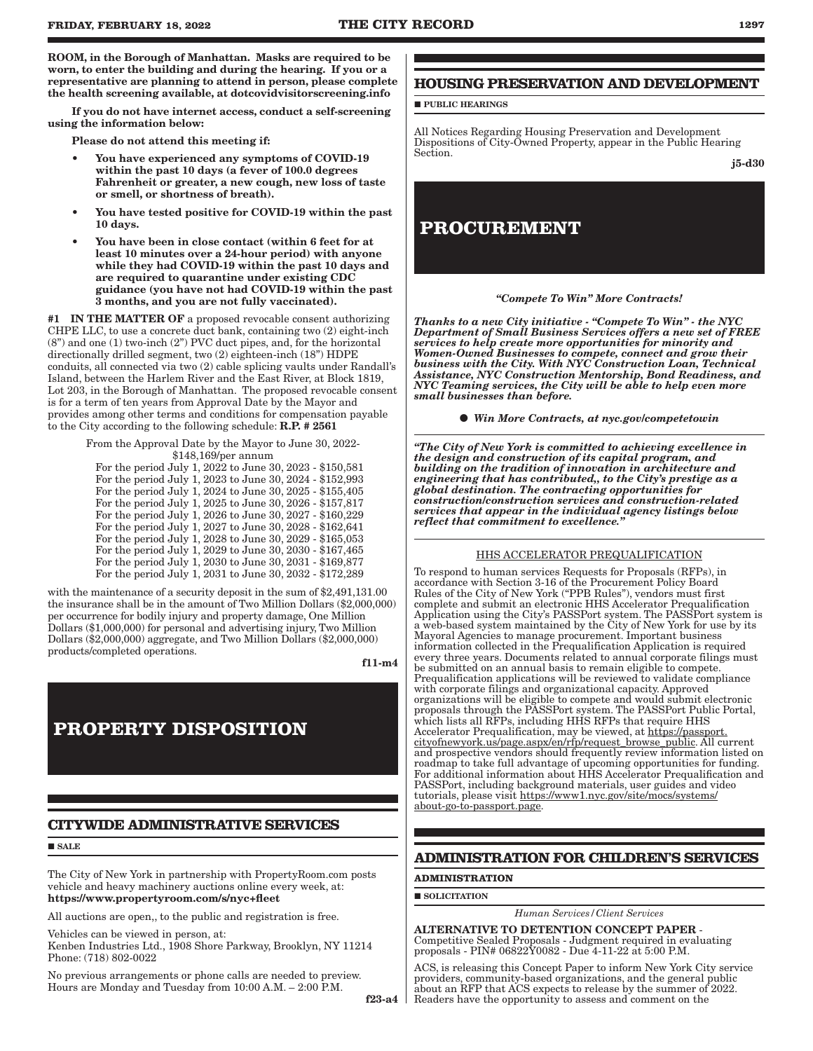**ROOM, in the Borough of Manhattan. Masks are required to be worn, to enter the building and during the hearing. If you or a representative are planning to attend in person, please complete the health screening available, at dotcovidvisitorscreening.info**

**If you do not have internet access, conduct a self-screening using the information below:**

**Please do not attend this meeting if:**

- **You have experienced any symptoms of COVID-19 within the past 10 days (a fever of 100.0 degrees Fahrenheit or greater, a new cough, new loss of taste or smell, or shortness of breath).**
- **You have tested positive for COVID-19 within the past 10 days.**
- **You have been in close contact (within 6 feet for at least 10 minutes over a 24-hour period) with anyone while they had COVID-19 within the past 10 days and are required to quarantine under existing CDC guidance (you have not had COVID-19 within the past 3 months, and you are not fully vaccinated).**

**#1 IN THE MATTER OF** a proposed revocable consent authorizing CHPE LLC, to use a concrete duct bank, containing two (2) eight-inch (8") and one (1) two-inch (2") PVC duct pipes, and, for the horizontal directionally drilled segment, two (2) eighteen-inch (18") HDPE conduits, all connected via two (2) cable splicing vaults under Randall's Island, between the Harlem River and the East River, at Block 1819, Lot 203, in the Borough of Manhattan. The proposed revocable consent is for a term of ten years from Approval Date by the Mayor and provides among other terms and conditions for compensation payable to the City according to the following schedule: **R.P. # 2561**

From the Approval Date by the Mayor to June 30, 2022- $148,169/per annum
For the period July 1, 2022 to June 30, 2023 - $150,581
For the period July 1, 2023 to June 30, 2024 - $152,993
For the period July 1, 2024 to June 30, 2025 - $155,405
For the period July 1, 2025 to June 30, 2026 - $157,817
For the period July 1, 2026 to June 30, 2027 - $160,229
For the period July 1, 2027 to June 30, 2028 - $162,641
For the period July 1, 2028 to June 30, 2029 - $165,053
For the period July 1, 2029 to June 30, 2030 - $167,465
For the period July 1, 2030 to June 30, 2031 - $169,877
For the period July 1, 2031 to June 30, 2032 - $172,289

with the maintenance of a security deposit in the sum of $2,491,131.00 the insurance shall be in the amount of Two Million Dollars ($2,000,000) per occurrence for bodily injury and property damage, One Million Dollars ($1,000,000) for personal and advertising injury, Two Million Dollars ($2,000,000) aggregate, and Two Million Dollars ($2,000,000) products/completed operations.

f11-m4

# PROPERTY DISPOSITION

## CITYWIDE ADMINISTRATIVE SERVICES

■ SALE

The City of New York in partnership with PropertyRoom.com posts vehicle and heavy machinery auctions online every week, at: **https://www.propertyroom.com/s/nyc+fleet**

All auctions are open,, to the public and registration is free.

Vehicles can be viewed in person, at:
Kenben Industries Ltd., 1908 Shore Parkway, Brooklyn, NY 11214
Phone: (718) 802-0022

No previous arrangements or phone calls are needed to preview. Hours are Monday and Tuesday from 10:00 A.M. – 2:00 P.M.

f23-a4

## HOUSING PRESERVATION AND DEVELOPMENT

■ PUBLIC HEARINGS

All Notices Regarding Housing Preservation and Development Dispositions of City-Owned Property, appear in the Public Hearing Section.

j5-d30

# PROCUREMENT

***"Compete To Win" More Contracts!***

***Thanks to a new City initiative - "Compete To Win" - the NYC Department of Small Business Services offers a new set of FREE services to help create more opportunities for minority and Women-Owned Businesses to compete, connect and grow their business with the City. With NYC Construction Loan, Technical Assistance, NYC Construction Mentorship, Bond Readiness, and NYC Teaming services, the City will be able to help even more small businesses than before.***

● ***Win More Contracts, at nyc.gov/competetowin***

***"The City of New York is committed to achieving excellence in the design and construction of its capital program, and building on the tradition of innovation in architecture and engineering that has contributed,, to the City's prestige as a global destination. The contracting opportunities for construction/construction services and construction-related services that appear in the individual agency listings below reflect that commitment to excellence."***

HHS ACCELERATOR PREQUALIFICATION

To respond to human services Requests for Proposals (RFPs), in accordance with Section 3-16 of the Procurement Policy Board Rules of the City of New York ("PPB Rules"), vendors must first complete and submit an electronic HHS Accelerator Prequalification Application using the City's PASSPort system. The PASSPort system is a web-based system maintained by the City of New York for use by its Mayoral Agencies to manage procurement. Important business information collected in the Prequalification Application is required every three years. Documents related to annual corporate filings must be submitted on an annual basis to remain eligible to compete. Prequalification applications will be reviewed to validate compliance with corporate filings and organizational capacity. Approved organizations will be eligible to compete and would submit electronic proposals through the PASSPort system. The PASSPort Public Portal, which lists all RFPs, including HHS RFPs that require HHS Accelerator Prequalification, may be viewed, at https://passport.cityofnewyork.us/page.aspx/en/rfp/request_browse_public. All current and prospective vendors should frequently review information listed on roadmap to take full advantage of upcoming opportunities for funding. For additional information about HHS Accelerator Prequalification and PASSPort, including background materials, user guides and video tutorials, please visit https://www1.nyc.gov/site/mocs/systems/about-go-to-passport.page.

## ADMINISTRATION FOR CHILDREN'S SERVICES

**ADMINISTRATION**

■ SOLICITATION

*Human Services/Client Services*

**ALTERNATIVE TO DETENTION CONCEPT PAPER** - Competitive Sealed Proposals - Judgment required in evaluating proposals - PIN# 06822Y0082 - Due 4-11-22 at 5:00 P.M.

ACS, is releasing this Concept Paper to inform New York City service providers, community-based organizations, and the general public about an RFP that ACS expects to release by the summer of 2022. Readers have the opportunity to assess and comment on the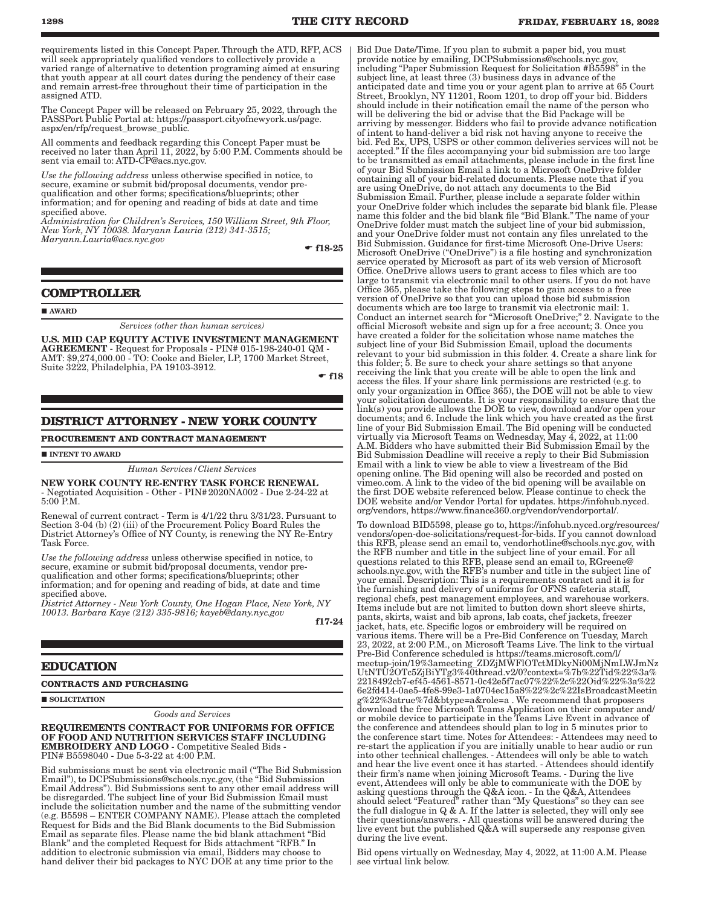requirements listed in this Concept Paper. Through the ATD, RFP, ACS will seek appropriately qualified vendors to collectively provide a varied range of alternative to detention programing aimed at ensuring that youth appear at all court dates during the pendency of their case and remain arrest-free throughout their time of participation in the assigned ATD.

The Concept Paper will be released on February 25, 2022, through the PASSPort Public Portal at: https://passport.cityofnewyork.us/page.aspx/en/rfp/request_browse_public.

All comments and feedback regarding this Concept Paper must be received no later than April 11, 2022, by 5:00 P.M. Comments should be sent via email to: ATD-CP@acs.nyc.gov.

*Use the following address* unless otherwise specified in notice, to secure, examine or submit bid/proposal documents, vendor pre-qualification and other forms; specifications/blueprints; other information; and for opening and reading of bids at date and time specified above.

*Administration for Children's Services, 150 William Street, 9th Floor, New York, NY 10038. Maryann Lauria (212) 341-3515; Maryann.Lauria@acs.nyc.gov*

☛ f18-25

## COMPTROLLER

■ **AWARD**

*Services (other than human services)*

**U.S. MID CAP EQUITY ACTIVE INVESTMENT MANAGEMENT AGREEMENT** - Request for Proposals - PIN# 015-198-240-01 QM - AMT: $9,274,000.00 - TO: Cooke and Bieler, LP, 1700 Market Street, Suite 3222, Philadelphia, PA 19103-3912.

☛ f18

## DISTRICT ATTORNEY - NEW YORK COUNTY

### PROCUREMENT AND CONTRACT MANAGEMENT

■ **INTENT TO AWARD**

*Human Services/Client Services*

**NEW YORK COUNTY RE-ENTRY TASK FORCE RENEWAL** - Negotiated Acquisition - Other - PIN# 2020NA002 - Due 2-24-22 at 5:00 P.M.

Renewal of current contract - Term is 4/1/22 thru 3/31/23. Pursuant to Section 3-04 (b) (2) (iii) of the Procurement Policy Board Rules the District Attorney's Office of NY County, is renewing the NY Re-Entry Task Force.

*Use the following address* unless otherwise specified in notice, to secure, examine or submit bid/proposal documents, vendor pre-qualification and other forms; specifications/blueprints; other information; and for opening and reading of bids, at date and time specified above.

*District Attorney - New York County, One Hogan Place, New York, NY 10013. Barbara Kaye (212) 335-9816; kayeb@dany.nyc.gov*

f17-24

## EDUCATION

### CONTRACTS AND PURCHASING

■ **SOLICITATION**

*Goods and Services*

**REQUIREMENTS CONTRACT FOR UNIFORMS FOR OFFICE OF FOOD AND NUTRITION SERVICES STAFF INCLUDING EMBROIDERY AND LOGO** - Competitive Sealed Bids - PIN# B5598040 - Due 5-3-22 at 4:00 P.M.

Bid submissions must be sent via electronic mail ("The Bid Submission Email"), to DCPSubmissions@schools.nyc.gov, (the "Bid Submission Email Address"). Bid Submissions sent to any other email address will be disregarded. The subject line of your Bid Submission Email must include the solicitation number and the name of the submitting vendor (e.g. B5598 – ENTER COMPANY NAME). Please attach the completed Request for Bids and the Bid Blank documents to the Bid Submission Email as separate files. Please name the bid blank attachment "Bid Blank" and the completed Request for Bids attachment "RFB." In addition to electronic submission via email, Bidders may choose to hand deliver their bid packages to NYC DOE at any time prior to the Bid Due Date/Time. If you plan to submit a paper bid, you must provide notice by emailing, DCPSubmissions@schools.nyc.gov, including "Paper Submission Request for Solicitation #B5598" in the subject line, at least three (3) business days in advance of the anticipated date and time you or your agent plan to arrive at 65 Court Street, Brooklyn, NY 11201, Room 1201, to drop off your bid. Bidders should include in their notification email the name of the person who will be delivering the bid or advise that the Bid Package will be arriving by messenger. Bidders who fail to provide advance notification of intent to hand-deliver a bid risk not having anyone to receive the bid. Fed Ex, UPS, USPS or other common deliveries services will not be accepted." If the files accompanying your bid submission are too large to be transmitted as email attachments, please include in the first line of your Bid Submission Email a link to a Microsoft OneDrive folder containing all of your bid-related documents. Please note that if you are using OneDrive, do not attach any documents to the Bid Submission Email. Further, please include a separate folder within your OneDrive folder which includes the separate bid blank file. Please name this folder and the bid blank file "Bid Blank." The name of your OneDrive folder must match the subject line of your bid submission, and your OneDrive folder must not contain any files unrelated to the Bid Submission. Guidance for first-time Microsoft One-Drive Users: Microsoft OneDrive ("OneDrive") is a file hosting and synchronization service operated by Microsoft as part of its web version of Microsoft Office. OneDrive allows users to grant access to files which are too large to transmit via electronic mail to other users. If you do not have Office 365, please take the following steps to gain access to a free version of OneDrive so that you can upload those bid submission documents which are too large to transmit via electronic mail: 1. Conduct an internet search for "Microsoft OneDrive;" 2. Navigate to the official Microsoft website and sign up for a free account; 3. Once you have created a folder for the solicitation whose name matches the subject line of your Bid Submission Email, upload the documents relevant to your bid submission in this folder. 4. Create a share link for this folder; 5. Be sure to check your share settings so that anyone receiving the link that you create will be able to open the link and access the files. If your share link permissions are restricted (e.g. to only your organization in Office 365), the DOE will not be able to view your solicitation documents. It is your responsibility to ensure that the link(s) you provide allows the DOE to view, download and/or open your documents; and 6. Include the link which you have created as the first line of your Bid Submission Email. The Bid opening will be conducted virtually via Microsoft Teams on Wednesday, May 4, 2022, at 11:00 A.M. Bidders who have submitted their Bid Submission Email by the Bid Submission Deadline will receive a reply to their Bid Submission Email with a link to view be able to view a livestream of the Bid opening online. The Bid opening will also be recorded and posted on vimeo.com. A link to the video of the bid opening will be available on the first DOE website referenced below. Please continue to check the DOE website and/or Vendor Portal for updates. https://infohub.nyced.org/vendors, https://www.finance360.org/vendor/vendorportal/.

To download BID5598, please go to, https://infohub.nyced.org/resources/vendors/open-doe-solicitations/request-for-bids. If you cannot download this RFB, please send an email to, vendorhotline@schools.nyc.gov, with the RFB number and title in the subject line of your email. For all questions related to this RFB, please send an email to, RGreene@schools.nyc.gov, with the RFB's number and title in the subject line of your email. Description: This is a requirements contract and it is for the furnishing and delivery of uniforms for OFNS cafeteria staff, regional chefs, pest management employees, and warehouse workers. Items include but are not limited to button down short sleeve shirts, pants, skirts, waist and bib aprons, lab coats, chef jackets, freezer jacket, hats, etc. Specific logos or embroidery will be required on various items. There will be a Pre-Bid Conference on Tuesday, March 23, 2022, at 2:00 P.M., on Microsoft Teams Live. The link to the virtual Pre-Bid Conference scheduled is https://teams.microsoft.com/l/meetup-join/19%3ameeting_ZDZjMWFlOTctMDkyNi00MjNmLWJmNzUtNTU2OTc5ZjBiYTg3%40thread.v2/0?context=%7b%22Tid%22%3a%2218492cb7-ef45-4561-8571-0c42e5f7ac07%22%2c%22Oid%22%3a%226e2fd414-0ae5-4fe8-99e3-1a0704ec15a8%22%2c%22IsBroadcastMeeting%22%3atrue%7d&btype=a&role=a . We recommend that proposers download the free Microsoft Teams Application on their computer and/or mobile device to participate in the Teams Live Event in advance of the conference and attendees should plan to log in 5 minutes prior to the conference start time. Notes for Attendees: - Attendees may need to re-start the application if you are initially unable to hear audio or run into other technical challenges. - Attendees will only be able to watch and hear the live event once it has started. - Attendees should identify their firm's name when joining Microsoft Teams. - During the live event, Attendees will only be able to communicate with the DOE by asking questions through the Q&A icon. - In the Q&A, Attendees should select "Featured" rather than "My Questions" so they can see the full dialogue in Q & A. If the latter is selected, they will only see their questions/answers. - All questions will be answered during the live event but the published Q&A will supersede any response given during the live event.

Bid opens virtually on Wednesday, May 4, 2022, at 11:00 A.M. Please see virtual link below.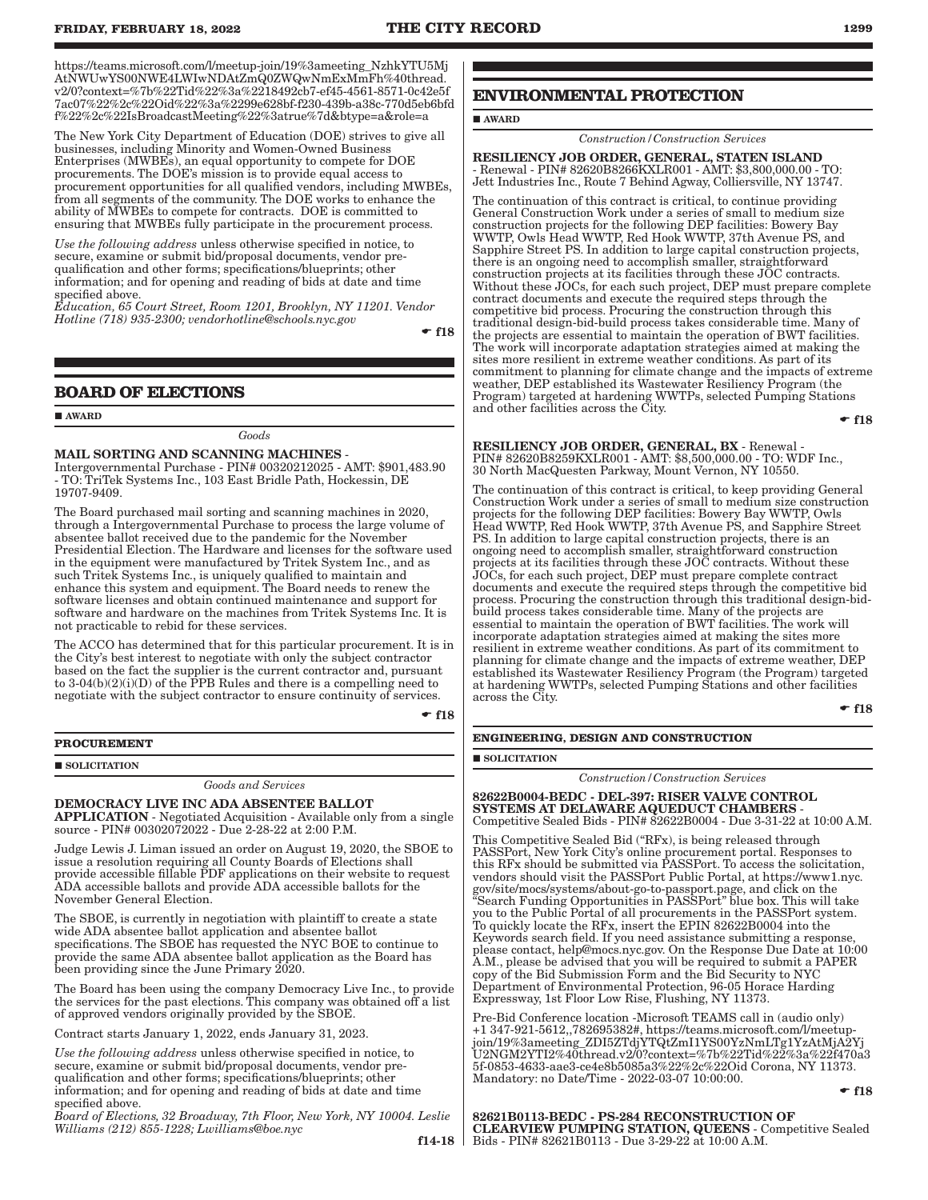https://teams.microsoft.com/l/meetup-join/19%3ameeting_NzhkYTU5MjAtNWUwYS00NWE4LWIwNDAtZmQ0ZWQwNmExMmFh%40thread.v2/0?context=%7b%22Tid%22%3a%2218492cb7-ef45-4561-8571-0c42e5f7ac07%22%2c%22Oid%22%3a%2299e628bf-f230-439b-a38c-770d5eb6bfdf%22%2c%22IsBroadcastMeeting%22%3atrue%7d&btype=a&role=a

The New York City Department of Education (DOE) strives to give all businesses, including Minority and Women-Owned Business Enterprises (MWBEs), an equal opportunity to compete for DOE procurements. The DOE's mission is to provide equal access to procurement opportunities for all qualified vendors, including MWBEs, from all segments of the community. The DOE works to enhance the ability of MWBEs to compete for contracts. DOE is committed to ensuring that MWBEs fully participate in the procurement process.

*Use the following address* unless otherwise specified in notice, to secure, examine or submit bid/proposal documents, vendor pre-qualification and other forms; specifications/blueprints; other information; and for opening and reading of bids at date and time specified above.
*Education, 65 Court Street, Room 1201, Brooklyn, NY 11201. Vendor Hotline (718) 935-2300; vendorhotline@schools.nyc.gov*

☛ f18

## BOARD OF ELECTIONS

■ AWARD

*Goods*

**MAIL SORTING AND SCANNING MACHINES** - Intergovernmental Purchase - PIN# 00320212025 - AMT: $901,483.90 - TO: TriTek Systems Inc., 103 East Bridle Path, Hockessin, DE 19707-9409.

The Board purchased mail sorting and scanning machines in 2020, through a Intergovernmental Purchase to process the large volume of absentee ballot received due to the pandemic for the November Presidential Election. The Hardware and licenses for the software used in the equipment were manufactured by Tritek System Inc., and as such Tritek Systems Inc., is uniquely qualified to maintain and enhance this system and equipment. The Board needs to renew the software licenses and obtain continued maintenance and support for software and hardware on the machines from Tritek Systems Inc. It is not practicable to rebid for these services.

The ACCO has determined that for this particular procurement. It is in the City's best interest to negotiate with only the subject contractor based on the fact the supplier is the current contractor and, pursuant to 3-04(b)(2)(i)(D) of the PPB Rules and there is a compelling need to negotiate with the subject contractor to ensure continuity of services.

☛ f18

### PROCUREMENT

■ SOLICITATION

*Goods and Services*

**DEMOCRACY LIVE INC ADA ABSENTEE BALLOT APPLICATION** - Negotiated Acquisition - Available only from a single source - PIN# 00302072022 - Due 2-28-22 at 2:00 P.M.

Judge Lewis J. Liman issued an order on August 19, 2020, the SBOE to issue a resolution requiring all County Boards of Elections shall provide accessible fillable PDF applications on their website to request ADA accessible ballots and provide ADA accessible ballots for the November General Election.

The SBOE, is currently in negotiation with plaintiff to create a state wide ADA absentee ballot application and absentee ballot specifications. The SBOE has requested the NYC BOE to continue to provide the same ADA absentee ballot application as the Board has been providing since the June Primary 2020.

The Board has been using the company Democracy Live Inc., to provide the services for the past elections. This company was obtained off a list of approved vendors originally provided by the SBOE.

Contract starts January 1, 2022, ends January 31, 2023.

*Use the following address* unless otherwise specified in notice, to secure, examine or submit bid/proposal documents, vendor pre-qualification and other forms; specifications/blueprints; other information; and for opening and reading of bids at date and time specified above.
*Board of Elections, 32 Broadway, 7th Floor, New York, NY 10004. Leslie Williams (212) 855-1228; Lwilliams@boe.nyc*

f14-18

## ENVIRONMENTAL PROTECTION

■ AWARD

*Construction/Construction Services*

**RESILIENCY JOB ORDER, GENERAL, STATEN ISLAND** - Renewal - PIN# 82620B8266KXLR001 - AMT: $3,800,000.00 - TO: Jett Industries Inc., Route 7 Behind Agway, Colliersville, NY 13747.

The continuation of this contract is critical, to continue providing General Construction Work under a series of small to medium size construction projects for the following DEP facilities: Bowery Bay WWTP, Owls Head WWTP, Red Hook WWTP, 37th Avenue PS, and Sapphire Street PS. In addition to large capital construction projects, there is an ongoing need to accomplish smaller, straightforward construction projects at its facilities through these JOC contracts. Without these JOCs, for each such project, DEP must prepare complete contract documents and execute the required steps through the competitive bid process. Procuring the construction through this traditional design-bid-build process takes considerable time. Many of the projects are essential to maintain the operation of BWT facilities. The work will incorporate adaptation strategies aimed at making the sites more resilient in extreme weather conditions. As part of its commitment to planning for climate change and the impacts of extreme weather, DEP established its Wastewater Resiliency Program (the Program) targeted at hardening WWTPs, selected Pumping Stations and other facilities across the City.

☛ f18

**RESILIENCY JOB ORDER, GENERAL, BX** - Renewal - PIN# 82620B8259KXLR001 - AMT: $8,500,000.00 - TO: WDF Inc., 30 North MacQuesten Parkway, Mount Vernon, NY 10550.

The continuation of this contract is critical, to keep providing General Construction Work under a series of small to medium size construction projects for the following DEP facilities: Bowery Bay WWTP, Owls Head WWTP, Red Hook WWTP, 37th Avenue PS, and Sapphire Street PS. In addition to large capital construction projects, there is an ongoing need to accomplish smaller, straightforward construction projects at its facilities through these JOC contracts. Without these JOCs, for each such project, DEP must prepare complete contract documents and execute the required steps through the competitive bid process. Procuring the construction through this traditional design-bid-build process takes considerable time. Many of the projects are essential to maintain the operation of BWT facilities. The work will incorporate adaptation strategies aimed at making the sites more resilient in extreme weather conditions. As part of its commitment to planning for climate change and the impacts of extreme weather, DEP established its Wastewater Resiliency Program (the Program) targeted at hardening WWTPs, selected Pumping Stations and other facilities across the City.

☛ f18

### ENGINEERING, DESIGN AND CONSTRUCTION

■ SOLICITATION

*Construction/Construction Services*

**82622B0004-BEDC - DEL-397: RISER VALVE CONTROL SYSTEMS AT DELAWARE AQUEDUCT CHAMBERS** - Competitive Sealed Bids - PIN# 82622B0004 - Due 3-31-22 at 10:00 A.M.

This Competitive Sealed Bid ("RFx), is being released through PASSPort, New York City's online procurement portal. Responses to this RFx should be submitted via PASSPort. To access the solicitation, vendors should visit the PASSPort Public Portal, at https://www1.nyc.gov/site/mocs/systems/about-go-to-passport.page, and click on the "Search Funding Opportunities in PASSPort" blue box. This will take you to the Public Portal of all procurements in the PASSPort system. To quickly locate the RFx, insert the EPIN 82622B0004 into the Keywords search field. If you need assistance submitting a response, please contact, help@mocs.nyc.gov. On the Response Due Date at 10:00 A.M., please be advised that you will be required to submit a PAPER copy of the Bid Submission Form and the Bid Security to NYC Department of Environmental Protection, 96-05 Horace Harding Expressway, 1st Floor Low Rise, Flushing, NY 11373.

Pre-Bid Conference location -Microsoft TEAMS call in (audio only) +1 347-921-5612,,782695382#, https://teams.microsoft.com/l/meetup-join/19%3ameeting_ZDI5ZTdjYTQtZmI1YS00YzNmLTg1YzAtMjA2YjU2NGM2YTI2%40thread.v2/0?context=%7b%22Tid%22%3a%22f470a35f-0853-4633-aae3-ce4e8b5085a3%22%2c%22Oid Corona, NY 11373. Mandatory: no Date/Time - 2022-03-07 10:00:00.

☛ f18

**82621B0113-BEDC - PS-284 RECONSTRUCTION OF CLEARVIEW PUMPING STATION, QUEENS** - Competitive Sealed Bids - PIN# 82621B0113 - Due 3-29-22 at 10:00 A.M.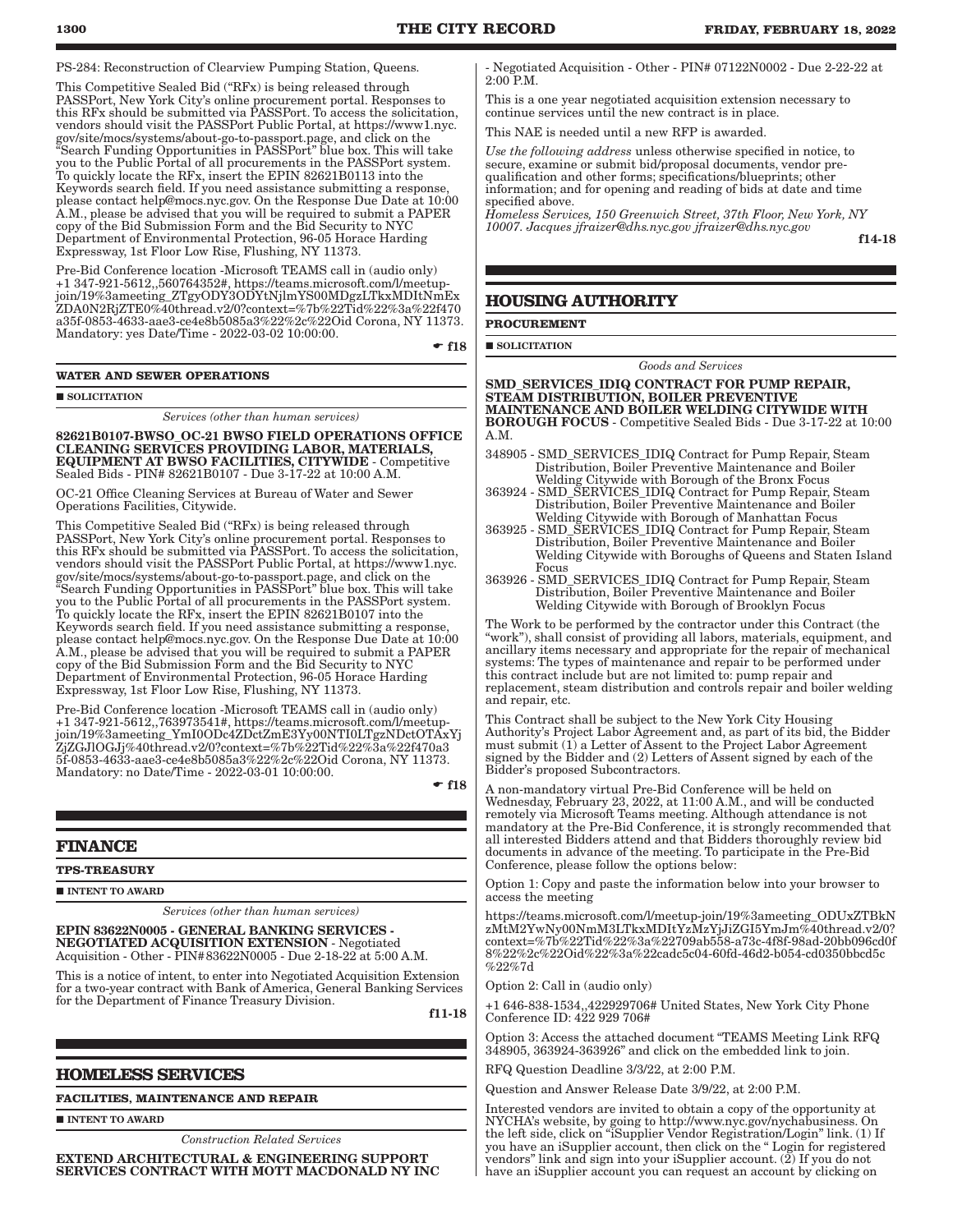PS-284: Reconstruction of Clearview Pumping Station, Queens.

This Competitive Sealed Bid ("RFx) is being released through PASSPort, New York City's online procurement portal. Responses to this RFx should be submitted via PASSPort. To access the solicitation, vendors should visit the PASSPort Public Portal, at https://www1.nyc.gov/site/mocs/systems/about-go-to-passport.page, and click on the "Search Funding Opportunities in PASSPort" blue box. This will take you to the Public Portal of all procurements in the PASSPort system. To quickly locate the RFx, insert the EPIN 82621B0113 into the Keywords search field. If you need assistance submitting a response, please contact help@mocs.nyc.gov. On the Response Due Date at 10:00 A.M., please be advised that you will be required to submit a PAPER copy of the Bid Submission Form and the Bid Security to NYC Department of Environmental Protection, 96-05 Horace Harding Expressway, 1st Floor Low Rise, Flushing, NY 11373.

Pre-Bid Conference location -Microsoft TEAMS call in (audio only) +1 347-921-5612,,560764352#, https://teams.microsoft.com/l/meetup-join/19%3ameeting_ZTgyODY3ODYtNjlmYS00MDgzLTkxMDItNmExZDA0N2RjZTE0%40thread.v2/0?context=%7b%22Tid%22%3a%22f470a35f-0853-4633-aae3-ce4e8b5085a3%22%2c%22Oid Corona, NY 11373. Mandatory: yes Date/Time - 2022-03-02 10:00:00.

☛ f18

### WATER AND SEWER OPERATIONS

■ SOLICITATION

*Services (other than human services)*

**82621B0107-BWSO_OC-21 BWSO FIELD OPERATIONS OFFICE CLEANING SERVICES PROVIDING LABOR, MATERIALS, EQUIPMENT AT BWSO FACILITIES, CITYWIDE** - Competitive Sealed Bids - PIN# 82621B0107 - Due 3-17-22 at 10:00 A.M.

OC-21 Office Cleaning Services at Bureau of Water and Sewer Operations Facilities, Citywide.

This Competitive Sealed Bid ("RFx) is being released through PASSPort, New York City's online procurement portal. Responses to this RFx should be submitted via PASSPort. To access the solicitation, vendors should visit the PASSPort Public Portal, at https://www1.nyc.gov/site/mocs/systems/about-go-to-passport.page, and click on the "Search Funding Opportunities in PASSPort" blue box. This will take you to the Public Portal of all procurements in the PASSPort system. To quickly locate the RFx, insert the EPIN 82621B0107 into the Keywords search field. If you need assistance submitting a response, please contact help@mocs.nyc.gov. On the Response Due Date at 10:00 A.M., please be advised that you will be required to submit a PAPER copy of the Bid Submission Form and the Bid Security to NYC Department of Environmental Protection, 96-05 Horace Harding Expressway, 1st Floor Low Rise, Flushing, NY 11373.

Pre-Bid Conference location -Microsoft TEAMS call in (audio only) +1 347-921-5612,,763973541#, https://teams.microsoft.com/l/meetup-join/19%3ameeting_YmI0ODc4ZDctZmE3Yy00NTI0LTgzNDctOTAxYjZjZGJlOGJj%40thread.v2/0?context=%7b%22Tid%22%3a%22f470a35f-0853-4633-aae3-ce4e8b5085a3%22%2c%22Oid Corona, NY 11373. Mandatory: no Date/Time - 2022-03-01 10:00:00.

☛ f18

## FINANCE

### TPS-TREASURY

■ INTENT TO AWARD

*Services (other than human services)*

**EPIN 83622N0005 - GENERAL BANKING SERVICES - NEGOTIATED ACQUISITION EXTENSION** - Negotiated Acquisition - Other - PIN# 83622N0005 - Due 2-18-22 at 5:00 A.M.

This is a notice of intent, to enter into Negotiated Acquisition Extension for a two-year contract with Bank of America, General Banking Services for the Department of Finance Treasury Division.

f11-18

## HOMELESS SERVICES

### FACILITIES, MAINTENANCE AND REPAIR

■ INTENT TO AWARD

*Construction Related Services*

**EXTEND ARCHITECTURAL & ENGINEERING SUPPORT SERVICES CONTRACT WITH MOTT MACDONALD NY INC** - Negotiated Acquisition - Other - PIN# 07122N0002 - Due 2-22-22 at 2:00 P.M.

This is a one year negotiated acquisition extension necessary to continue services until the new contract is in place.

This NAE is needed until a new RFP is awarded.

*Use the following address* unless otherwise specified in notice, to secure, examine or submit bid/proposal documents, vendor pre-qualification and other forms; specifications/blueprints; other information; and for opening and reading of bids at date and time specified above.

*Homeless Services, 150 Greenwich Street, 37th Floor, New York, NY 10007. Jacques jfraizer@dhs.nyc.gov jfraizer@dhs.nyc.gov*

f14-18

## HOUSING AUTHORITY

### PROCUREMENT

■ SOLICITATION

*Goods and Services*

**SMD_SERVICES_IDIQ CONTRACT FOR PUMP REPAIR, STEAM DISTRIBUTION, BOILER PREVENTIVE MAINTENANCE AND BOILER WELDING CITYWIDE WITH BOROUGH FOCUS** - Competitive Sealed Bids - Due 3-17-22 at 10:00 A.M.

- 348905 - SMD_SERVICES_IDIQ Contract for Pump Repair, Steam Distribution, Boiler Preventive Maintenance and Boiler Welding Citywide with Borough of the Bronx Focus
- 363924 - SMD_SERVICES_IDIQ Contract for Pump Repair, Steam Distribution, Boiler Preventive Maintenance and Boiler Welding Citywide with Borough of Manhattan Focus
- 363925 - SMD_SERVICES_IDIQ Contract for Pump Repair, Steam Distribution, Boiler Preventive Maintenance and Boiler Welding Citywide with Boroughs of Queens and Staten Island Focus
- 363926 - SMD_SERVICES_IDIQ Contract for Pump Repair, Steam Distribution, Boiler Preventive Maintenance and Boiler Welding Citywide with Borough of Brooklyn Focus

The Work to be performed by the contractor under this Contract (the "work"), shall consist of providing all labors, materials, equipment, and ancillary items necessary and appropriate for the repair of mechanical systems: The types of maintenance and repair to be performed under this contract include but are not limited to: pump repair and replacement, steam distribution and controls repair and boiler welding and repair, etc.

This Contract shall be subject to the New York City Housing Authority's Project Labor Agreement and, as part of its bid, the Bidder must submit (1) a Letter of Assent to the Project Labor Agreement signed by the Bidder and (2) Letters of Assent signed by each of the Bidder's proposed Subcontractors.

A non-mandatory virtual Pre-Bid Conference will be held on Wednesday, February 23, 2022, at 11:00 A.M., and will be conducted remotely via Microsoft Teams meeting. Although attendance is not mandatory at the Pre-Bid Conference, it is strongly recommended that all interested Bidders attend and that Bidders thoroughly review bid documents in advance of the meeting. To participate in the Pre-Bid Conference, please follow the options below:

Option 1: Copy and paste the information below into your browser to access the meeting

https://teams.microsoft.com/l/meetup-join/19%3ameeting_ODUxZTBkNzMtM2YwNy00NmM3LTkxMDItYzMzYjJiZGI5YmJm%40thread.v2/0?context=%7b%22Tid%22%3a%22709ab558-a73c-4f8f-98ad-20bb096cd0f8%22%2c%22Oid%22%3a%22cadc5c04-60fd-46d2-b054-cd0350bbcd5c%22%7d

Option 2: Call in (audio only)

+1 646-838-1534,,422929706# United States, New York City Phone Conference ID: 422 929 706#

Option 3: Access the attached document "TEAMS Meeting Link RFQ 348905, 363924-363926" and click on the embedded link to join.

RFQ Question Deadline 3/3/22, at 2:00 P.M.

Question and Answer Release Date 3/9/22, at 2:00 P.M.

Interested vendors are invited to obtain a copy of the opportunity at NYCHA's website, by going to http://www.nyc.gov/nychabusiness. On the left side, click on "iSupplier Vendor Registration/Login" link. (1) If you have an iSupplier account, then click on the " Login for registered vendors" link and sign into your iSupplier account. (2) If you do not have an iSupplier account you can request an account by clicking on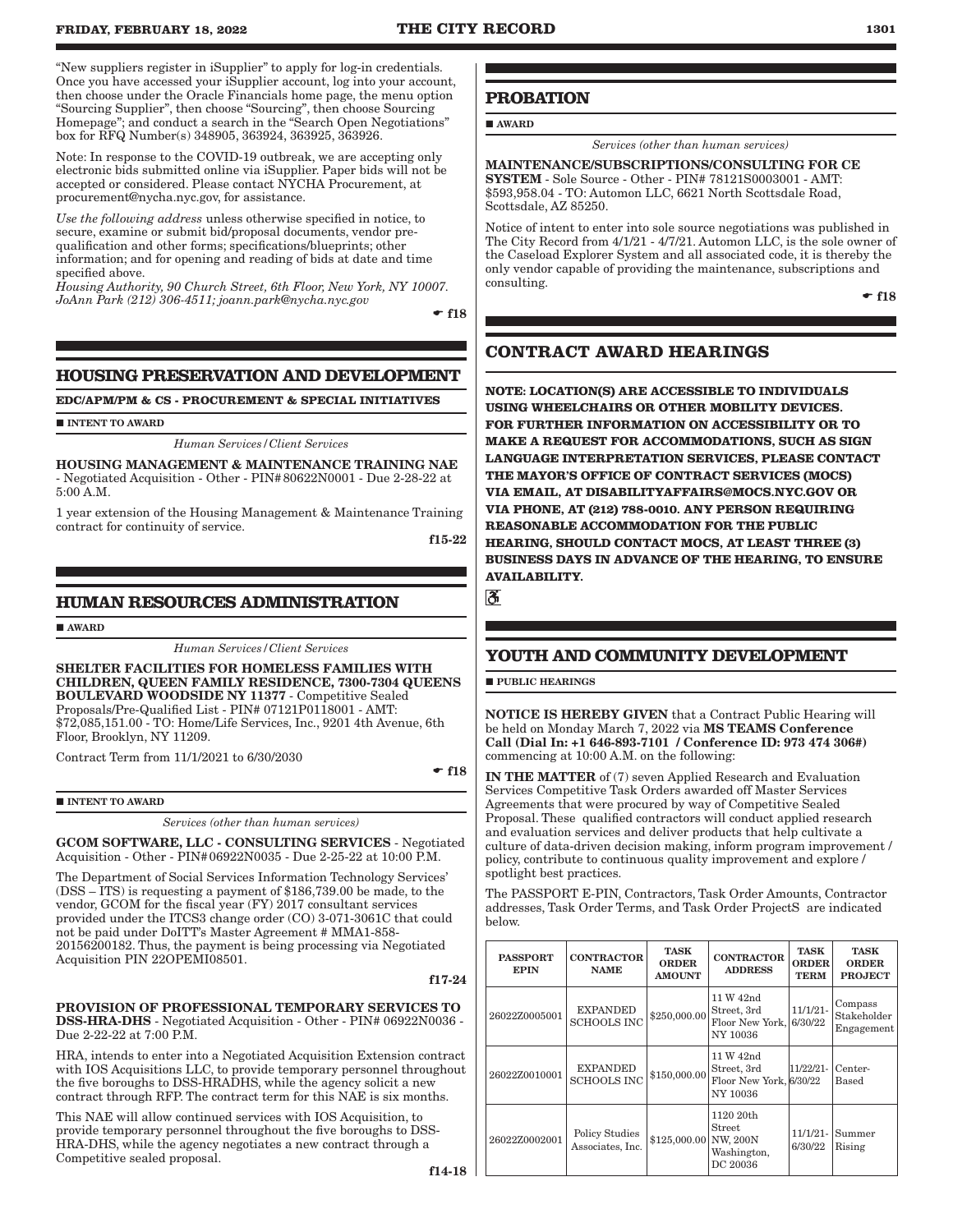"New suppliers register in iSupplier" to apply for log-in credentials. Once you have accessed your iSupplier account, log into your account, then choose under the Oracle Financials home page, the menu option "Sourcing Supplier", then choose "Sourcing", then choose Sourcing Homepage"; and conduct a search in the "Search Open Negotiations" box for RFQ Number(s) 348905, 363924, 363925, 363926.

Note: In response to the COVID-19 outbreak, we are accepting only electronic bids submitted online via iSupplier. Paper bids will not be accepted or considered. Please contact NYCHA Procurement, at procurement@nycha.nyc.gov, for assistance.

*Use the following address* unless otherwise specified in notice, to secure, examine or submit bid/proposal documents, vendor pre-qualification and other forms; specifications/blueprints; other information; and for opening and reading of bids at date and time specified above.
*Housing Authority, 90 Church Street, 6th Floor, New York, NY 10007. JoAnn Park (212) 306-4511; joann.park@nycha.nyc.gov*

☛ f18

## HOUSING PRESERVATION AND DEVELOPMENT

**EDC/APM/PM & CS - PROCUREMENT & SPECIAL INITIATIVES**

■ **INTENT TO AWARD**

*Human Services/Client Services*

**HOUSING MANAGEMENT & MAINTENANCE TRAINING NAE** - Negotiated Acquisition - Other - PIN# 80622N0001 - Due 2-28-22 at 5:00 A.M.

1 year extension of the Housing Management & Maintenance Training contract for continuity of service.

f15-22

## HUMAN RESOURCES ADMINISTRATION

■ **AWARD**

*Human Services/Client Services*

**SHELTER FACILITIES FOR HOMELESS FAMILIES WITH CHILDREN, QUEEN FAMILY RESIDENCE, 7300-7304 QUEENS BOULEVARD WOODSIDE NY 11377** - Competitive Sealed Proposals/Pre-Qualified List - PIN# 07121P0118001 - AMT: $72,085,151.00 - TO: Home/Life Services, Inc., 9201 4th Avenue, 6th Floor, Brooklyn, NY 11209.

Contract Term from 11/1/2021 to 6/30/2030

☛ f18

■ **INTENT TO AWARD**

*Services (other than human services)*

**GCOM SOFTWARE, LLC - CONSULTING SERVICES** - Negotiated Acquisition - Other - PIN# 06922N0035 - Due 2-25-22 at 10:00 P.M.

The Department of Social Services Information Technology Services' (DSS – ITS) is requesting a payment of $186,739.00 be made, to the vendor, GCOM for the fiscal year (FY) 2017 consultant services provided under the ITCS3 change order (CO) 3-071-3061C that could not be paid under DoITT's Master Agreement # MMA1-858-20156200182. Thus, the payment is being processing via Negotiated Acquisition PIN 22OPEMI08501.

f17-24

**PROVISION OF PROFESSIONAL TEMPORARY SERVICES TO DSS-HRA-DHS** - Negotiated Acquisition - Other - PIN# 06922N0036 - Due 2-22-22 at 7:00 P.M.

HRA, intends to enter into a Negotiated Acquisition Extension contract with IOS Acquisitions LLC, to provide temporary personnel throughout the five boroughs to DSS-HRADHS, while the agency solicit a new contract through RFP. The contract term for this NAE is six months.

This NAE will allow continued services with IOS Acquisition, to provide temporary personnel throughout the five boroughs to DSS-HRA-DHS, while the agency negotiates a new contract through a Competitive sealed proposal.

f14-18

## PROBATION

■ **AWARD**

*Services (other than human services)*

**MAINTENANCE/SUBSCRIPTIONS/CONSULTING FOR CE SYSTEM** - Sole Source - Other - PIN# 78121S0003001 - AMT: $593,958.04 - TO: Automon LLC, 6621 North Scottsdale Road, Scottsdale, AZ 85250.

Notice of intent to enter into sole source negotiations was published in The City Record from 4/1/21 - 4/7/21. Automon LLC, is the sole owner of the Caseload Explorer System and all associated code, it is thereby the only vendor capable of providing the maintenance, subscriptions and consulting.

☛ f18

# CONTRACT AWARD HEARINGS

**NOTE: LOCATION(S) ARE ACCESSIBLE TO INDIVIDUALS USING WHEELCHAIRS OR OTHER MOBILITY DEVICES. FOR FURTHER INFORMATION ON ACCESSIBILITY OR TO MAKE A REQUEST FOR ACCOMMODATIONS, SUCH AS SIGN LANGUAGE INTERPRETATION SERVICES, PLEASE CONTACT THE MAYOR'S OFFICE OF CONTRACT SERVICES (MOCS) VIA EMAIL, AT DISABILITYAFFAIRS@MOCS.NYC.GOV OR VIA PHONE, AT (212) 788-0010. ANY PERSON REQUIRING REASONABLE ACCOMMODATION FOR THE PUBLIC HEARING, SHOULD CONTACT MOCS, AT LEAST THREE (3) BUSINESS DAYS IN ADVANCE OF THE HEARING, TO ENSURE AVAILABILITY.**

♿

## YOUTH AND COMMUNITY DEVELOPMENT

■ **PUBLIC HEARINGS**

**NOTICE IS HEREBY GIVEN** that a Contract Public Hearing will be held on Monday March 7, 2022 via **MS TEAMS Conference Call (Dial In: +1 646-893-7101 / Conference ID: 973 474 306#)** commencing at 10:00 A.M. on the following:

**IN THE MATTER** of (7) seven Applied Research and Evaluation Services Competitive Task Orders awarded off Master Services Agreements that were procured by way of Competitive Sealed Proposal. These qualified contractors will conduct applied research and evaluation services and deliver products that help cultivate a culture of data-driven decision making, inform program improvement / policy, contribute to continuous quality improvement and explore / spotlight best practices.

The PASSPORT E-PIN, Contractors, Task Order Amounts, Contractor addresses, Task Order Terms, and Task Order ProjectS are indicated below.

| PASSPORT EPIN | CONTRACTOR NAME | TASK ORDER AMOUNT | CONTRACTOR ADDRESS | TASK ORDER TERM | TASK ORDER PROJECT |
|---|---|---|---|---|---|
| 26022Z0005001 | EXPANDED SCHOOLS INC | $250,000.00 | 11 W 42nd Street, 3rd Floor New York, NY 10036 | 11/1/21-6/30/22 | Compass Stakeholder Engagement |
| 26022Z0010001 | EXPANDED SCHOOLS INC | $150,000.00 | 11 W 42nd Street, 3rd Floor New York, NY 10036 | 11/22/21-6/30/22 | Center-Based |
| 26022Z0002001 | Policy Studies Associates, Inc. | $125,000.00 | 1120 20th Street NW, 200N Washington, DC 20036 | 11/1/21-6/30/22 | Summer Rising |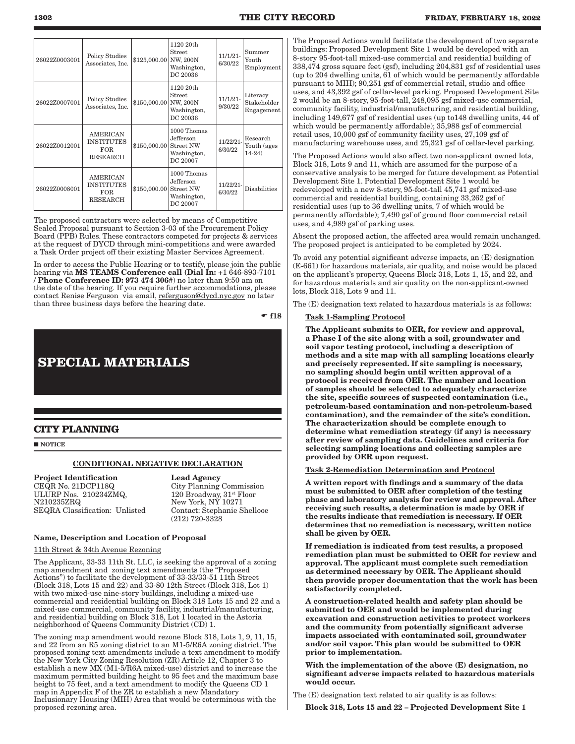| 26022Z0003001 | Policy Studies Associates, Inc. | $125,000.00 | 1120 20th Street NW, 200N Washington, DC 20036 | 11/1/21-6/30/22 | Summer Youth Employment |
|---|---|---|---|---|---|
| 26022Z0007001 | Policy Studies Associates, Inc. | $150,000.00 | 1120 20th Street NW, 200N Washington, DC 20036 | 11/1/21-9/30/22 | Literacy Stakeholder Engagement |
| 26022Z0012001 | AMERICAN INSTITUTES FOR RESEARCH | $150,000.00 | 1000 Thomas Jefferson Street NW Washington, DC 20007 | 11/22/21-6/30/22 | Research Youth (ages 14-24) |
| 26022Z0008001 | AMERICAN INSTITUTES FOR RESEARCH | $150,000.00 | 1000 Thomas Jefferson Street NW Washington, DC 20007 | 11/22/21-6/30/22 | Disabilities |

The proposed contractors were selected by means of Competitive Sealed Proposal pursuant to Section 3-03 of the Procurement Policy Board (PPB) Rules. These contractors competed for projects & services at the request of DYCD through mini-competitions and were awarded a Task Order project off their existing Master Services Agreement.

In order to access the Public Hearing or to testify, please join the public hearing via **MS TEAMS Conference call (Dial In:** +1 646-893-7101 **/ Phone Conference ID: 973 474 306#**) no later than 9:50 am on the date of the hearing. If you require further accommodations, please contact Renise Ferguson via email, referguson@dycd.nyc.gov no later than three business days before the hearing date.

☛ f18

# SPECIAL MATERIALS

## CITY PLANNING

■ NOTICE

### CONDITIONAL NEGATIVE DECLARATION

**Project Identification**
CEQR No. 21DCP118Q
ULURP Nos. 210234ZMQ, N210235ZRQ
SEQRA Classification: Unlisted

**Lead Agency**
City Planning Commission
120 Broadway, 31st Floor
New York, NY 10271
Contact: Stephanie Shellooe
(212) 720-3328

**Name, Description and Location of Proposal**

11th Street & 34th Avenue Rezoning

The Applicant, 33-33 11th St. LLC, is seeking the approval of a zoning map amendment and zoning text amendments (the "Proposed Actions") to facilitate the development of 33-33/33-51 11th Street (Block 318, Lots 15 and 22) and 33-80 12th Street (Block 318, Lot 1) with two mixed-use nine-story buildings, including a mixed-use commercial and residential building on Block 318 Lots 15 and 22 and a mixed-use commercial, community facility, industrial/manufacturing, and residential building on Block 318, Lot 1 located in the Astoria neighborhood of Queens Community District (CD) 1.

The zoning map amendment would rezone Block 318, Lots 1, 9, 11, 15, and 22 from an R5 zoning district to an M1-5/R6A zoning district. The proposed zoning text amendments include a text amendment to modify the New York City Zoning Resolution (ZR) Article 12, Chapter 3 to establish a new MX (M1-5/R6A mixed-use) district and to increase the maximum permitted building height to 95 feet and the maximum base height to 75 feet, and a text amendment to modify the Queens CD 1 map in Appendix F of the ZR to establish a new Mandatory Inclusionary Housing (MIH) Area that would be coterminous with the proposed rezoning area.

The Proposed Actions would facilitate the development of two separate buildings: Proposed Development Site 1 would be developed with an 8-story 95-foot-tall mixed-use commercial and residential building of 338,474 gross square feet (gsf), including 204,831 gsf of residential uses (up to 204 dwelling units, 61 of which would be permanently affordable pursuant to MIH); 90,251 gsf of commercial retail, studio and office uses, and 43,392 gsf of cellar-level parking. Proposed Development Site 2 would be an 8-story, 95-foot-tall, 248,095 gsf mixed-use commercial, community facility, industrial/manufacturing, and residential building, including 149,677 gsf of residential uses (up to148 dwelling units, 44 of which would be permanently affordable); 35,988 gsf of commercial retail uses, 10,000 gsf of community facility uses, 27,109 gsf of manufacturing warehouse uses, and 25,321 gsf of cellar-level parking.

The Proposed Actions would also affect two non-applicant owned lots, Block 318, Lots 9 and 11, which are assumed for the purpose of a conservative analysis to be merged for future development as Potential Development Site 1. Potential Development Site 1 would be redeveloped with a new 8-story, 95-foot-tall 45,741 gsf mixed-use commercial and residential building, containing 33,262 gsf of residential uses (up to 36 dwelling units, 7 of which would be permanently affordable); 7,490 gsf of ground floor commercial retail uses, and 4,989 gsf of parking uses.

Absent the proposed action, the affected area would remain unchanged. The proposed project is anticipated to be completed by 2024.

To avoid any potential significant adverse impacts, an (E) designation (E-661) for hazardous materials, air quality, and noise would be placed on the applicant's property, Queens Block 318, Lots 1, 15, and 22, and for hazardous materials and air quality on the non-applicant-owned lots, Block 318, Lots 9 and 11.

The (E) designation text related to hazardous materials is as follows:

**Task 1-Sampling Protocol**

**The Applicant submits to OER, for review and approval, a Phase I of the site along with a soil, groundwater and soil vapor testing protocol, including a description of methods and a site map with all sampling locations clearly and precisely represented. If site sampling is necessary, no sampling should begin until written approval of a protocol is received from OER. The number and location of samples should be selected to adequately characterize the site, specific sources of suspected contamination (i.e., petroleum-based contamination and non-petroleum-based contamination), and the remainder of the site's condition. The characterization should be complete enough to determine what remediation strategy (if any) is necessary after review of sampling data. Guidelines and criteria for selecting sampling locations and collecting samples are provided by OER upon request.**

**Task 2-Remediation Determination and Protocol**

**A written report with findings and a summary of the data must be submitted to OER after completion of the testing phase and laboratory analysis for review and approval. After receiving such results, a determination is made by OER if the results indicate that remediation is necessary. If OER determines that no remediation is necessary, written notice shall be given by OER.**

**If remediation is indicated from test results, a proposed remediation plan must be submitted to OER for review and approval. The applicant must complete such remediation as determined necessary by OER. The Applicant should then provide proper documentation that the work has been satisfactorily completed.**

**A construction-related health and safety plan should be submitted to OER and would be implemented during excavation and construction activities to protect workers and the community from potentially significant adverse impacts associated with contaminated soil, groundwater and/or soil vapor. This plan would be submitted to OER prior to implementation.**

**With the implementation of the above (E) designation, no significant adverse impacts related to hazardous materials would occur.**

The (E) designation text related to air quality is as follows:

**Block 318, Lots 15 and 22 – Projected Development Site 1**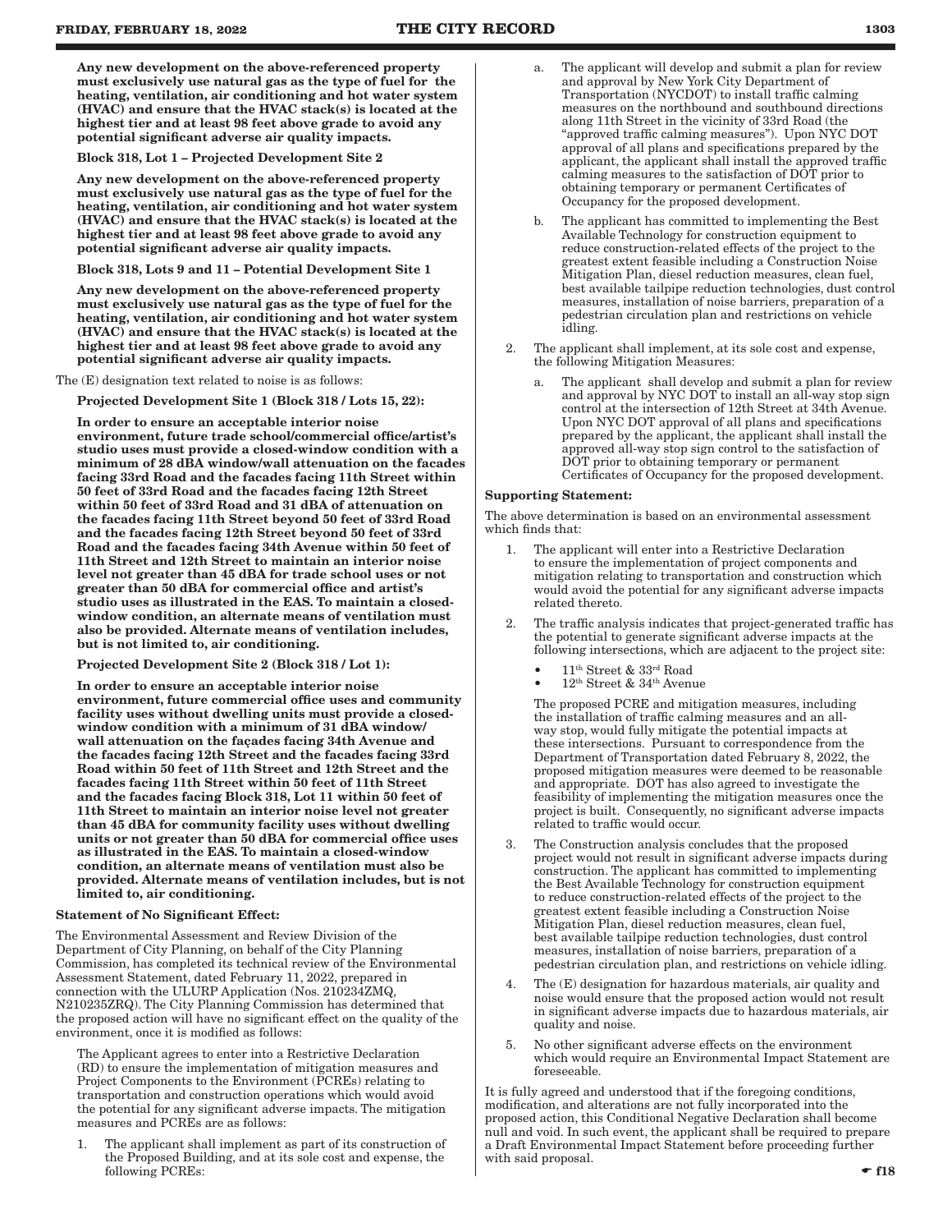**Any new development on the above-referenced property must exclusively use natural gas as the type of fuel for the heating, ventilation, air conditioning and hot water system (HVAC) and ensure that the HVAC stack(s) is located at the highest tier and at least 98 feet above grade to avoid any potential significant adverse air quality impacts.**

**Block 318, Lot 1 – Projected Development Site 2**

**Any new development on the above-referenced property must exclusively use natural gas as the type of fuel for the heating, ventilation, air conditioning and hot water system (HVAC) and ensure that the HVAC stack(s) is located at the highest tier and at least 98 feet above grade to avoid any potential significant adverse air quality impacts.**

**Block 318, Lots 9 and 11 – Potential Development Site 1**

**Any new development on the above-referenced property must exclusively use natural gas as the type of fuel for the heating, ventilation, air conditioning and hot water system (HVAC) and ensure that the HVAC stack(s) is located at the highest tier and at least 98 feet above grade to avoid any potential significant adverse air quality impacts.**

The (E) designation text related to noise is as follows:

**Projected Development Site 1 (Block 318 / Lots 15, 22):**

**In order to ensure an acceptable interior noise environment, future trade school/commercial office/artist's studio uses must provide a closed-window condition with a minimum of 28 dBA window/wall attenuation on the facades facing 33rd Road and the facades facing 11th Street within 50 feet of 33rd Road and the facades facing 12th Street within 50 feet of 33rd Road and 31 dBA of attenuation on the facades facing 11th Street beyond 50 feet of 33rd Road and the facades facing 12th Street beyond 50 feet of 33rd Road and the facades facing 34th Avenue within 50 feet of 11th Street and 12th Street to maintain an interior noise level not greater than 45 dBA for trade school uses or not greater than 50 dBA for commercial office and artist's studio uses as illustrated in the EAS. To maintain a closed-window condition, an alternate means of ventilation must also be provided. Alternate means of ventilation includes, but is not limited to, air conditioning.**

**Projected Development Site 2 (Block 318 / Lot 1):**

**In order to ensure an acceptable interior noise environment, future commercial office uses and community facility uses without dwelling units must provide a closed-window condition with a minimum of 31 dBA window/ wall attenuation on the façades facing 34th Avenue and the facades facing 12th Street and the facades facing 33rd Road within 50 feet of 11th Street and 12th Street and the facades facing 11th Street within 50 feet of 11th Street and the facades facing Block 318, Lot 11 within 50 feet of 11th Street to maintain an interior noise level not greater than 45 dBA for community facility uses without dwelling units or not greater than 50 dBA for commercial office uses as illustrated in the EAS. To maintain a closed-window condition, an alternate means of ventilation must also be provided. Alternate means of ventilation includes, but is not limited to, air conditioning.**

**Statement of No Significant Effect:**

The Environmental Assessment and Review Division of the Department of City Planning, on behalf of the City Planning Commission, has completed its technical review of the Environmental Assessment Statement, dated February 11, 2022, prepared in connection with the ULURP Application (Nos. 210234ZMQ, N210235ZRQ). The City Planning Commission has determined that the proposed action will have no significant effect on the quality of the environment, once it is modified as follows:

The Applicant agrees to enter into a Restrictive Declaration (RD) to ensure the implementation of mitigation measures and Project Components to the Environment (PCREs) relating to transportation and construction operations which would avoid the potential for any significant adverse impacts. The mitigation measures and PCREs are as follows:

1. The applicant shall implement as part of its construction of the Proposed Building, and at its sole cost and expense, the following PCREs:
   a. The applicant will develop and submit a plan for review and approval by New York City Department of Transportation (NYCDOT) to install traffic calming measures on the northbound and southbound directions along 11th Street in the vicinity of 33rd Road (the "approved traffic calming measures"). Upon NYC DOT approval of all plans and specifications prepared by the applicant, the applicant shall install the approved traffic calming measures to the satisfaction of DOT prior to obtaining temporary or permanent Certificates of Occupancy for the proposed development.
   b. The applicant has committed to implementing the Best Available Technology for construction equipment to reduce construction-related effects of the project to the greatest extent feasible including a Construction Noise Mitigation Plan, diesel reduction measures, clean fuel, best available tailpipe reduction technologies, dust control measures, installation of noise barriers, preparation of a pedestrian circulation plan and restrictions on vehicle idling.
2. The applicant shall implement, at its sole cost and expense, the following Mitigation Measures:
   a. The applicant shall develop and submit a plan for review and approval by NYC DOT to install an all-way stop sign control at the intersection of 12th Street at 34th Avenue. Upon NYC DOT approval of all plans and specifications prepared by the applicant, the applicant shall install the approved all-way stop sign control to the satisfaction of DOT prior to obtaining temporary or permanent Certificates of Occupancy for the proposed development.

**Supporting Statement:**

The above determination is based on an environmental assessment which finds that:

1. The applicant will enter into a Restrictive Declaration to ensure the implementation of project components and mitigation relating to transportation and construction which would avoid the potential for any significant adverse impacts related thereto.
2. The traffic analysis indicates that project-generated traffic has the potential to generate significant adverse impacts at the following intersections, which are adjacent to the project site:
   - 11th Street & 33rd Road
   - 12th Street & 34th Avenue

   The proposed PCRE and mitigation measures, including the installation of traffic calming measures and an all-way stop, would fully mitigate the potential impacts at these intersections. Pursuant to correspondence from the Department of Transportation dated February 8, 2022, the proposed mitigation measures were deemed to be reasonable and appropriate. DOT has also agreed to investigate the feasibility of implementing the mitigation measures once the project is built. Consequently, no significant adverse impacts related to traffic would occur.
3. The Construction analysis concludes that the proposed project would not result in significant adverse impacts during construction. The applicant has committed to implementing the Best Available Technology for construction equipment to reduce construction-related effects of the project to the greatest extent feasible including a Construction Noise Mitigation Plan, diesel reduction measures, clean fuel, best available tailpipe reduction technologies, dust control measures, installation of noise barriers, preparation of a pedestrian circulation plan, and restrictions on vehicle idling.
4. The (E) designation for hazardous materials, air quality and noise would ensure that the proposed action would not result in significant adverse impacts due to hazardous materials, air quality and noise.
5. No other significant adverse effects on the environment which would require an Environmental Impact Statement are foreseeable.

It is fully agreed and understood that if the foregoing conditions, modification, and alterations are not fully incorporated into the proposed action, this Conditional Negative Declaration shall become null and void. In such event, the applicant shall be required to prepare a Draft Environmental Impact Statement before proceeding further with said proposal.

☛ f18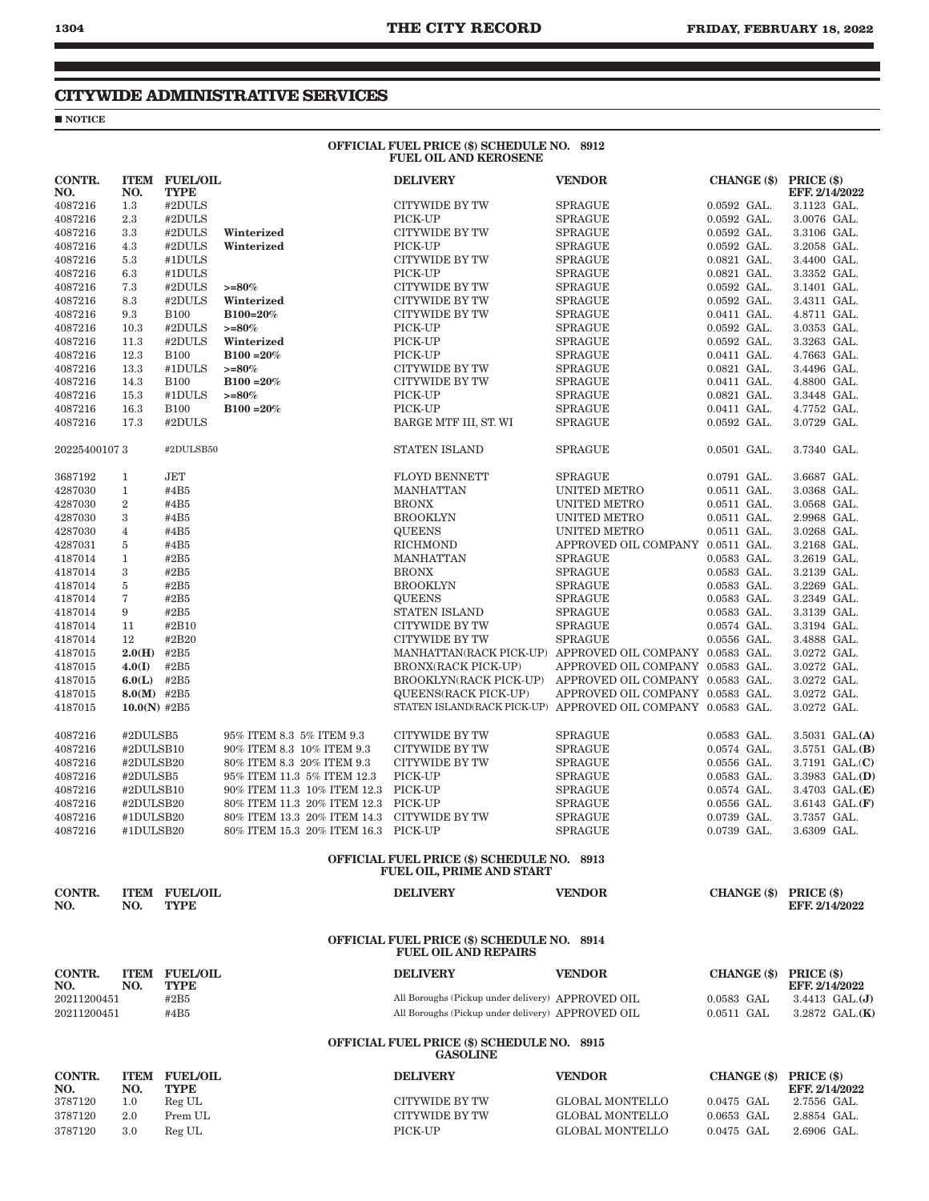## CITYWIDE ADMINISTRATIVE SERVICES

■ NOTICE

**OFFICIAL FUEL PRICE ($) SCHEDULE NO. 8912**
**FUEL OIL AND KEROSENE**

| CONTR. NO. | ITEM NO. | FUEL/OIL TYPE | | DELIVERY | VENDOR | CHANGE ($) | PRICE ($) EFF. 2/14/2022 |
|---|---|---|---|---|---|---|---|
| 4087216 | 1.3 | #2DULS | | CITYWIDE BY TW | SPRAGUE | 0.0592 GAL. | 3.1123 GAL. |
| 4087216 | 2.3 | #2DULS | | PICK-UP | SPRAGUE | 0.0592 GAL. | 3.0076 GAL. |
| 4087216 | 3.3 | #2DULS | **Winterized** | CITYWIDE BY TW | SPRAGUE | 0.0592 GAL. | 3.3106 GAL. |
| 4087216 | 4.3 | #2DULS | **Winterized** | PICK-UP | SPRAGUE | 0.0592 GAL. | 3.2058 GAL. |
| 4087216 | 5.3 | #1DULS | | CITYWIDE BY TW | SPRAGUE | 0.0821 GAL. | 3.4400 GAL. |
| 4087216 | 6.3 | #1DULS | | PICK-UP | SPRAGUE | 0.0821 GAL. | 3.3352 GAL. |
| 4087216 | 7.3 | #2DULS | **>=80%** | CITYWIDE BY TW | SPRAGUE | 0.0592 GAL. | 3.1401 GAL. |
| 4087216 | 8.3 | #2DULS | **Winterized** | CITYWIDE BY TW | SPRAGUE | 0.0592 GAL. | 3.4311 GAL. |
| 4087216 | 9.3 | B100 | **B100=20%** | CITYWIDE BY TW | SPRAGUE | 0.0411 GAL. | 4.8711 GAL. |
| 4087216 | 10.3 | #2DULS | **>=80%** | PICK-UP | SPRAGUE | 0.0592 GAL. | 3.0353 GAL. |
| 4087216 | 11.3 | #2DULS | **Winterized** | PICK-UP | SPRAGUE | 0.0592 GAL. | 3.3263 GAL. |
| 4087216 | 12.3 | B100 | **B100 =20%** | PICK-UP | SPRAGUE | 0.0411 GAL. | 4.7663 GAL. |
| 4087216 | 13.3 | #1DULS | **>=80%** | CITYWIDE BY TW | SPRAGUE | 0.0821 GAL. | 3.4496 GAL. |
| 4087216 | 14.3 | B100 | **B100 =20%** | CITYWIDE BY TW | SPRAGUE | 0.0411 GAL. | 4.8800 GAL. |
| 4087216 | 15.3 | #1DULS | **>=80%** | PICK-UP | SPRAGUE | 0.0821 GAL. | 3.3448 GAL. |
| 4087216 | 16.3 | B100 | **B100 =20%** | PICK-UP | SPRAGUE | 0.0411 GAL. | 4.7752 GAL. |
| 4087216 | 17.3 | #2DULS | | BARGE MTF III, ST. WI | SPRAGUE | 0.0592 GAL. | 3.0729 GAL. |
| 20225400107 | 3 | #2DULSB50 | | STATEN ISLAND | SPRAGUE | 0.0501 GAL. | 3.7340 GAL. |
| 3687192 | 1 | JET | | FLOYD BENNETT | SPRAGUE | 0.0791 GAL. | 3.6687 GAL. |
| 4287030 | 1 | #4B5 | | MANHATTAN | UNITED METRO | 0.0511 GAL. | 3.0368 GAL. |
| 4287030 | 2 | #4B5 | | BRONX | UNITED METRO | 0.0511 GAL. | 3.0568 GAL. |
| 4287030 | 3 | #4B5 | | BROOKLYN | UNITED METRO | 0.0511 GAL. | 2.9968 GAL. |
| 4287030 | 4 | #4B5 | | QUEENS | UNITED METRO | 0.0511 GAL. | 3.0268 GAL. |
| 4287031 | 5 | #4B5 | | RICHMOND | APPROVED OIL COMPANY | 0.0511 GAL. | 3.2168 GAL. |
| 4187014 | 1 | #2B5 | | MANHATTAN | SPRAGUE | 0.0583 GAL. | 3.2619 GAL. |
| 4187014 | 3 | #2B5 | | BRONX | SPRAGUE | 0.0583 GAL. | 3.2139 GAL. |
| 4187014 | 5 | #2B5 | | BROOKLYN | SPRAGUE | 0.0583 GAL. | 3.2269 GAL. |
| 4187014 | 7 | #2B5 | | QUEENS | SPRAGUE | 0.0583 GAL. | 3.2349 GAL. |
| 4187014 | 9 | #2B5 | | STATEN ISLAND | SPRAGUE | 0.0583 GAL. | 3.3139 GAL. |
| 4187014 | 11 | #2B10 | | CITYWIDE BY TW | SPRAGUE | 0.0574 GAL. | 3.3194 GAL. |
| 4187014 | 12 | #2B20 | | CITYWIDE BY TW | SPRAGUE | 0.0556 GAL. | 3.4888 GAL. |
| 4187015 | **2.0(H)** | #2B5 | | MANHATTAN(RACK PICK-UP) | APPROVED OIL COMPANY | 0.0583 GAL. | 3.0272 GAL. |
| 4187015 | **4.0(I)** | #2B5 | | BRONX(RACK PICK-UP) | APPROVED OIL COMPANY | 0.0583 GAL. | 3.0272 GAL. |
| 4187015 | **6.0(L)** | #2B5 | | BROOKLYN(RACK PICK-UP) | APPROVED OIL COMPANY | 0.0583 GAL. | 3.0272 GAL. |
| 4187015 | **8.0(M)** | #2B5 | | QUEENS(RACK PICK-UP) | APPROVED OIL COMPANY | 0.0583 GAL. | 3.0272 GAL. |
| 4187015 | **10.0(N)** | #2B5 | | STATEN ISLAND(RACK PICK-UP) | APPROVED OIL COMPANY | 0.0583 GAL. | 3.0272 GAL. |
| 4087216 | #2DULSB5 | | 95% ITEM 8.3 5% ITEM 9.3 | CITYWIDE BY TW | SPRAGUE | 0.0583 GAL. | 3.5031 GAL.**(A)** |
| 4087216 | #2DULSB10 | | 90% ITEM 8.3 10% ITEM 9.3 | CITYWIDE BY TW | SPRAGUE | 0.0574 GAL. | 3.5751 GAL.**(B)** |
| 4087216 | #2DULSB20 | | 80% ITEM 8.3 20% ITEM 9.3 | CITYWIDE BY TW | SPRAGUE | 0.0556 GAL. | 3.7191 GAL.**(C)** |
| 4087216 | #2DULSB5 | | 95% ITEM 11.3 5% ITEM 12.3 | PICK-UP | SPRAGUE | 0.0583 GAL. | 3.3983 GAL.**(D)** |
| 4087216 | #2DULSB10 | | 90% ITEM 11.3 10% ITEM 12.3 | PICK-UP | SPRAGUE | 0.0574 GAL. | 3.4703 GAL.**(E)** |
| 4087216 | #2DULSB20 | | 80% ITEM 11.3 20% ITEM 12.3 | PICK-UP | SPRAGUE | 0.0556 GAL. | 3.6143 GAL.**(F)** |
| 4087216 | #1DULSB20 | | 80% ITEM 13.3 20% ITEM 14.3 | CITYWIDE BY TW | SPRAGUE | 0.0739 GAL. | 3.7357 GAL. |
| 4087216 | #1DULSB20 | | 80% ITEM 15.3 20% ITEM 16.3 | PICK-UP | SPRAGUE | 0.0739 GAL. | 3.6309 GAL. |

**OFFICIAL FUEL PRICE ($) SCHEDULE NO. 8913**
**FUEL OIL, PRIME AND START**

| CONTR. NO. | ITEM NO. | FUEL/OIL TYPE | DELIVERY | VENDOR | CHANGE ($) | PRICE ($) EFF. 2/14/2022 |
|---|---|---|---|---|---|---|

**OFFICIAL FUEL PRICE ($) SCHEDULE NO. 8914**
**FUEL OIL AND REPAIRS**

| CONTR. NO. | ITEM NO. | FUEL/OIL TYPE | DELIVERY | VENDOR | CHANGE ($) | PRICE ($) EFF. 2/14/2022 |
|---|---|---|---|---|---|---|
| 20211200451 | | #2B5 | All Boroughs (Pickup under delivery) | APPROVED OIL | 0.0583 GAL | 3.4413 GAL.**(J)** |
| 20211200451 | | #4B5 | All Boroughs (Pickup under delivery) | APPROVED OIL | 0.0511 GAL | 3.2872 GAL.**(K)** |

**OFFICIAL FUEL PRICE ($) SCHEDULE NO. 8915**
**GASOLINE**

| CONTR. NO. | ITEM NO. | FUEL/OIL TYPE | DELIVERY | VENDOR | CHANGE ($) | PRICE ($) EFF. 2/14/2022 |
|---|---|---|---|---|---|---|
| 3787120 | 1.0 | Reg UL | CITYWIDE BY TW | GLOBAL MONTELLO | 0.0475 GAL | 2.7556 GAL. |
| 3787120 | 2.0 | Prem UL | CITYWIDE BY TW | GLOBAL MONTELLO | 0.0653 GAL | 2.8854 GAL. |
| 3787120 | 3.0 | Reg UL | PICK-UP | GLOBAL MONTELLO | 0.0475 GAL | 2.6906 GAL. |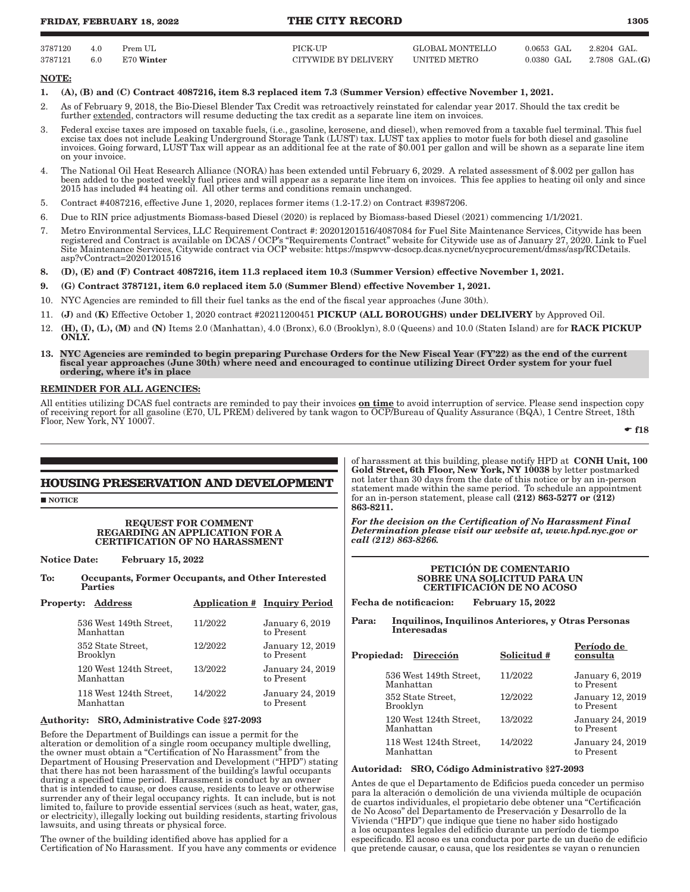| | | | | | | |
|---|---|---|---|---|---|---|
| 3787120 | 4.0 | Prem UL | PICK-UP | GLOBAL MONTELLO | 0.0653 GAL | 2.8204 GAL. |
| 3787121 | 6.0 | E70 **Winter** | CITYWIDE BY DELIVERY | UNITED METRO | 0.0380 GAL | 2.7808 GAL.**(G)** |

**NOTE:**

1. **(A), (B) and (C) Contract 4087216, item 8.3 replaced item 7.3 (Summer Version) effective November 1, 2021.**
2. As of February 9, 2018, the Bio-Diesel Blender Tax Credit was retroactively reinstated for calendar year 2017. Should the tax credit be further extended, contractors will resume deducting the tax credit as a separate line item on invoices.
3. Federal excise taxes are imposed on taxable fuels, (i.e., gasoline, kerosene, and diesel), when removed from a taxable fuel terminal. This fuel excise tax does not include Leaking Underground Storage Tank (LUST) tax. LUST tax applies to motor fuels for both diesel and gasoline invoices. Going forward, LUST Tax will appear as an additional fee at the rate of $0.001 per gallon and will be shown as a separate line item on your invoice.
4. The National Oil Heat Research Alliance (NORA) has been extended until February 6, 2029. A related assessment of $.002 per gallon has been added to the posted weekly fuel prices and will appear as a separate line item on invoices. This fee applies to heating oil only and since 2015 has included #4 heating oil. All other terms and conditions remain unchanged.
5. Contract #4087216, effective June 1, 2020, replaces former items (1.2-17.2) on Contract #3987206.
6. Due to RIN price adjustments Biomass-based Diesel (2020) is replaced by Biomass-based Diesel (2021) commencing 1/1/2021.
7. Metro Environmental Services, LLC Requirement Contract #: 20201201516/4087084 for Fuel Site Maintenance Services, Citywide has been registered and Contract is available on DCAS / OCP's "Requirements Contract" website for Citywide use as of January 27, 2020. Link to Fuel Site Maintenance Services, Citywide contract via OCP website: https://mspwvw-dcsocp.dcas.nycnet/nycprocurement/dmss/asp/RCDetails.asp?vContract=20201201516
8. **(D), (E) and (F) Contract 4087216, item 11.3 replaced item 10.3 (Summer Version) effective November 1, 2021.**
9. **(G) Contract 3787121, item 6.0 replaced item 5.0 (Summer Blend) effective November 1, 2021.**
10. NYC Agencies are reminded to fill their fuel tanks as the end of the fiscal year approaches (June 30th).
11. **(J)** and **(K)** Effective October 1, 2020 contract #20211200451 **PICKUP (ALL BOROUGHS) under DELIVERY** by Approved Oil.
12. **(H), (I), (L), (M)** and **(N)** Items 2.0 (Manhattan), 4.0 (Bronx), 6.0 (Brooklyn), 8.0 (Queens) and 10.0 (Staten Island) are for **RACK PICKUP ONLY.**
13. **NYC Agencies are reminded to begin preparing Purchase Orders for the New Fiscal Year (FY'22) as the end of the current fiscal year approaches (June 30th) where need and encouraged to continue utilizing Direct Order system for your fuel ordering, where it's in place**

**REMINDER FOR ALL AGENCIES:**

All entities utilizing DCAS fuel contracts are reminded to pay their invoices **on time** to avoid interruption of service. Please send inspection copy of receiving report for all gasoline (E70, UL PREM) delivered by tank wagon to OCP/Bureau of Quality Assurance (BQA), 1 Centre Street, 18th Floor, New York, NY 10007.

☛ f18

## HOUSING PRESERVATION AND DEVELOPMENT

■ NOTICE

**REQUEST FOR COMMENT REGARDING AN APPLICATION FOR A CERTIFICATION OF NO HARASSMENT**

**Notice Date: February 15, 2022**

**To: Occupants, Former Occupants, and Other Interested Parties**

| Property: Address | Application # | Inquiry Period |
|---|---|---|
| 536 West 149th Street, Manhattan | 11/2022 | January 6, 2019 to Present |
| 352 State Street, Brooklyn | 12/2022 | January 12, 2019 to Present |
| 120 West 124th Street, Manhattan | 13/2022 | January 24, 2019 to Present |
| 118 West 124th Street, Manhattan | 14/2022 | January 24, 2019 to Present |

**Authority: SRO, Administrative Code §27-2093**

Before the Department of Buildings can issue a permit for the alteration or demolition of a single room occupancy multiple dwelling, the owner must obtain a "Certification of No Harassment" from the Department of Housing Preservation and Development ("HPD") stating that there has not been harassment of the building's lawful occupants during a specified time period. Harassment is conduct by an owner that is intended to cause, or does cause, residents to leave or otherwise surrender any of their legal occupancy rights. It can include, but is not limited to, failure to provide essential services (such as heat, water, gas, or electricity), illegally locking out building residents, starting frivolous lawsuits, and using threats or physical force.

The owner of the building identified above has applied for a Certification of No Harassment. If you have any comments or evidence of harassment at this building, please notify HPD at **CONH Unit, 100 Gold Street, 6th Floor, New York, NY 10038** by letter postmarked not later than 30 days from the date of this notice or by an in-person statement made within the same period. To schedule an appointment for an in-person statement, please call **(212) 863-5277 or (212) 863-8211.**

***For the decision on the Certification of No Harassment Final Determination please visit our website at, www.hpd.nyc.gov or call (212) 863-8266.***

**PETICIÓN DE COMENTARIO SOBRE UNA SOLICITUD PARA UN CERTIFICACIÓN DE NO ACOSO**

**Fecha de notificacion: February 15, 2022**

**Para: Inquilinos, Inquilinos Anteriores, y Otras Personas Interesadas**

| Propiedad: Dirección | Solicitud # | Período de consulta |
|---|---|---|
| 536 West 149th Street, Manhattan | 11/2022 | January 6, 2019 to Present |
| 352 State Street, Brooklyn | 12/2022 | January 12, 2019 to Present |
| 120 West 124th Street, Manhattan | 13/2022 | January 24, 2019 to Present |
| 118 West 124th Street, Manhattan | 14/2022 | January 24, 2019 to Present |

**Autoridad: SRO, Código Administrativo §27-2093**

Antes de que el Departamento de Edificios pueda conceder un permiso para la alteración o demolición de una vivienda múltiple de ocupación de cuartos individuales, el propietario debe obtener una "Certificación de No Acoso" del Departamento de Preservación y Desarrollo de la Vivienda ("HPD") que indique que tiene no haber sido hostigado a los ocupantes legales del edificio durante un período de tiempo especificado. El acoso es una conducta por parte de un dueño de edificio que pretende causar, o causa, que los residentes se vayan o renuncien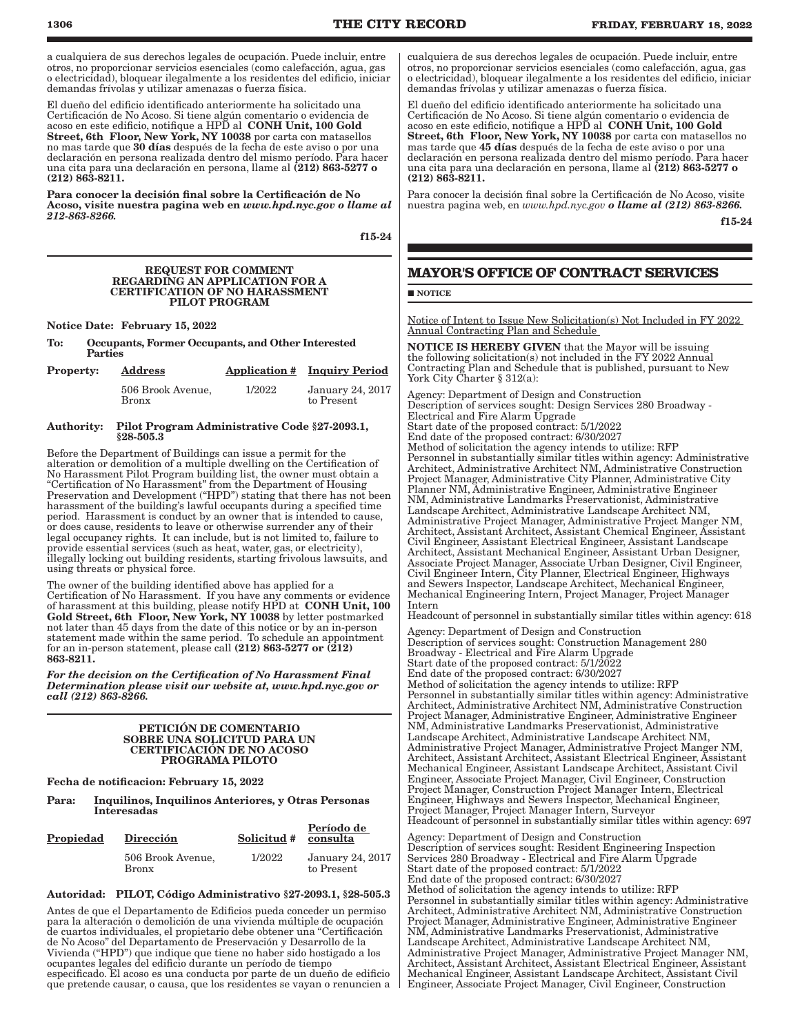a cualquiera de sus derechos legales de ocupación. Puede incluir, entre otros, no proporcionar servicios esenciales (como calefacción, agua, gas o electricidad), bloquear ilegalmente a los residentes del edificio, iniciar demandas frívolas y utilizar amenazas o fuerza física.

El dueño del edificio identificado anteriormente ha solicitado una Certificación de No Acoso. Si tiene algún comentario o evidencia de acoso en este edificio, notifique a HPD al **CONH Unit, 100 Gold Street, 6th Floor, New York, NY 10038** por carta con matasellos no mas tarde que **30 días** después de la fecha de este aviso o por una declaración en persona realizada dentro del mismo período. Para hacer una cita para una declaración en persona, llame al **(212) 863-5277 o (212) 863-8211.**

**Para conocer la decisión final sobre la Certificación de No Acoso, visite nuestra pagina web en *www.hpd.nyc.gov o llame al 212-863-8266.***

f15-24

**REQUEST FOR COMMENT REGARDING AN APPLICATION FOR A CERTIFICATION OF NO HARASSMENT PILOT PROGRAM**

**Notice Date: February 15, 2022**

**To: Occupants, Former Occupants, and Other Interested Parties**

| Property: | Address | Application # | Inquiry Period |
|---|---|---|---|
| | 506 Brook Avenue, Bronx | 1/2022 | January 24, 2017 to Present |

**Authority: Pilot Program Administrative Code §27-2093.1, §28-505.3**

Before the Department of Buildings can issue a permit for the alteration or demolition of a multiple dwelling on the Certification of No Harassment Pilot Program building list, the owner must obtain a "Certification of No Harassment" from the Department of Housing Preservation and Development ("HPD") stating that there has not been harassment of the building's lawful occupants during a specified time period. Harassment is conduct by an owner that is intended to cause, or does cause, residents to leave or otherwise surrender any of their legal occupancy rights. It can include, but is not limited to, failure to provide essential services (such as heat, water, gas, or electricity), illegally locking out building residents, starting frivolous lawsuits, and using threats or physical force.

The owner of the building identified above has applied for a Certification of No Harassment. If you have any comments or evidence of harassment at this building, please notify HPD at **CONH Unit, 100 Gold Street, 6th Floor, New York, NY 10038** by letter postmarked not later than 45 days from the date of this notice or by an in-person statement made within the same period. To schedule an appointment for an in-person statement, please call **(212) 863-5277 or (212) 863-8211.**

***For the decision on the Certification of No Harassment Final Determination please visit our website at, www.hpd.nyc.gov or call (212) 863-8266.***

**PETICIÓN DE COMENTARIO SOBRE UNA SOLICITUD PARA UN CERTIFICACIÓN DE NO ACOSO PROGRAMA PILOTO**

**Fecha de notificacion: February 15, 2022**

**Para: Inquilinos, Inquilinos Anteriores, y Otras Personas Interesadas**

| Propiedad | Dirección | Solicitud # | Período de consulta |
|---|---|---|---|
| | 506 Brook Avenue, Bronx | 1/2022 | January 24, 2017 to Present |

**Autoridad: PILOT, Código Administrativo §27-2093.1, §28-505.3**

Antes de que el Departamento de Edificios pueda conceder un permiso para la alteración o demolición de una vivienda múltiple de ocupación de cuartos individuales, el propietario debe obtener una "Certificación de No Acoso" del Departamento de Preservación y Desarrollo de la Vivienda ("HPD") que indique que tiene no haber sido hostigado a los ocupantes legales del edificio durante un período de tiempo especificado. El acoso es una conducta por parte de un dueño de edificio que pretende causar, o causa, que los residentes se vayan o renuncien a cualquiera de sus derechos legales de ocupación. Puede incluir, entre otros, no proporcionar servicios esenciales (como calefacción, agua, gas o electricidad), bloquear ilegalmente a los residentes del edificio, iniciar demandas frívolas y utilizar amenazas o fuerza física.

El dueño del edificio identificado anteriormente ha solicitado una Certificación de No Acoso. Si tiene algún comentario o evidencia de acoso en este edificio, notifique a HPD al **CONH Unit, 100 Gold Street, 6th Floor, New York, NY 10038** por carta con matasellos no mas tarde que **45 días** después de la fecha de este aviso o por una declaración en persona realizada dentro del mismo período. Para hacer una cita para una declaración en persona, llame al **(212) 863-5277 o (212) 863-8211.**

Para conocer la decisión final sobre la Certificación de No Acoso, visite nuestra pagina web, en *www.hpd.nyc.gov* ***o llame al (212) 863-8266.***

f15-24

## MAYOR'S OFFICE OF CONTRACT SERVICES

■ **NOTICE**

Notice of Intent to Issue New Solicitation(s) Not Included in FY 2022 Annual Contracting Plan and Schedule

**NOTICE IS HEREBY GIVEN** that the Mayor will be issuing the following solicitation(s) not included in the FY 2022 Annual Contracting Plan and Schedule that is published, pursuant to New York City Charter § 312(a):

Agency: Department of Design and Construction
Description of services sought: Design Services 280 Broadway - Electrical and Fire Alarm Upgrade
Start date of the proposed contract: 5/1/2022
End date of the proposed contract: 6/30/2027
Method of solicitation the agency intends to utilize: RFP
Personnel in substantially similar titles within agency: Administrative Architect, Administrative Architect NM, Administrative Construction Project Manager, Administrative City Planner, Administrative City Planner NM, Administrative Engineer, Administrative Engineer NM, Administrative Landmarks Preservationist, Administrative Landscape Architect, Administrative Landscape Architect NM, Administrative Project Manager, Administrative Project Manger NM, Architect, Assistant Architect, Assistant Chemical Engineer, Assistant Civil Engineer, Assistant Electrical Engineer, Assistant Landscape Architect, Assistant Mechanical Engineer, Assistant Urban Designer, Associate Project Manager, Associate Urban Designer, Civil Engineer, Civil Engineer Intern, City Planner, Electrical Engineer, Highways and Sewers Inspector, Landscape Architect, Mechanical Engineer, Mechanical Engineering Intern, Project Manager, Project Manager Intern
Headcount of personnel in substantially similar titles within agency: 618

Agency: Department of Design and Construction
Description of services sought: Construction Management 280 Broadway - Electrical and Fire Alarm Upgrade
Start date of the proposed contract: 5/1/2022
End date of the proposed contract: 6/30/2027
Method of solicitation the agency intends to utilize: RFP
Personnel in substantially similar titles within agency: Administrative Architect, Administrative Architect NM, Administrative Construction Project Manager, Administrative Engineer, Administrative Engineer NM, Administrative Landmarks Preservationist, Administrative Landscape Architect, Administrative Landscape Architect NM, Administrative Project Manager, Administrative Project Manger NM, Architect, Assistant Architect, Assistant Electrical Engineer, Assistant Mechanical Engineer, Assistant Landscape Architect, Assistant Civil Engineer, Associate Project Manager, Civil Engineer, Construction Project Manager, Construction Project Manager Intern, Electrical Engineer, Highways and Sewers Inspector, Mechanical Engineer, Project Manager, Project Manager Intern, Surveyor
Headcount of personnel in substantially similar titles within agency: 697

Agency: Department of Design and Construction
Description of services sought: Resident Engineering Inspection Services 280 Broadway - Electrical and Fire Alarm Upgrade
Start date of the proposed contract: 5/1/2022
End date of the proposed contract: 6/30/2027
Method of solicitation the agency intends to utilize: RFP
Personnel in substantially similar titles within agency: Administrative Architect, Administrative Architect NM, Administrative Construction Project Manager, Administrative Engineer, Administrative Engineer NM, Administrative Landmarks Preservationist, Administrative Landscape Architect, Administrative Landscape Architect NM, Administrative Project Manager, Administrative Project Manager NM, Architect, Assistant Architect, Assistant Electrical Engineer, Assistant Mechanical Engineer, Assistant Landscape Architect, Assistant Civil Engineer, Associate Project Manager, Civil Engineer, Construction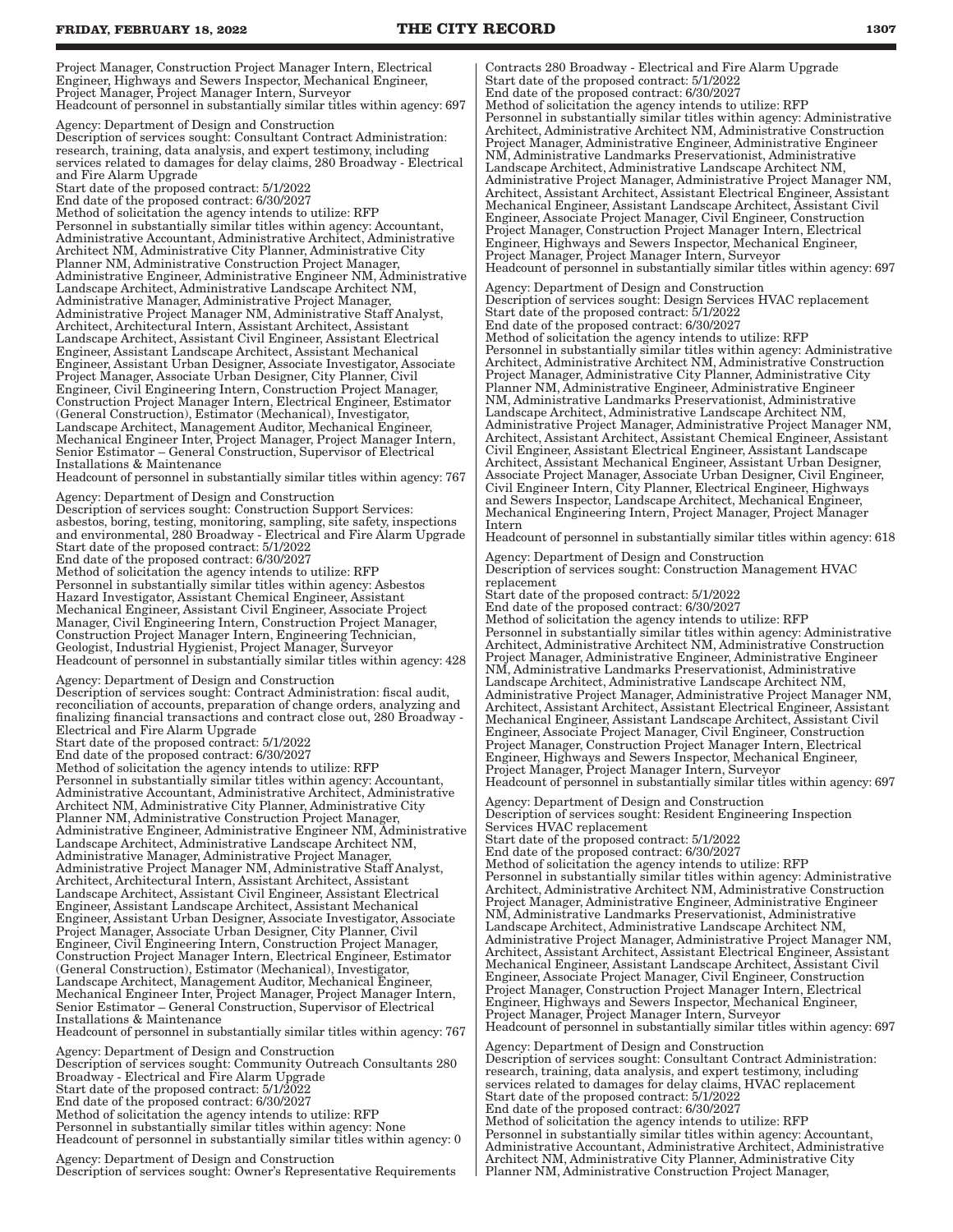Project Manager, Construction Project Manager Intern, Electrical Engineer, Highways and Sewers Inspector, Mechanical Engineer, Project Manager, Project Manager Intern, Surveyor
Headcount of personnel in substantially similar titles within agency: 697

Agency: Department of Design and Construction
Description of services sought: Consultant Contract Administration: research, training, data analysis, and expert testimony, including services related to damages for delay claims, 280 Broadway - Electrical and Fire Alarm Upgrade
Start date of the proposed contract: 5/1/2022
End date of the proposed contract: 6/30/2027
Method of solicitation the agency intends to utilize: RFP
Personnel in substantially similar titles within agency: Accountant, Administrative Accountant, Administrative Architect, Administrative Architect NM, Administrative City Planner, Administrative City Planner NM, Administrative Construction Project Manager, Administrative Engineer, Administrative Engineer NM, Administrative Landscape Architect, Administrative Landscape Architect NM, Administrative Manager, Administrative Project Manager, Administrative Project Manager NM, Administrative Staff Analyst, Architect, Architectural Intern, Assistant Architect, Assistant Landscape Architect, Assistant Civil Engineer, Assistant Electrical Engineer, Assistant Landscape Architect, Assistant Mechanical Engineer, Assistant Urban Designer, Associate Investigator, Associate Project Manager, Associate Urban Designer, City Planner, Civil Engineer, Civil Engineering Intern, Construction Project Manager, Construction Project Manager Intern, Electrical Engineer, Estimator (General Construction), Estimator (Mechanical), Investigator, Landscape Architect, Management Auditor, Mechanical Engineer, Mechanical Engineer Inter, Project Manager, Project Manager Intern, Senior Estimator – General Construction, Supervisor of Electrical Installations & Maintenance
Headcount of personnel in substantially similar titles within agency: 767

Agency: Department of Design and Construction
Description of services sought: Construction Support Services: asbestos, boring, testing, monitoring, sampling, site safety, inspections and environmental, 280 Broadway - Electrical and Fire Alarm Upgrade
Start date of the proposed contract: 5/1/2022
End date of the proposed contract: 6/30/2027
Method of solicitation the agency intends to utilize: RFP
Personnel in substantially similar titles within agency: Asbestos Hazard Investigator, Assistant Chemical Engineer, Assistant Mechanical Engineer, Assistant Civil Engineer, Associate Project Manager, Civil Engineering Intern, Construction Project Manager, Construction Project Manager Intern, Engineering Technician, Geologist, Industrial Hygienist, Project Manager, Surveyor
Headcount of personnel in substantially similar titles within agency: 428

Agency: Department of Design and Construction
Description of services sought: Contract Administration: fiscal audit, reconciliation of accounts, preparation of change orders, analyzing and finalizing financial transactions and contract close out, 280 Broadway - Electrical and Fire Alarm Upgrade
Start date of the proposed contract: 5/1/2022
End date of the proposed contract: 6/30/2027
Method of solicitation the agency intends to utilize: RFP
Personnel in substantially similar titles within agency: Accountant, Administrative Accountant, Administrative Architect, Administrative Architect NM, Administrative City Planner, Administrative City Planner NM, Administrative Construction Project Manager, Administrative Engineer, Administrative Engineer NM, Administrative Landscape Architect, Administrative Landscape Architect NM, Administrative Manager, Administrative Project Manager, Administrative Project Manager NM, Administrative Staff Analyst, Architect, Architectural Intern, Assistant Architect, Assistant Landscape Architect, Assistant Civil Engineer, Assistant Electrical Engineer, Assistant Landscape Architect, Assistant Mechanical Engineer, Assistant Urban Designer, Associate Investigator, Associate Project Manager, Associate Urban Designer, City Planner, Civil Engineer, Civil Engineering Intern, Construction Project Manager, Construction Project Manager Intern, Electrical Engineer, Estimator (General Construction), Estimator (Mechanical), Investigator, Landscape Architect, Management Auditor, Mechanical Engineer, Mechanical Engineer Inter, Project Manager, Project Manager Intern, Senior Estimator – General Construction, Supervisor of Electrical Installations & Maintenance
Headcount of personnel in substantially similar titles within agency: 767

Agency: Department of Design and Construction
Description of services sought: Community Outreach Consultants 280 Broadway - Electrical and Fire Alarm Upgrade
Start date of the proposed contract: 5/1/2022
End date of the proposed contract: 6/30/2027
Method of solicitation the agency intends to utilize: RFP
Personnel in substantially similar titles within agency: None
Headcount of personnel in substantially similar titles within agency: 0

Agency: Department of Design and Construction
Description of services sought: Owner's Representative Requirements Contracts 280 Broadway - Electrical and Fire Alarm Upgrade
Start date of the proposed contract: 5/1/2022
End date of the proposed contract: 6/30/2027
Method of solicitation the agency intends to utilize: RFP
Personnel in substantially similar titles within agency: Administrative Architect, Administrative Architect NM, Administrative Construction Project Manager, Administrative Engineer, Administrative Engineer NM, Administrative Landmarks Preservationist, Administrative Landscape Architect, Administrative Landscape Architect NM, Administrative Project Manager, Administrative Project Manager NM, Architect, Assistant Architect, Assistant Electrical Engineer, Assistant Mechanical Engineer, Assistant Landscape Architect, Assistant Civil Engineer, Associate Project Manager, Civil Engineer, Construction Project Manager, Construction Project Manager Intern, Electrical Engineer, Highways and Sewers Inspector, Mechanical Engineer, Project Manager, Project Manager Intern, Surveyor
Headcount of personnel in substantially similar titles within agency: 697

Agency: Department of Design and Construction
Description of services sought: Design Services HVAC replacement
Start date of the proposed contract: 5/1/2022
End date of the proposed contract: 6/30/2027
Method of solicitation the agency intends to utilize: RFP
Personnel in substantially similar titles within agency: Administrative Architect, Administrative Architect NM, Administrative Construction Project Manager, Administrative City Planner, Administrative City Planner NM, Administrative Engineer, Administrative Engineer NM, Administrative Landmarks Preservationist, Administrative Landscape Architect, Administrative Landscape Architect NM, Administrative Project Manager, Administrative Project Manager NM, Architect, Assistant Architect, Assistant Chemical Engineer, Assistant Civil Engineer, Assistant Electrical Engineer, Assistant Landscape Architect, Assistant Mechanical Engineer, Assistant Urban Designer, Associate Project Manager, Associate Urban Designer, Civil Engineer, Civil Engineer Intern, City Planner, Electrical Engineer, Highways and Sewers Inspector, Landscape Architect, Mechanical Engineer, Mechanical Engineering Intern, Project Manager, Project Manager Intern
Headcount of personnel in substantially similar titles within agency: 618

Agency: Department of Design and Construction
Description of services sought: Construction Management HVAC replacement
Start date of the proposed contract: 5/1/2022
End date of the proposed contract: 6/30/2027
Method of solicitation the agency intends to utilize: RFP
Personnel in substantially similar titles within agency: Administrative Architect, Administrative Architect NM, Administrative Construction Project Manager, Administrative Engineer, Administrative Engineer NM, Administrative Landmarks Preservationist, Administrative Landscape Architect, Administrative Landscape Architect NM, Administrative Project Manager, Administrative Project Manager NM, Architect, Assistant Architect, Assistant Electrical Engineer, Assistant Mechanical Engineer, Assistant Landscape Architect, Assistant Civil Engineer, Associate Project Manager, Civil Engineer, Construction Project Manager, Construction Project Manager Intern, Electrical Engineer, Highways and Sewers Inspector, Mechanical Engineer, Project Manager, Project Manager Intern, Surveyor
Headcount of personnel in substantially similar titles within agency: 697

Agency: Department of Design and Construction
Description of services sought: Resident Engineering Inspection Services HVAC replacement
Start date of the proposed contract: 5/1/2022
End date of the proposed contract: 6/30/2027
Method of solicitation the agency intends to utilize: RFP
Personnel in substantially similar titles within agency: Administrative Architect, Administrative Architect NM, Administrative Construction Project Manager, Administrative Engineer, Administrative Engineer NM, Administrative Landmarks Preservationist, Administrative Landscape Architect, Administrative Landscape Architect NM, Administrative Project Manager, Administrative Project Manager NM, Architect, Assistant Architect, Assistant Electrical Engineer, Assistant Mechanical Engineer, Assistant Landscape Architect, Assistant Civil Engineer, Associate Project Manager, Civil Engineer, Construction Project Manager, Construction Project Manager Intern, Electrical Engineer, Highways and Sewers Inspector, Mechanical Engineer, Project Manager, Project Manager Intern, Surveyor
Headcount of personnel in substantially similar titles within agency: 697

Agency: Department of Design and Construction
Description of services sought: Consultant Contract Administration: research, training, data analysis, and expert testimony, including services related to damages for delay claims, HVAC replacement
Start date of the proposed contract: 5/1/2022
End date of the proposed contract: 6/30/2027
Method of solicitation the agency intends to utilize: RFP
Personnel in substantially similar titles within agency: Accountant, Administrative Accountant, Administrative Architect, Administrative Architect NM, Administrative City Planner, Administrative City Planner NM, Administrative Construction Project Manager,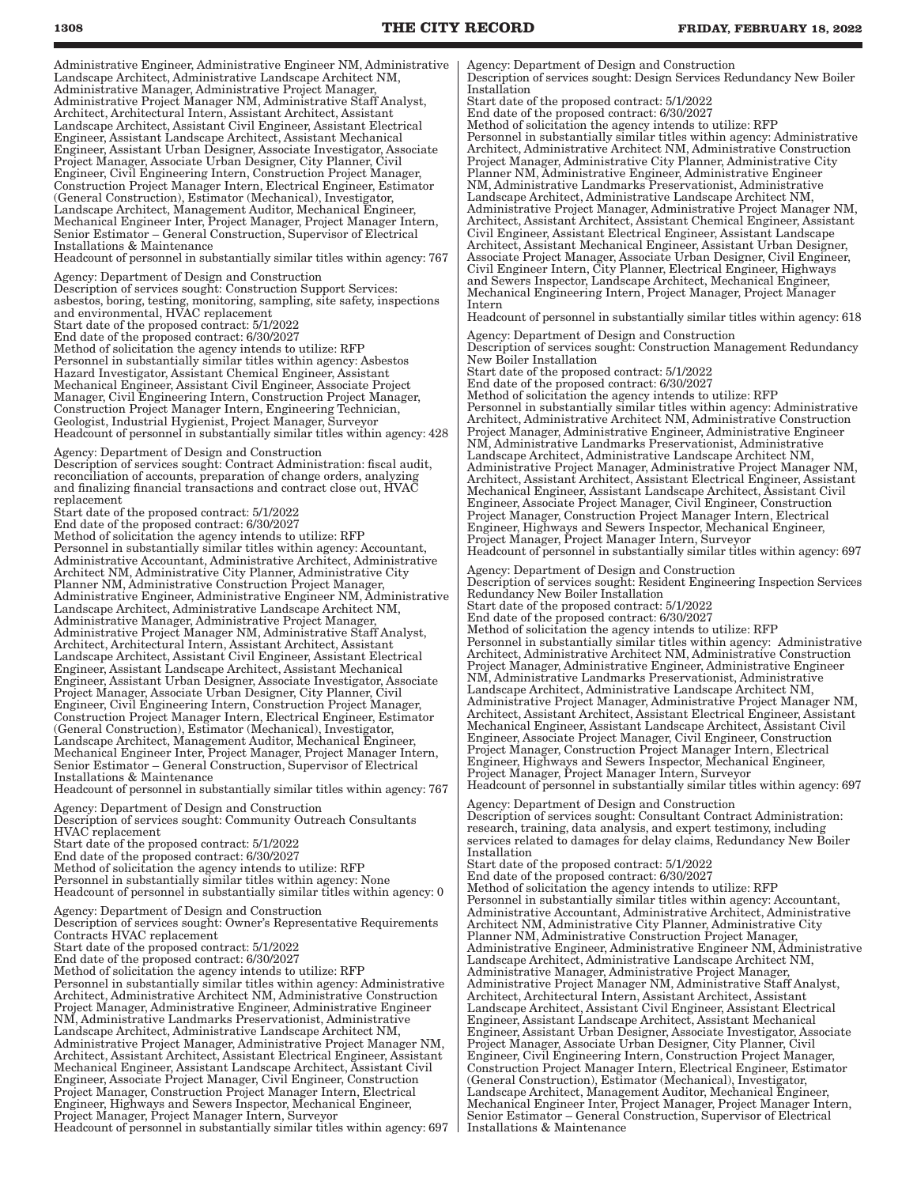Administrative Engineer, Administrative Engineer NM, Administrative Landscape Architect, Administrative Landscape Architect NM, Administrative Manager, Administrative Project Manager, Administrative Project Manager NM, Administrative Staff Analyst, Architect, Architectural Intern, Assistant Architect, Assistant Landscape Architect, Assistant Civil Engineer, Assistant Electrical Engineer, Assistant Landscape Architect, Assistant Mechanical Engineer, Assistant Urban Designer, Associate Investigator, Associate Project Manager, Associate Urban Designer, City Planner, Civil Engineer, Civil Engineering Intern, Construction Project Manager, Construction Project Manager Intern, Electrical Engineer, Estimator (General Construction), Estimator (Mechanical), Investigator, Landscape Architect, Management Auditor, Mechanical Engineer, Mechanical Engineer Inter, Project Manager, Project Manager Intern, Senior Estimator – General Construction, Supervisor of Electrical Installations & Maintenance
Headcount of personnel in substantially similar titles within agency: 767

Agency: Department of Design and Construction
Description of services sought: Construction Support Services: asbestos, boring, testing, monitoring, sampling, site safety, inspections and environmental, HVAC replacement
Start date of the proposed contract: 5/1/2022
End date of the proposed contract: 6/30/2027
Method of solicitation the agency intends to utilize: RFP
Personnel in substantially similar titles within agency: Asbestos Hazard Investigator, Assistant Chemical Engineer, Assistant Mechanical Engineer, Assistant Civil Engineer, Associate Project Manager, Civil Engineering Intern, Construction Project Manager, Construction Project Manager Intern, Engineering Technician, Geologist, Industrial Hygienist, Project Manager, Surveyor
Headcount of personnel in substantially similar titles within agency: 428

Agency: Department of Design and Construction
Description of services sought: Contract Administration: fiscal audit, reconciliation of accounts, preparation of change orders, analyzing and finalizing financial transactions and contract close out, HVAC replacement
Start date of the proposed contract: 5/1/2022
End date of the proposed contract: 6/30/2027
Method of solicitation the agency intends to utilize: RFP
Personnel in substantially similar titles within agency: Accountant, Administrative Accountant, Administrative Architect, Administrative Architect NM, Administrative City Planner, Administrative City Planner NM, Administrative Construction Project Manager, Administrative Engineer, Administrative Engineer NM, Administrative Landscape Architect, Administrative Landscape Architect NM, Administrative Manager, Administrative Project Manager, Administrative Project Manager NM, Administrative Staff Analyst, Architect, Architectural Intern, Assistant Architect, Assistant Landscape Architect, Assistant Civil Engineer, Assistant Electrical Engineer, Assistant Landscape Architect, Assistant Mechanical Engineer, Assistant Urban Designer, Associate Investigator, Associate Project Manager, Associate Urban Designer, City Planner, Civil Engineer, Civil Engineering Intern, Construction Project Manager, Construction Project Manager Intern, Electrical Engineer, Estimator (General Construction), Estimator (Mechanical), Investigator, Landscape Architect, Management Auditor, Mechanical Engineer, Mechanical Engineer Inter, Project Manager, Project Manager Intern, Senior Estimator – General Construction, Supervisor of Electrical Installations & Maintenance
Headcount of personnel in substantially similar titles within agency: 767

Agency: Department of Design and Construction
Description of services sought: Community Outreach Consultants HVAC replacement
Start date of the proposed contract: 5/1/2022
End date of the proposed contract: 6/30/2027
Method of solicitation the agency intends to utilize: RFP
Personnel in substantially similar titles within agency: None
Headcount of personnel in substantially similar titles within agency: 0

Agency: Department of Design and Construction
Description of services sought: Owner's Representative Requirements Contracts HVAC replacement
Start date of the proposed contract: 5/1/2022
End date of the proposed contract: 6/30/2027
Method of solicitation the agency intends to utilize: RFP
Personnel in substantially similar titles within agency: Administrative Architect, Administrative Architect NM, Administrative Construction Project Manager, Administrative Engineer, Administrative Engineer NM, Administrative Landmarks Preservationist, Administrative Landscape Architect, Administrative Landscape Architect NM, Administrative Project Manager, Administrative Project Manager NM, Architect, Assistant Architect, Assistant Electrical Engineer, Assistant Mechanical Engineer, Assistant Landscape Architect, Assistant Civil Engineer, Associate Project Manager, Civil Engineer, Construction Project Manager, Construction Project Manager Intern, Electrical Engineer, Highways and Sewers Inspector, Mechanical Engineer, Project Manager, Project Manager Intern, Surveyor
Headcount of personnel in substantially similar titles within agency: 697

Agency: Department of Design and Construction
Description of services sought: Design Services Redundancy New Boiler Installation
Start date of the proposed contract: 5/1/2022
End date of the proposed contract: 6/30/2027
Method of solicitation the agency intends to utilize: RFP
Personnel in substantially similar titles within agency: Administrative Architect, Administrative Architect NM, Administrative Construction Project Manager, Administrative City Planner, Administrative City Planner NM, Administrative Engineer, Administrative Engineer NM, Administrative Landmarks Preservationist, Administrative Landscape Architect, Administrative Landscape Architect NM, Administrative Project Manager, Administrative Project Manager NM, Architect, Assistant Architect, Assistant Chemical Engineer, Assistant Civil Engineer, Assistant Electrical Engineer, Assistant Landscape Architect, Assistant Mechanical Engineer, Assistant Urban Designer, Associate Project Manager, Associate Urban Designer, Civil Engineer, Civil Engineer Intern, City Planner, Electrical Engineer, Highways and Sewers Inspector, Landscape Architect, Mechanical Engineer, Mechanical Engineering Intern, Project Manager, Project Manager Intern
Headcount of personnel in substantially similar titles within agency: 618

Agency: Department of Design and Construction
Description of services sought: Construction Management Redundancy New Boiler Installation
Start date of the proposed contract: 5/1/2022
End date of the proposed contract: 6/30/2027
Method of solicitation the agency intends to utilize: RFP
Personnel in substantially similar titles within agency: Administrative Architect, Administrative Architect NM, Administrative Construction Project Manager, Administrative Engineer, Administrative Engineer NM, Administrative Landmarks Preservationist, Administrative Landscape Architect, Administrative Landscape Architect NM, Administrative Project Manager, Administrative Project Manager NM, Architect, Assistant Architect, Assistant Electrical Engineer, Assistant Mechanical Engineer, Assistant Landscape Architect, Assistant Civil Engineer, Associate Project Manager, Civil Engineer, Construction Project Manager, Construction Project Manager Intern, Electrical Engineer, Highways and Sewers Inspector, Mechanical Engineer, Project Manager, Project Manager Intern, Surveyor
Headcount of personnel in substantially similar titles within agency: 697

Agency: Department of Design and Construction
Description of services sought: Resident Engineering Inspection Services Redundancy New Boiler Installation
Start date of the proposed contract: 5/1/2022
End date of the proposed contract: 6/30/2027
Method of solicitation the agency intends to utilize: RFP
Personnel in substantially similar titles within agency: Administrative Architect, Administrative Architect NM, Administrative Construction Project Manager, Administrative Engineer, Administrative Engineer NM, Administrative Landmarks Preservationist, Administrative Landscape Architect, Administrative Landscape Architect NM, Administrative Project Manager, Administrative Project Manager NM, Architect, Assistant Architect, Assistant Electrical Engineer, Assistant Mechanical Engineer, Assistant Landscape Architect, Assistant Civil Engineer, Associate Project Manager, Civil Engineer, Construction Project Manager, Construction Project Manager Intern, Electrical Engineer, Highways and Sewers Inspector, Mechanical Engineer, Project Manager, Project Manager Intern, Surveyor
Headcount of personnel in substantially similar titles within agency: 697

Agency: Department of Design and Construction
Description of services sought: Consultant Contract Administration: research, training, data analysis, and expert testimony, including services related to damages for delay claims, Redundancy New Boiler Installation
Start date of the proposed contract: 5/1/2022
End date of the proposed contract: 6/30/2027
Method of solicitation the agency intends to utilize: RFP
Personnel in substantially similar titles within agency: Accountant, Administrative Accountant, Administrative Architect, Administrative Architect NM, Administrative City Planner, Administrative City Planner NM, Administrative Construction Project Manager, Administrative Engineer, Administrative Engineer NM, Administrative Landscape Architect, Administrative Landscape Architect NM, Administrative Manager, Administrative Project Manager, Administrative Project Manager NM, Administrative Staff Analyst, Architect, Architectural Intern, Assistant Architect, Assistant Landscape Architect, Assistant Civil Engineer, Assistant Electrical Engineer, Assistant Landscape Architect, Assistant Mechanical Engineer, Assistant Urban Designer, Associate Investigator, Associate Project Manager, Associate Urban Designer, City Planner, Civil Engineer, Civil Engineering Intern, Construction Project Manager, Construction Project Manager Intern, Electrical Engineer, Estimator (General Construction), Estimator (Mechanical), Investigator, Landscape Architect, Management Auditor, Mechanical Engineer, Mechanical Engineer Inter, Project Manager, Project Manager Intern, Senior Estimator – General Construction, Supervisor of Electrical Installations & Maintenance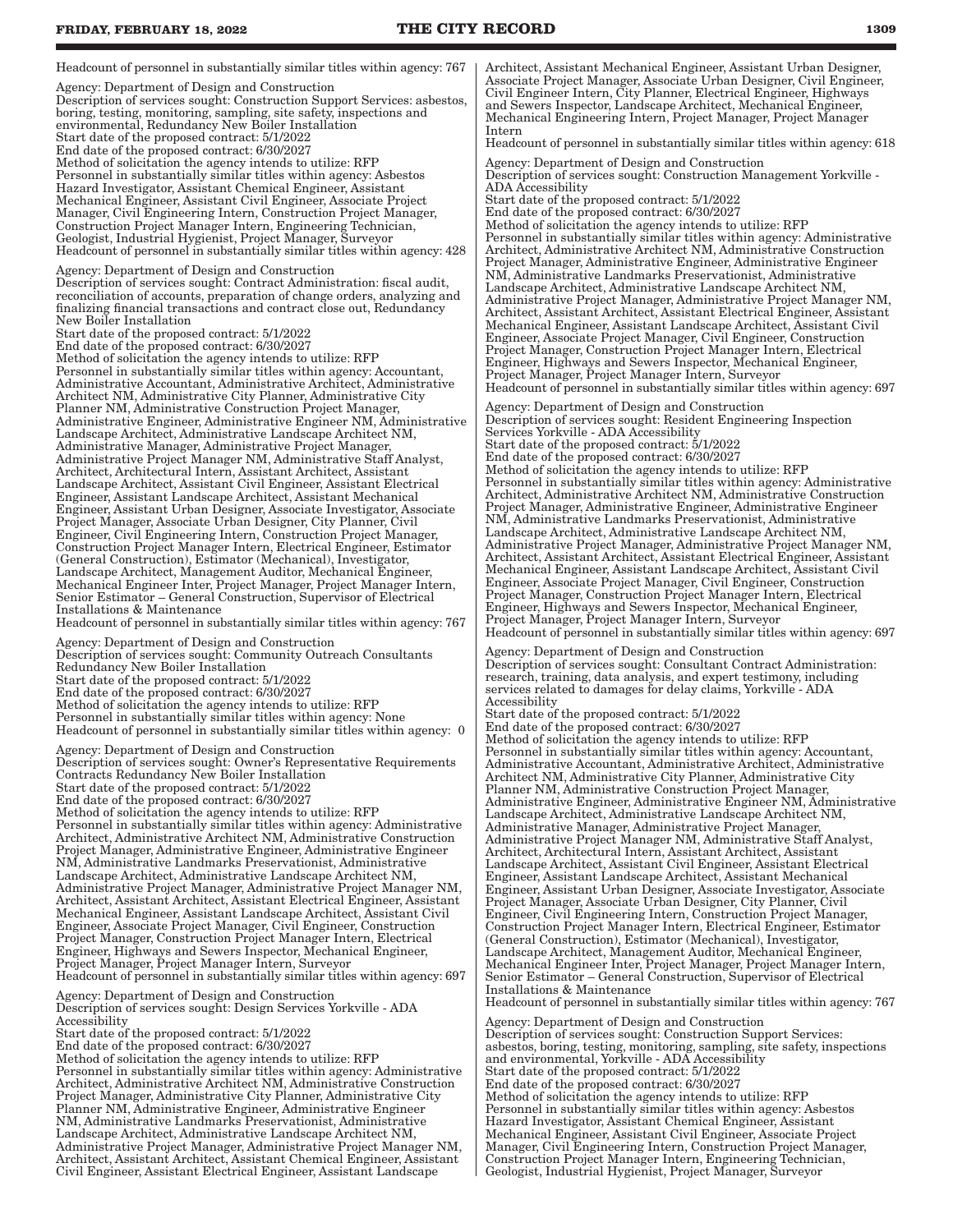Headcount of personnel in substantially similar titles within agency: 767

Agency: Department of Design and Construction
Description of services sought: Construction Support Services: asbestos, boring, testing, monitoring, sampling, site safety, inspections and environmental, Redundancy New Boiler Installation
Start date of the proposed contract: 5/1/2022
End date of the proposed contract: 6/30/2027
Method of solicitation the agency intends to utilize: RFP
Personnel in substantially similar titles within agency: Asbestos Hazard Investigator, Assistant Chemical Engineer, Assistant Mechanical Engineer, Assistant Civil Engineer, Associate Project Manager, Civil Engineering Intern, Construction Project Manager, Construction Project Manager Intern, Engineering Technician, Geologist, Industrial Hygienist, Project Manager, Surveyor
Headcount of personnel in substantially similar titles within agency: 428

Agency: Department of Design and Construction
Description of services sought: Contract Administration: fiscal audit, reconciliation of accounts, preparation of change orders, analyzing and finalizing financial transactions and contract close out, Redundancy New Boiler Installation
Start date of the proposed contract: 5/1/2022
End date of the proposed contract: 6/30/2027
Method of solicitation the agency intends to utilize: RFP
Personnel in substantially similar titles within agency: Accountant, Administrative Accountant, Administrative Architect, Administrative Architect NM, Administrative City Planner, Administrative City Planner NM, Administrative Construction Project Manager, Administrative Engineer, Administrative Engineer NM, Administrative Landscape Architect, Administrative Landscape Architect NM, Administrative Manager, Administrative Project Manager, Administrative Project Manager NM, Administrative Staff Analyst, Architect, Architectural Intern, Assistant Architect, Assistant Landscape Architect, Assistant Civil Engineer, Assistant Electrical Engineer, Assistant Landscape Architect, Assistant Mechanical Engineer, Assistant Urban Designer, Associate Investigator, Associate Project Manager, Associate Urban Designer, City Planner, Civil Engineer, Civil Engineering Intern, Construction Project Manager, Construction Project Manager Intern, Electrical Engineer, Estimator (General Construction), Estimator (Mechanical), Investigator, Landscape Architect, Management Auditor, Mechanical Engineer, Mechanical Engineer Inter, Project Manager, Project Manager Intern, Senior Estimator – General Construction, Supervisor of Electrical Installations & Maintenance
Headcount of personnel in substantially similar titles within agency: 767

Agency: Department of Design and Construction
Description of services sought: Community Outreach Consultants Redundancy New Boiler Installation
Start date of the proposed contract: 5/1/2022
End date of the proposed contract: 6/30/2027
Method of solicitation the agency intends to utilize: RFP
Personnel in substantially similar titles within agency: None
Headcount of personnel in substantially similar titles within agency: 0

Agency: Department of Design and Construction
Description of services sought: Owner's Representative Requirements Contracts Redundancy New Boiler Installation
Start date of the proposed contract: 5/1/2022
End date of the proposed contract: 6/30/2027
Method of solicitation the agency intends to utilize: RFP
Personnel in substantially similar titles within agency: Administrative Architect, Administrative Architect NM, Administrative Construction Project Manager, Administrative Engineer, Administrative Engineer NM, Administrative Landmarks Preservationist, Administrative Landscape Architect, Administrative Landscape Architect NM, Administrative Project Manager, Administrative Project Manager NM, Architect, Assistant Architect, Assistant Electrical Engineer, Assistant Mechanical Engineer, Assistant Landscape Architect, Assistant Civil Engineer, Associate Project Manager, Civil Engineer, Construction Project Manager, Construction Project Manager Intern, Electrical Engineer, Highways and Sewers Inspector, Mechanical Engineer, Project Manager, Project Manager Intern, Surveyor
Headcount of personnel in substantially similar titles within agency: 697

Agency: Department of Design and Construction
Description of services sought: Design Services Yorkville - ADA Accessibility
Start date of the proposed contract: 5/1/2022
End date of the proposed contract: 6/30/2027
Method of solicitation the agency intends to utilize: RFP
Personnel in substantially similar titles within agency: Administrative Architect, Administrative Architect NM, Administrative Construction Project Manager, Administrative City Planner, Administrative City Planner NM, Administrative Engineer, Administrative Engineer NM, Administrative Landmarks Preservationist, Administrative Landscape Architect, Administrative Landscape Architect NM, Administrative Project Manager, Administrative Project Manager NM, Architect, Assistant Architect, Assistant Chemical Engineer, Assistant Civil Engineer, Assistant Electrical Engineer, Assistant Landscape Architect, Assistant Mechanical Engineer, Assistant Urban Designer, Associate Project Manager, Associate Urban Designer, Civil Engineer, Civil Engineer Intern, City Planner, Electrical Engineer, Highways and Sewers Inspector, Landscape Architect, Mechanical Engineer, Mechanical Engineering Intern, Project Manager, Project Manager Intern
Headcount of personnel in substantially similar titles within agency: 618

Agency: Department of Design and Construction
Description of services sought: Construction Management Yorkville - ADA Accessibility
Start date of the proposed contract: 5/1/2022
End date of the proposed contract: 6/30/2027
Method of solicitation the agency intends to utilize: RFP
Personnel in substantially similar titles within agency: Administrative Architect, Administrative Architect NM, Administrative Construction Project Manager, Administrative Engineer, Administrative Engineer NM, Administrative Landmarks Preservationist, Administrative Landscape Architect, Administrative Landscape Architect NM, Administrative Project Manager, Administrative Project Manager NM, Architect, Assistant Architect, Assistant Electrical Engineer, Assistant Mechanical Engineer, Assistant Landscape Architect, Assistant Civil Engineer, Associate Project Manager, Civil Engineer, Construction Project Manager, Construction Project Manager Intern, Electrical Engineer, Highways and Sewers Inspector, Mechanical Engineer, Project Manager, Project Manager Intern, Surveyor
Headcount of personnel in substantially similar titles within agency: 697

Agency: Department of Design and Construction
Description of services sought: Resident Engineering Inspection Services Yorkville - ADA Accessibility
Start date of the proposed contract: 5/1/2022
End date of the proposed contract: 6/30/2027
Method of solicitation the agency intends to utilize: RFP
Personnel in substantially similar titles within agency: Administrative Architect, Administrative Architect NM, Administrative Construction Project Manager, Administrative Engineer, Administrative Engineer NM, Administrative Landmarks Preservationist, Administrative Landscape Architect, Administrative Landscape Architect NM, Administrative Project Manager, Administrative Project Manager NM, Architect, Assistant Architect, Assistant Electrical Engineer, Assistant Mechanical Engineer, Assistant Landscape Architect, Assistant Civil Engineer, Associate Project Manager, Civil Engineer, Construction Project Manager, Construction Project Manager Intern, Electrical Engineer, Highways and Sewers Inspector, Mechanical Engineer, Project Manager, Project Manager Intern, Surveyor
Headcount of personnel in substantially similar titles within agency: 697

Agency: Department of Design and Construction
Description of services sought: Consultant Contract Administration: research, training, data analysis, and expert testimony, including services related to damages for delay claims, Yorkville - ADA Accessibility
Start date of the proposed contract: 5/1/2022
End date of the proposed contract: 6/30/2027
Method of solicitation the agency intends to utilize: RFP
Personnel in substantially similar titles within agency: Accountant, Administrative Accountant, Administrative Architect, Administrative Architect NM, Administrative City Planner, Administrative City Planner NM, Administrative Construction Project Manager, Administrative Engineer, Administrative Engineer NM, Administrative Landscape Architect, Administrative Landscape Architect NM, Administrative Manager, Administrative Project Manager, Administrative Project Manager NM, Administrative Staff Analyst, Architect, Architectural Intern, Assistant Architect, Assistant Landscape Architect, Assistant Civil Engineer, Assistant Electrical Engineer, Assistant Landscape Architect, Assistant Mechanical Engineer, Assistant Urban Designer, Associate Investigator, Associate Project Manager, Associate Urban Designer, City Planner, Civil Engineer, Civil Engineering Intern, Construction Project Manager, Construction Project Manager Intern, Electrical Engineer, Estimator (General Construction), Estimator (Mechanical), Investigator, Landscape Architect, Management Auditor, Mechanical Engineer, Mechanical Engineer Inter, Project Manager, Project Manager Intern, Senior Estimator – General Construction, Supervisor of Electrical Installations & Maintenance
Headcount of personnel in substantially similar titles within agency: 767

Agency: Department of Design and Construction
Description of services sought: Construction Support Services: asbestos, boring, testing, monitoring, sampling, site safety, inspections and environmental, Yorkville - ADA Accessibility
Start date of the proposed contract: 5/1/2022
End date of the proposed contract: 6/30/2027
Method of solicitation the agency intends to utilize: RFP
Personnel in substantially similar titles within agency: Asbestos Hazard Investigator, Assistant Chemical Engineer, Assistant Mechanical Engineer, Assistant Civil Engineer, Associate Project Manager, Civil Engineering Intern, Construction Project Manager, Construction Project Manager Intern, Engineering Technician, Geologist, Industrial Hygienist, Project Manager, Surveyor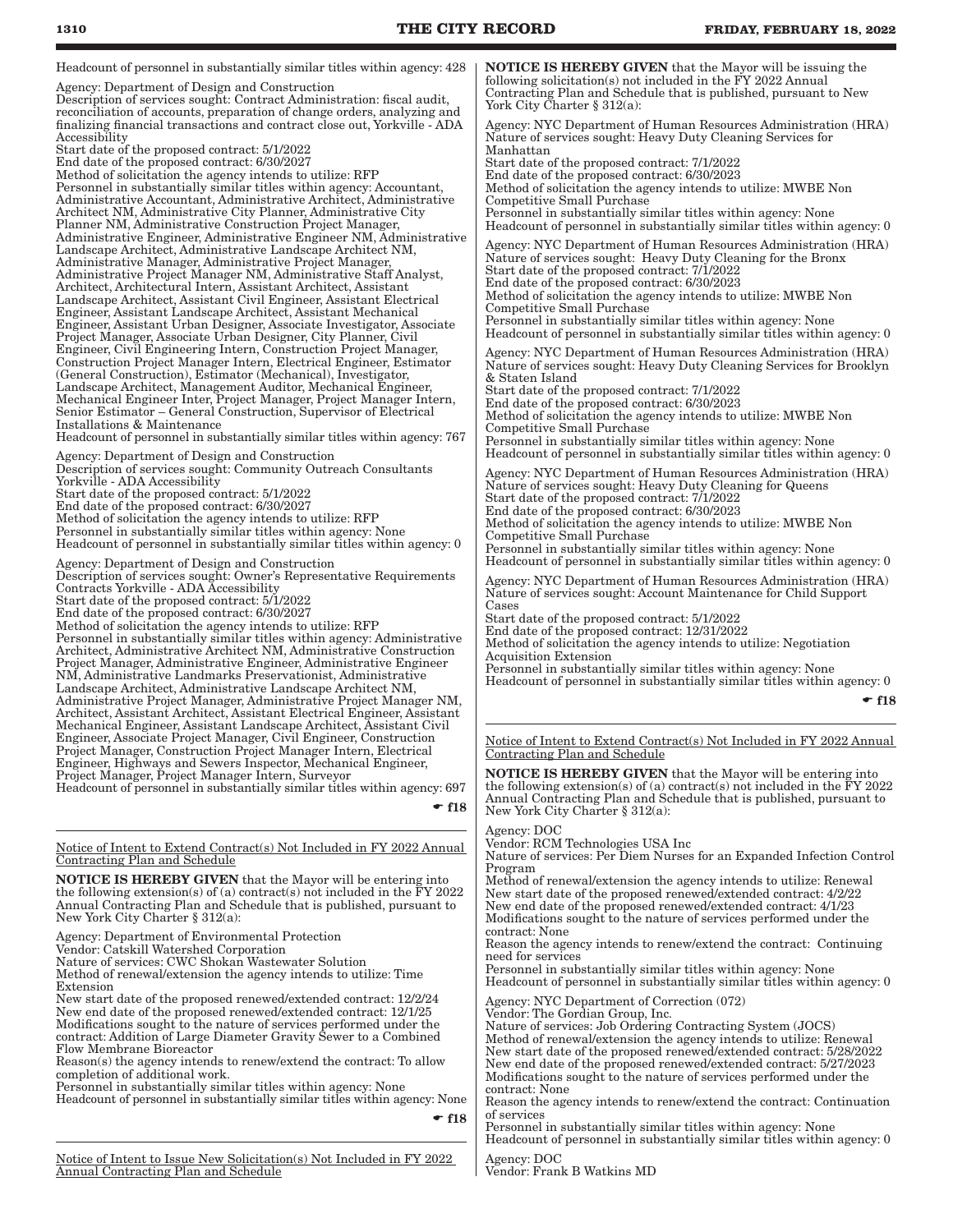Headcount of personnel in substantially similar titles within agency: 428

Agency: Department of Design and Construction
Description of services sought: Contract Administration: fiscal audit, reconciliation of accounts, preparation of change orders, analyzing and finalizing financial transactions and contract close out, Yorkville - ADA Accessibility
Start date of the proposed contract: 5/1/2022
End date of the proposed contract: 6/30/2027
Method of solicitation the agency intends to utilize: RFP
Personnel in substantially similar titles within agency: Accountant, Administrative Accountant, Administrative Architect, Administrative Architect NM, Administrative City Planner, Administrative City Planner NM, Administrative Construction Project Manager, Administrative Engineer, Administrative Engineer NM, Administrative Landscape Architect, Administrative Landscape Architect NM, Administrative Manager, Administrative Project Manager, Administrative Project Manager NM, Administrative Staff Analyst, Architect, Architectural Intern, Assistant Architect, Assistant Landscape Architect, Assistant Civil Engineer, Assistant Electrical Engineer, Assistant Landscape Architect, Assistant Mechanical Engineer, Assistant Urban Designer, Associate Investigator, Associate Project Manager, Associate Urban Designer, City Planner, Civil Engineer, Civil Engineering Intern, Construction Project Manager, Construction Project Manager Intern, Electrical Engineer, Estimator (General Construction), Estimator (Mechanical), Investigator, Landscape Architect, Management Auditor, Mechanical Engineer, Mechanical Engineer Inter, Project Manager, Project Manager Intern, Senior Estimator – General Construction, Supervisor of Electrical Installations & Maintenance
Headcount of personnel in substantially similar titles within agency: 767

Agency: Department of Design and Construction
Description of services sought: Community Outreach Consultants Yorkville - ADA Accessibility
Start date of the proposed contract: 5/1/2022
End date of the proposed contract: 6/30/2027
Method of solicitation the agency intends to utilize: RFP
Personnel in substantially similar titles within agency: None
Headcount of personnel in substantially similar titles within agency: 0

Agency: Department of Design and Construction
Description of services sought: Owner's Representative Requirements Contracts Yorkville - ADA Accessibility
Start date of the proposed contract: 5/1/2022
End date of the proposed contract: 6/30/2027
Method of solicitation the agency intends to utilize: RFP
Personnel in substantially similar titles within agency: Administrative Architect, Administrative Architect NM, Administrative Construction Project Manager, Administrative Engineer, Administrative Engineer NM, Administrative Landmarks Preservationist, Administrative Landscape Architect, Administrative Landscape Architect NM, Administrative Project Manager, Administrative Project Manager NM, Architect, Assistant Architect, Assistant Electrical Engineer, Assistant Mechanical Engineer, Assistant Landscape Architect, Assistant Civil Engineer, Associate Project Manager, Civil Engineer, Construction Project Manager, Construction Project Manager Intern, Electrical Engineer, Highways and Sewers Inspector, Mechanical Engineer, Project Manager, Project Manager Intern, Surveyor
Headcount of personnel in substantially similar titles within agency: 697

☛ f18

Notice of Intent to Extend Contract(s) Not Included in FY 2022 Annual Contracting Plan and Schedule

**NOTICE IS HEREBY GIVEN** that the Mayor will be entering into the following extension(s) of (a) contract(s) not included in the FY 2022 Annual Contracting Plan and Schedule that is published, pursuant to New York City Charter § 312(a):

Agency: Department of Environmental Protection
Vendor: Catskill Watershed Corporation
Nature of services: CWC Shokan Wastewater Solution
Method of renewal/extension the agency intends to utilize: Time Extension
New start date of the proposed renewed/extended contract: 12/2/24
New end date of the proposed renewed/extended contract: 12/1/25
Modifications sought to the nature of services performed under the contract: Addition of Large Diameter Gravity Sewer to a Combined Flow Membrane Bioreactor
Reason(s) the agency intends to renew/extend the contract: To allow completion of additional work.
Personnel in substantially similar titles within agency: None
Headcount of personnel in substantially similar titles within agency: None

☛ f18

Notice of Intent to Issue New Solicitation(s) Not Included in FY 2022 Annual Contracting Plan and Schedule

**NOTICE IS HEREBY GIVEN** that the Mayor will be issuing the following solicitation(s) not included in the FY 2022 Annual Contracting Plan and Schedule that is published, pursuant to New York City Charter § 312(a):

Agency: NYC Department of Human Resources Administration (HRA)
Nature of services sought: Heavy Duty Cleaning Services for Manhattan
Start date of the proposed contract: 7/1/2022
End date of the proposed contract: 6/30/2023
Method of solicitation the agency intends to utilize: MWBE Non Competitive Small Purchase
Personnel in substantially similar titles within agency: None
Headcount of personnel in substantially similar titles within agency: 0

Agency: NYC Department of Human Resources Administration (HRA)
Nature of services sought: Heavy Duty Cleaning for the Bronx
Start date of the proposed contract: 7/1/2022
End date of the proposed contract: 6/30/2023
Method of solicitation the agency intends to utilize: MWBE Non Competitive Small Purchase
Personnel in substantially similar titles within agency: None
Headcount of personnel in substantially similar titles within agency: 0

Agency: NYC Department of Human Resources Administration (HRA)
Nature of services sought: Heavy Duty Cleaning Services for Brooklyn & Staten Island
Start date of the proposed contract: 7/1/2022
End date of the proposed contract: 6/30/2023
Method of solicitation the agency intends to utilize: MWBE Non Competitive Small Purchase
Personnel in substantially similar titles within agency: None
Headcount of personnel in substantially similar titles within agency: 0

Agency: NYC Department of Human Resources Administration (HRA)
Nature of services sought: Heavy Duty Cleaning for Queens
Start date of the proposed contract: 7/1/2022
End date of the proposed contract: 6/30/2023
Method of solicitation the agency intends to utilize: MWBE Non Competitive Small Purchase
Personnel in substantially similar titles within agency: None
Headcount of personnel in substantially similar titles within agency: 0

Agency: NYC Department of Human Resources Administration (HRA)
Nature of services sought: Account Maintenance for Child Support Cases
Start date of the proposed contract: 5/1/2022
End date of the proposed contract: 12/31/2022
Method of solicitation the agency intends to utilize: Negotiation Acquisition Extension
Personnel in substantially similar titles within agency: None
Headcount of personnel in substantially similar titles within agency: 0

☛ f18

Notice of Intent to Extend Contract(s) Not Included in FY 2022 Annual Contracting Plan and Schedule

**NOTICE IS HEREBY GIVEN** that the Mayor will be entering into the following extension(s) of (a) contract(s) not included in the FY 2022 Annual Contracting Plan and Schedule that is published, pursuant to New York City Charter § 312(a):

Agency: DOC
Vendor: RCM Technologies USA Inc
Nature of services: Per Diem Nurses for an Expanded Infection Control Program
Method of renewal/extension the agency intends to utilize: Renewal
New start date of the proposed renewed/extended contract: 4/2/22
New end date of the proposed renewed/extended contract: 4/1/23
Modifications sought to the nature of services performed under the contract: None
Reason the agency intends to renew/extend the contract: Continuing need for services
Personnel in substantially similar titles within agency: None
Headcount of personnel in substantially similar titles within agency: 0

Agency: NYC Department of Correction (072)
Vendor: The Gordian Group, Inc.
Nature of services: Job Ordering Contracting System (JOCS)
Method of renewal/extension the agency intends to utilize: Renewal
New start date of the proposed renewed/extended contract: 5/28/2022
New end date of the proposed renewed/extended contract: 5/27/2023
Modifications sought to the nature of services performed under the contract: None
Reason the agency intends to renew/extend the contract: Continuation of services
Personnel in substantially similar titles within agency: None
Headcount of personnel in substantially similar titles within agency: 0

Agency: DOC
Vendor: Frank B Watkins MD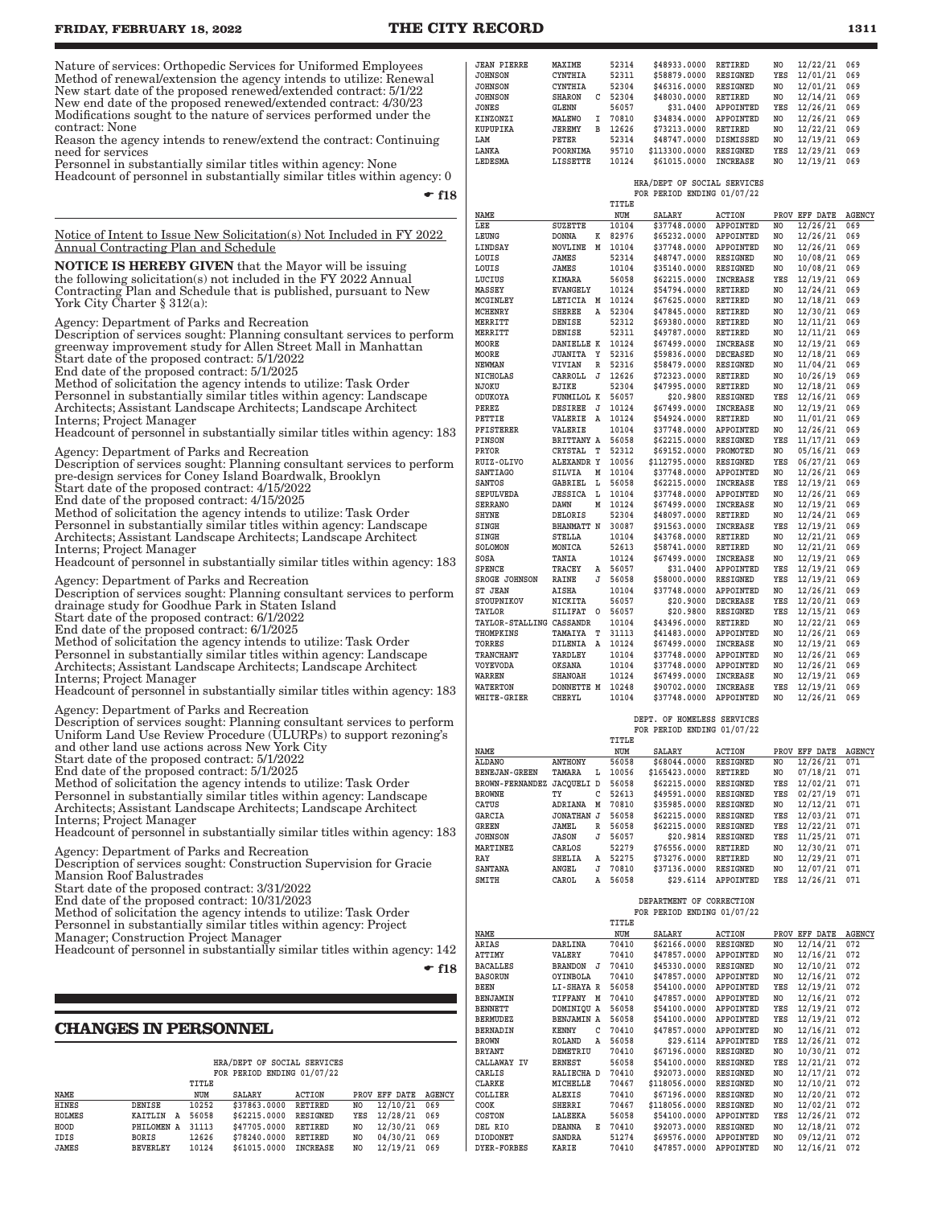Nature of services: Orthopedic Services for Uniformed Employees
Method of renewal/extension the agency intends to utilize: Renewal
New start date of the proposed renewed/extended contract: 5/1/22
New end date of the proposed renewed/extended contract: 4/30/23
Modifications sought to the nature of services performed under the contract: None
Reason the agency intends to renew/extend the contract: Continuing need for services
Personnel in substantially similar titles within agency: None
Headcount of personnel in substantially similar titles within agency: 0

☛ f18

Notice of Intent to Issue New Solicitation(s) Not Included in FY 2022 Annual Contracting Plan and Schedule

**NOTICE IS HEREBY GIVEN** that the Mayor will be issuing the following solicitation(s) not included in the FY 2022 Annual Contracting Plan and Schedule that is published, pursuant to New York City Charter § 312(a):

Agency: Department of Parks and Recreation
Description of services sought: Planning consultant services to perform greenway improvement study for Allen Street Mall in Manhattan
Start date of the proposed contract: 5/1/2022
End date of the proposed contract: 5/1/2025
Method of solicitation the agency intends to utilize: Task Order
Personnel in substantially similar titles within agency: Landscape Architects; Assistant Landscape Architects; Landscape Architect Interns; Project Manager
Headcount of personnel in substantially similar titles within agency: 183

Agency: Department of Parks and Recreation
Description of services sought: Planning consultant services to perform pre-design services for Coney Island Boardwalk, Brooklyn
Start date of the proposed contract: 4/15/2022
End date of the proposed contract: 4/15/2025
Method of solicitation the agency intends to utilize: Task Order
Personnel in substantially similar titles within agency: Landscape Architects; Assistant Landscape Architects; Landscape Architect Interns; Project Manager
Headcount of personnel in substantially similar titles within agency: 183

Agency: Department of Parks and Recreation
Description of services sought: Planning consultant services to perform drainage study for Goodhue Park in Staten Island
Start date of the proposed contract: 6/1/2022
End date of the proposed contract: 6/1/2025
Method of solicitation the agency intends to utilize: Task Order
Personnel in substantially similar titles within agency: Landscape Architects; Assistant Landscape Architects; Landscape Architect Interns; Project Manager
Headcount of personnel in substantially similar titles within agency: 183

Agency: Department of Parks and Recreation
Description of services sought: Planning consultant services to perform Uniform Land Use Review Procedure (ULURPs) to support rezoning's and other land use actions across New York City
Start date of the proposed contract: 5/1/2022
End date of the proposed contract: 5/1/2025
Method of solicitation the agency intends to utilize: Task Order
Personnel in substantially similar titles within agency: Landscape Architects; Assistant Landscape Architects; Landscape Architect Interns; Project Manager
Headcount of personnel in substantially similar titles within agency: 183

Agency: Department of Parks and Recreation
Description of services sought: Construction Supervision for Gracie Mansion Roof Balustrades
Start date of the proposed contract: 3/31/2022
End date of the proposed contract: 10/31/2023
Method of solicitation the agency intends to utilize: Task Order
Personnel in substantially similar titles within agency: Project Manager; Construction Project Manager
Headcount of personnel in substantially similar titles within agency: 142

☛ f18

## CHANGES IN PERSONNEL

HRA/DEPT OF SOCIAL SERVICES
FOR PERIOD ENDING 01/07/22

| NAME | | | TITLE NUM | SALARY | ACTION | PROV | EFF DATE | AGENCY |
|---|---|---|---|---|---|---|---|---|
| HINES | DENISE | | 10252 | $37863.0000 | RETIRED | NO | 12/10/21 | 069 |
| HOLMES | KAITLIN | A | 56058 | $62215.0000 | RESIGNED | YES | 12/28/21 | 069 |
| HOOD | PHILOMEN | A | 31113 | $47705.0000 | RETIRED | NO | 12/30/21 | 069 |
| IDIS | BORIS | | 12626 | $78240.0000 | RETIRED | NO | 04/30/21 | 069 |
| JAMES | BEVERLEY | | 10124 | $61015.0000 | INCREASE | NO | 12/19/21 | 069 |
| JEAN PIERRE | MAXIME | | 52314 | $48933.0000 | RETIRED | NO | 12/22/21 | 069 |
| JOHNSON | CYNTHIA | | 52311 | $58879.0000 | RESIGNED | YES | 12/01/21 | 069 |
| JOHNSON | CYNTHIA | | 52304 | $46316.0000 | RESIGNED | NO | 12/01/21 | 069 |
| JOHNSON | SHARON | C | 52304 | $48030.0000 | RETIRED | NO | 12/14/21 | 069 |
| JONES | GLENN | | 56057 | $31.0400 | APPOINTED | YES | 12/26/21 | 069 |
| KINZONZI | MALEWO | I | 70810 | $34834.0000 | APPOINTED | NO | 12/26/21 | 069 |
| KUPUPIKA | JEREMY | B | 12626 | $73213.0000 | RETIRED | NO | 12/22/21 | 069 |
| LAM | PETER | | 52314 | $48747.0000 | DISMISSED | NO | 12/19/21 | 069 |
| LANKA | POORNIMA | | 95710 | $113300.0000 | RESIGNED | YES | 12/29/21 | 069 |
| LEDESMA | LISSETTE | | 10124 | $61015.0000 | INCREASE | NO | 12/19/21 | 069 |

HRA/DEPT OF SOCIAL SERVICES
FOR PERIOD ENDING 01/07/22

| NAME | | | TITLE NUM | SALARY | ACTION | PROV | EFF DATE | AGENCY |
|---|---|---|---|---|---|---|---|---|
| LEE | SUZETTE | | 10104 | $37748.0000 | APPOINTED | NO | 12/26/21 | 069 |
| LEUNG | DONNA | K | 82976 | $65232.0000 | APPOINTED | NO | 12/26/21 | 069 |
| LINDSAY | NOVLINE | M | 10104 | $37748.0000 | APPOINTED | NO | 12/26/21 | 069 |
| LOUIS | JAMES | | 52314 | $48747.0000 | RESIGNED | NO | 10/08/21 | 069 |
| LOUIS | JAMES | | 10104 | $35140.0000 | RESIGNED | NO | 10/08/21 | 069 |
| LUCIUS | KIMARA | | 56058 | $62215.0000 | INCREASE | YES | 12/19/21 | 069 |
| MASSEY | EVANGELY | | 10124 | $54794.0000 | RETIRED | NO | 12/24/21 | 069 |
| MCGINLEY | LETICIA | M | 10124 | $67625.0000 | RETIRED | NO | 12/18/21 | 069 |
| MCHENRY | SHEREE | A | 52304 | $47845.0000 | RETIRED | NO | 12/30/21 | 069 |
| MERRITT | DENISE | | 52312 | $69380.0000 | RETIRED | NO | 12/11/21 | 069 |
| MERRITT | DENISE | | 52311 | $49787.0000 | RETIRED | NO | 12/11/21 | 069 |
| MOORE | DANIELLE | K | 10124 | $67499.0000 | INCREASE | NO | 12/19/21 | 069 |
| MOORE | JUANITA | Y | 52316 | $59836.0000 | DECEASED | NO | 12/18/21 | 069 |
| NEWMAN | VIVIAN | R | 52316 | $58479.0000 | RESIGNED | NO | 11/04/21 | 069 |
| NICHOLAS | CARROLL | J | 12626 | $72323.0000 | RETIRED | NO | 10/26/19 | 069 |
| NJOKU | EJIKE | | 52304 | $47995.0000 | RETIRED | NO | 12/18/21 | 069 |
| ODUKOYA | FUNMILOL | K | 56057 | $20.9800 | RESIGNED | YES | 12/16/21 | 069 |
| PEREZ | DESIREE | J | 10124 | $67499.0000 | INCREASE | NO | 12/19/21 | 069 |
| PETTIE | VALERIE | A | 10124 | $54924.0000 | RETIRED | NO | 11/01/21 | 069 |
| PFISTERER | VALERIE | | 10104 | $37748.0000 | APPOINTED | NO | 12/26/21 | 069 |
| PINSON | BRITTANY | A | 56058 | $62215.0000 | RESIGNED | YES | 11/17/21 | 069 |
| PRYOR | CRYSTAL | T | 52312 | $69152.0000 | PROMOTED | NO | 05/16/21 | 069 |
| RUIZ-OLIVO | ALEXANDR | Y | 10056 | $112795.0000 | RESIGNED | YES | 06/27/21 | 069 |
| SANTIAGO | SILVIA | M | 10104 | $37748.0000 | APPOINTED | NO | 12/26/21 | 069 |
| SANTOS | GABRIEL | L | 56058 | $62215.0000 | INCREASE | YES | 12/19/21 | 069 |
| SEPULVEDA | JESSICA | L | 10104 | $37748.0000 | APPOINTED | NO | 12/26/21 | 069 |
| SERRANO | DAWN | M | 10124 | $67499.0000 | INCREASE | NO | 12/19/21 | 069 |
| SHYNE | DELORIS | | 52304 | $48097.0000 | RETIRED | NO | 12/24/21 | 069 |
| SINGH | BHANMATT | N | 30087 | $91563.0000 | INCREASE | YES | 12/19/21 | 069 |
| SINGH | STELLA | | 10104 | $43768.0000 | RETIRED | NO | 12/21/21 | 069 |
| SOLOMON | MONICA | | 52613 | $58741.0000 | RETIRED | NO | 12/21/21 | 069 |
| SOSA | TANIA | | 10124 | $67499.0000 | INCREASE | NO | 12/19/21 | 069 |
| SPENCE | TRACEY | A | 56057 | $31.0400 | APPOINTED | YES | 12/19/21 | 069 |
| SROGE JOHNSON | RAINE | J | 56058 | $58000.0000 | RESIGNED | YES | 12/19/21 | 069 |
| ST JEAN | AISHA | | 10104 | $37748.0000 | APPOINTED | NO | 12/26/21 | 069 |
| STOUPNIKOV | NICKITA | | 56057 | $20.9800 | DECREASE | YES | 12/20/21 | 069 |
| TAYLOR | SILIFAT | O | 56057 | $20.9800 | RESIGNED | YES | 12/15/21 | 069 |
| TAYLOR-STALLING | CASSANDR | | 10104 | $43496.0000 | RETIRED | NO | 12/22/21 | 069 |
| THOMPKINS | TAMAIYA | T | 31113 | $41483.0000 | APPOINTED | NO | 12/26/21 | 069 |
| TORRES | DILENIA | A | 10124 | $67499.0000 | INCREASE | NO | 12/19/21 | 069 |
| TRANCHANT | YARDLEY | | 10104 | $37748.0000 | APPOINTED | NO | 12/26/21 | 069 |
| VOYEVODA | OKSANA | | 10104 | $37748.0000 | APPOINTED | NO | 12/26/21 | 069 |
| WARREN | SHANOAH | | 10124 | $67499.0000 | INCREASE | NO | 12/19/21 | 069 |
| WATERTON | DONNETTE | M | 10248 | $90702.0000 | INCREASE | YES | 12/19/21 | 069 |
| WHITE-GRIER | CHERYL | | 10104 | $37748.0000 | APPOINTED | NO | 12/26/21 | 069 |

DEPT. OF HOMELESS SERVICES
FOR PERIOD ENDING 01/07/22

| NAME | | | TITLE NUM | SALARY | ACTION | PROV | EFF DATE | AGENCY |
|---|---|---|---|---|---|---|---|---|
| ALDANO | ANTHONY | | 56058 | $68044.0000 | RESIGNED | NO | 12/26/21 | 071 |
| BENEJAN-GREEN | TAMARA | L | 10056 | $165423.0000 | RETIRED | NO | 07/18/21 | 071 |
| BROWN-FERNANDEZ | JACQUELI | D | 56058 | $62215.0000 | RESIGNED | YES | 12/02/21 | 071 |
| BROWNE | TY | C | 52613 | $49591.0000 | RESIGNED | YES | 02/27/19 | 071 |
| CATUS | ADRIANA | M | 70810 | $35985.0000 | RESIGNED | NO | 12/12/21 | 071 |
| GARCIA | JONATHAN | J | 56058 | $62215.0000 | RESIGNED | YES | 12/03/21 | 071 |
| GREEN | JAMEL | R | 56058 | $62215.0000 | RESIGNED | YES | 12/22/21 | 071 |
| JOHNSON | JASON | J | 56057 | $20.9814 | RESIGNED | YES | 11/25/21 | 071 |
| MARTINEZ | CARLOS | | 52279 | $76556.0000 | RETIRED | NO | 12/30/21 | 071 |
| RAY | SHELIA | A | 52275 | $73276.0000 | RETIRED | NO | 12/29/21 | 071 |
| SANTANA | ANGEL | J | 70810 | $37136.0000 | RESIGNED | NO | 12/07/21 | 071 |
| SMITH | CAROL | A | 56058 | $29.6114 | APPOINTED | YES | 12/26/21 | 071 |

DEPARTMENT OF CORRECTION
FOR PERIOD ENDING 01/07/22

| NAME | | | TITLE NUM | SALARY | ACTION | PROV | EFF DATE | AGENCY |
|---|---|---|---|---|---|---|---|---|
| ARIAS | DARLINA | | 70410 | $62166.0000 | RESIGNED | NO | 12/14/21 | 072 |
| ATTIMY | VALERY | | 70410 | $47857.0000 | APPOINTED | NO | 12/16/21 | 072 |
| BACALLES | BRANDON | J | 70410 | $45330.0000 | RESIGNED | NO | 12/10/21 | 072 |
| BASORUN | OYINBOLA | | 70410 | $47857.0000 | APPOINTED | NO | 12/16/21 | 072 |
| BEEN | LI-SHAYA | R | 56058 | $54100.0000 | APPOINTED | YES | 12/19/21 | 072 |
| BENJAMIN | TIFFANY | M | 70410 | $47857.0000 | APPOINTED | NO | 12/16/21 | 072 |
| BENNETT | DOMINIQU | A | 56058 | $54100.0000 | APPOINTED | YES | 12/19/21 | 072 |
| BERMUDEZ | BENJAMIN | A | 56058 | $54100.0000 | APPOINTED | YES | 12/19/21 | 072 |
| BERNADIN | KENNY | C | 70410 | $47857.0000 | APPOINTED | NO | 12/16/21 | 072 |
| BROWN | ROLAND | A | 56058 | $29.6114 | APPOINTED | YES | 12/26/21 | 072 |
| BRYANT | DEMETRIU | | 70410 | $67196.0000 | RESIGNED | NO | 10/30/21 | 072 |
| CALLAWAY IV | ERNEST | | 56058 | $54100.0000 | RESIGNED | YES | 12/21/21 | 072 |
| CARLIS | RALIECHA | D | 70410 | $92073.0000 | RESIGNED | NO | 12/17/21 | 072 |
| CLARKE | MICHELLE | | 70467 | $118056.0000 | RESIGNED | NO | 12/10/21 | 072 |
| COLLIER | ALEXIS | | 70410 | $67196.0000 | RESIGNED | NO | 12/20/21 | 072 |
| COOK | SHERRI | | 70467 | $118056.0000 | RESIGNED | NO | 12/02/21 | 072 |
| COSTON | LALEEKA | | 56058 | $54100.0000 | APPOINTED | YES | 12/26/21 | 072 |
| DEL RIO | DEANNA | E | 70410 | $92073.0000 | RESIGNED | NO | 12/18/21 | 072 |
| DIODONET | SANDRA | | 51274 | $69576.0000 | APPOINTED | NO | 09/12/21 | 072 |
| DYER-FORBES | KARIE | | 70410 | $47857.0000 | APPOINTED | NO | 12/16/21 | 072 |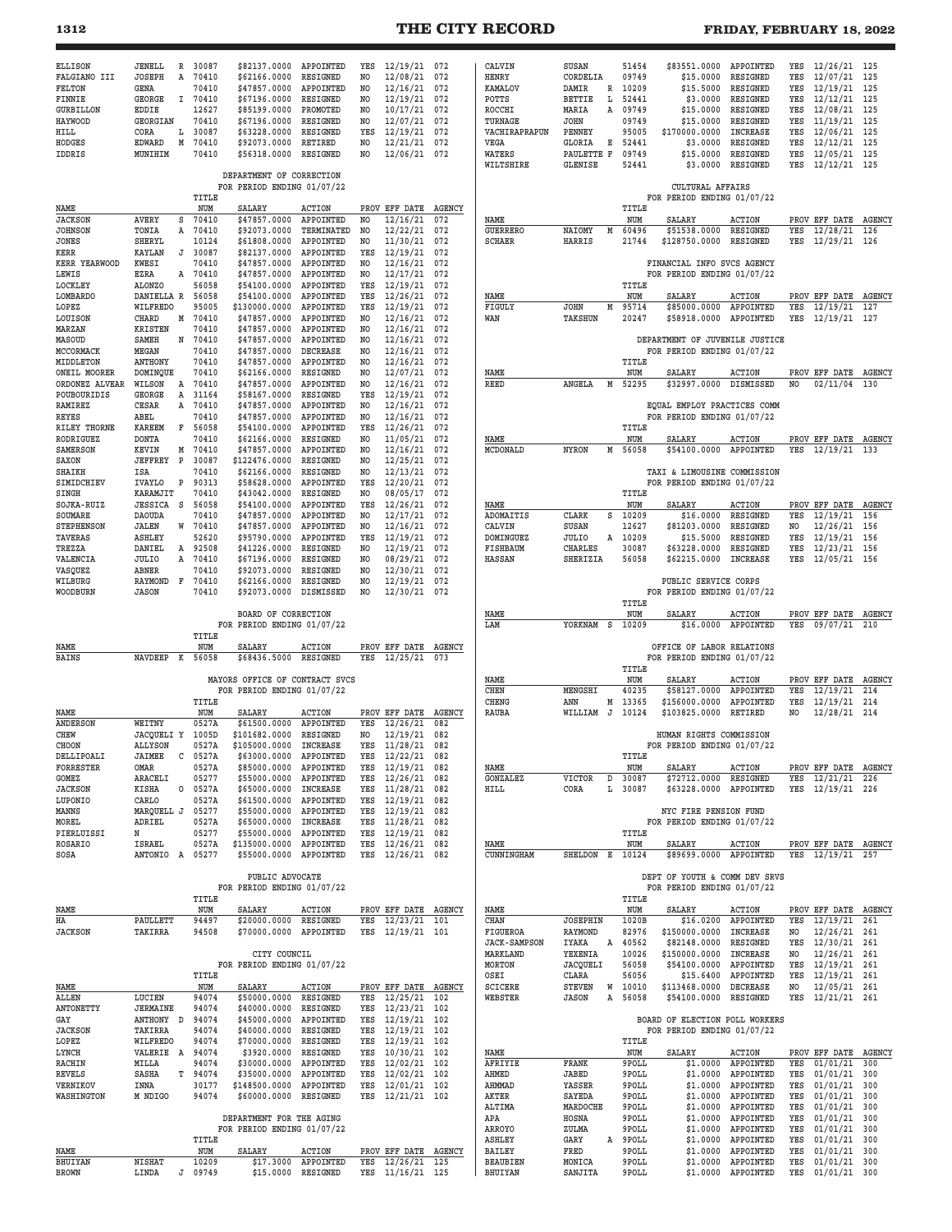| NAME | | | TITLE NUM | SALARY | ACTION | PROV | EFF DATE | AGENCY |
|---|---|---|---|---|---|---|---|---|
| ELLISON | JENELL | R | 30087 | $82137.0000 | APPOINTED | YES | 12/19/21 | 072 |
| FALGIANO III | JOSEPH | A | 70410 | $62166.0000 | RESIGNED | NO | 12/08/21 | 072 |
| FELTON | GENA | | 70410 | $47857.0000 | APPOINTED | NO | 12/16/21 | 072 |
| FINNIE | GEORGE | I | 70410 | $67196.0000 | RESIGNED | NO | 12/19/21 | 072 |
| GURBILLON | EDDIE | | 12627 | $85199.0000 | PROMOTED | NO | 10/17/21 | 072 |
| HAYWOOD | GEORGIAN | | 70410 | $67196.0000 | RESIGNED | NO | 12/07/21 | 072 |
| HILL | CORA | L | 30087 | $63228.0000 | RESIGNED | YES | 12/19/21 | 072 |
| HODGES | EDWARD | M | 70410 | $92073.0000 | RETIRED | NO | 12/21/21 | 072 |
| IDDRIS | MUNIHIM | | 70410 | $56318.0000 | RESIGNED | NO | 12/06/21 | 072 |

DEPARTMENT OF CORRECTION
FOR PERIOD ENDING 01/07/22

| NAME | | | TITLE NUM | SALARY | ACTION | PROV | EFF DATE | AGENCY |
|---|---|---|---|---|---|---|---|---|
| JACKSON | AVERY | S | 70410 | $47857.0000 | APPOINTED | NO | 12/16/21 | 072 |
| JOHNSON | TONIA | A | 70410 | $92073.0000 | TERMINATED | NO | 12/22/21 | 072 |
| JONES | SHERYL | | 10124 | $61808.0000 | APPOINTED | NO | 11/30/21 | 072 |
| KERR | KAYLAN | J | 30087 | $82137.0000 | APPOINTED | YES | 12/19/21 | 072 |
| KERR YEARWOOD | KWESI | | 70410 | $47857.0000 | APPOINTED | NO | 12/16/21 | 072 |
| LEWIS | EZRA | A | 70410 | $47857.0000 | APPOINTED | NO | 12/17/21 | 072 |
| LOCKLEY | ALONZO | | 56058 | $54100.0000 | APPOINTED | YES | 12/19/21 | 072 |
| LOMBARDO | DANIELLA R | | 56058 | $54100.0000 | APPOINTED | YES | 12/26/21 | 072 |
| LOPEZ | WILFREDO | | 95005 | $130000.0000 | APPOINTED | YES | 12/19/21 | 072 |
| LOUISON | CHARD | M | 70410 | $47857.0000 | APPOINTED | NO | 12/16/21 | 072 |
| MARZAN | KRISTEN | | 70410 | $47857.0000 | APPOINTED | NO | 12/16/21 | 072 |
| MASOUD | SAMEH | N | 70410 | $47857.0000 | APPOINTED | NO | 12/16/21 | 072 |
| MCCORMACK | MEGAN | | 70410 | $47857.0000 | DECREASE | NO | 12/16/21 | 072 |
| MIDDLETON | ANTHONY | | 70410 | $47857.0000 | APPOINTED | NO | 12/16/21 | 072 |
| ONEIL MOORER | DOMINQUE | | 70410 | $62166.0000 | RESIGNED | NO | 12/07/21 | 072 |
| ORDONEZ ALVEAR | WILSON | A | 70410 | $47857.0000 | APPOINTED | NO | 12/16/21 | 072 |
| POUBOURIDIS | GEORGE | A | 31164 | $58167.0000 | RESIGNED | YES | 12/19/21 | 072 |
| RAMIREZ | CESAR | A | 70410 | $47857.0000 | APPOINTED | NO | 12/16/21 | 072 |
| REYES | ABEL | | 70410 | $47857.0000 | APPOINTED | NO | 12/16/21 | 072 |
| RILEY THORNE | KAREEM | F | 56058 | $54100.0000 | APPOINTED | YES | 12/26/21 | 072 |
| RODRIGUEZ | DONTA | | 70410 | $62166.0000 | RESIGNED | NO | 11/05/21 | 072 |
| SAMERSON | KEVIN | M | 70410 | $47857.0000 | APPOINTED | NO | 12/16/21 | 072 |
| SAXON | JEFFREY | P | 30087 | $122476.0000 | RESIGNED | NO | 12/25/21 | 072 |
| SHAIKH | ISA | | 70410 | $62166.0000 | RESIGNED | NO | 12/13/21 | 072 |
| SIMIDCHIEV | IVAYLO | P | 90313 | $58628.0000 | APPOINTED | YES | 12/20/21 | 072 |
| SINGH | KARAMJIT | | 70410 | $43042.0000 | RESIGNED | NO | 08/05/17 | 072 |
| SOJKA-RUIZ | JESSICA | S | 56058 | $54100.0000 | APPOINTED | YES | 12/26/21 | 072 |
| SOUMARE | DAOUDA | | 70410 | $47857.0000 | APPOINTED | NO | 12/17/21 | 072 |
| STEPHENSON | JALEN | W | 70410 | $47857.0000 | APPOINTED | NO | 12/16/21 | 072 |
| TAVERAS | ASHLEY | | 52620 | $95790.0000 | APPOINTED | YES | 12/19/21 | 072 |
| TREZZA | DANIEL | A | 92508 | $41226.0000 | RESIGNED | NO | 12/19/21 | 072 |
| VALENCIA | JULIO | A | 70410 | $67196.0000 | RESIGNED | NO | 08/29/21 | 072 |
| VASQUEZ | ABNER | | 70410 | $92073.0000 | RESIGNED | NO | 12/30/21 | 072 |
| WILBURG | RAYMOND | F | 70410 | $62166.0000 | RESIGNED | NO | 12/19/21 | 072 |
| WOODBURN | JASON | | 70410 | $92073.0000 | DISMISSED | NO | 12/30/21 | 072 |

BOARD OF CORRECTION
FOR PERIOD ENDING 01/07/22

| NAME | | | TITLE NUM | SALARY | ACTION | PROV | EFF DATE | AGENCY |
|---|---|---|---|---|---|---|---|---|
| BAINS | NAVDEEP | K | 56058 | $68436.5000 | RESIGNED | YES | 12/25/21 | 073 |

MAYORS OFFICE OF CONTRACT SVCS
FOR PERIOD ENDING 01/07/22

| NAME | | | TITLE NUM | SALARY | ACTION | PROV | EFF DATE | AGENCY |
|---|---|---|---|---|---|---|---|---|
| ANDERSON | WEITNY | | 0527A | $61500.0000 | APPOINTED | YES | 12/26/21 | 082 |
| CHEW | JACQUELI | Y | 1005D | $101682.0000 | RESIGNED | NO | 12/19/21 | 082 |
| CHOON | ALLYSON | | 0527A | $105000.0000 | INCREASE | YES | 11/28/21 | 082 |
| DELLIPOALI | JAIMEE | C | 0527A | $63000.0000 | APPOINTED | YES | 12/22/21 | 082 |
| FORRESTER | OMAR | | 0527A | $85000.0000 | APPOINTED | YES | 12/19/21 | 082 |
| GOMEZ | ARACELI | | 05277 | $55000.0000 | APPOINTED | YES | 12/26/21 | 082 |
| JACKSON | KISHA | O | 0527A | $65000.0000 | INCREASE | YES | 11/28/21 | 082 |
| LUPONIO | CARLO | | 0527A | $61500.0000 | APPOINTED | YES | 12/19/21 | 082 |
| MANNS | MARQUELL J | | 05277 | $55000.0000 | APPOINTED | YES | 12/19/21 | 082 |
| MOREL | ADRIEL | | 0527A | $65000.0000 | INCREASE | YES | 11/28/21 | 082 |
| PIERLUISSI | N | | 05277 | $55000.0000 | APPOINTED | YES | 12/19/21 | 082 |
| ROSARIO | ISRAEL | | 0527A | $135000.0000 | APPOINTED | YES | 12/26/21 | 082 |
| SOSA | ANTONIO | A | 05277 | $55000.0000 | APPOINTED | YES | 12/26/21 | 082 |

PUBLIC ADVOCATE
FOR PERIOD ENDING 01/07/22

| NAME | | | TITLE NUM | SALARY | ACTION | PROV | EFF DATE | AGENCY |
|---|---|---|---|---|---|---|---|---|
| HA | PAULLETT | | 94497 | $20000.0000 | RESIGNED | YES | 12/23/21 | 101 |
| JACKSON | TAKIRRA | | 94508 | $70000.0000 | APPOINTED | YES | 12/19/21 | 101 |

CITY COUNCIL
FOR PERIOD ENDING 01/07/22

| NAME | | | TITLE NUM | SALARY | ACTION | PROV | EFF DATE | AGENCY |
|---|---|---|---|---|---|---|---|---|
| ALLEN | LUCIEN | | 94074 | $50000.0000 | RESIGNED | YES | 12/25/21 | 102 |
| ANTONETTY | JERMAINE | | 94074 | $40000.0000 | RESIGNED | YES | 12/23/21 | 102 |
| GAY | ANTHONY | D | 94074 | $45000.0000 | APPOINTED | YES | 12/19/21 | 102 |
| JACKSON | TAKIRRA | | 94074 | $40000.0000 | RESIGNED | YES | 12/19/21 | 102 |
| LOPEZ | WILFREDO | | 94074 | $70000.0000 | RESIGNED | YES | 12/19/21 | 102 |
| LYNCH | VALERIE | A | 94074 | $3920.0000 | RESIGNED | YES | 10/30/21 | 102 |
| RACHIN | MILLA | | 94074 | $30000.0000 | APPOINTED | YES | 12/02/21 | 102 |
| REVELS | SASHA | T | 94074 | $35000.0000 | APPOINTED | YES | 12/02/21 | 102 |
| VERNIKOV | INNA | | 30177 | $148500.0000 | APPOINTED | YES | 12/01/21 | 102 |
| WASHINGTON | M NDIGO | | 94074 | $60000.0000 | RESIGNED | YES | 12/21/21 | 102 |

DEPARTMENT FOR THE AGING
FOR PERIOD ENDING 01/07/22

| NAME | | | TITLE NUM | SALARY | ACTION | PROV | EFF DATE | AGENCY |
|---|---|---|---|---|---|---|---|---|
| BHUIYAN | NISHAT | | 10209 | $17.3000 | APPOINTED | YES | 12/26/21 | 125 |
| BROWN | LINDA | J | 09749 | $15.0000 | RESIGNED | YES | 11/16/21 | 125 |
| CALVIN | SUSAN | | 51454 | $83551.0000 | APPOINTED | YES | 12/26/21 | 125 |
| HENRY | CORDELIA | | 09749 | $15.0000 | RESIGNED | YES | 12/07/21 | 125 |
| KAMALOV | DAMIR | R | 10209 | $15.5000 | RESIGNED | YES | 12/19/21 | 125 |
| POTTS | BETTIE | L | 52441 | $3.0000 | RESIGNED | YES | 12/12/21 | 125 |
| ROCCHI | MARIA | A | 09749 | $15.0000 | RESIGNED | YES | 12/08/21 | 125 |
| TURNAGE | JOHN | | 09749 | $15.0000 | RESIGNED | YES | 11/19/21 | 125 |
| VACHIRAPRAPUN | PENNEY | | 95005 | $170000.0000 | INCREASE | YES | 12/06/21 | 125 |
| VEGA | GLORIA | E | 52441 | $3.0000 | RESIGNED | YES | 12/12/21 | 125 |
| WATERS | PAULETTE F | | 09749 | $15.0000 | RESIGNED | YES | 12/05/21 | 125 |
| WILTSHIRE | GLENISE | | 52441 | $3.0000 | RESIGNED | YES | 12/12/21 | 125 |

CULTURAL AFFAIRS
FOR PERIOD ENDING 01/07/22

| NAME | | | TITLE NUM | SALARY | ACTION | PROV | EFF DATE | AGENCY |
|---|---|---|---|---|---|---|---|---|
| GUERRERO | NAIOMY | M | 60496 | $51538.0000 | RESIGNED | YES | 12/28/21 | 126 |
| SCHAER | HARRIS | | 21744 | $128750.0000 | RESIGNED | YES | 12/29/21 | 126 |

FINANCIAL INFO SVCS AGENCY
FOR PERIOD ENDING 01/07/22

| NAME | | | TITLE NUM | SALARY | ACTION | PROV | EFF DATE | AGENCY |
|---|---|---|---|---|---|---|---|---|
| FIGULY | JOHN | M | 95714 | $85000.0000 | APPOINTED | YES | 12/19/21 | 127 |
| WAN | TAKSHUN | | 20247 | $58918.0000 | APPOINTED | YES | 12/19/21 | 127 |

DEPARTMENT OF JUVENILE JUSTICE
FOR PERIOD ENDING 01/07/22

| NAME | | | TITLE NUM | SALARY | ACTION | PROV | EFF DATE | AGENCY |
|---|---|---|---|---|---|---|---|---|
| REED | ANGELA | M | 52295 | $32997.0000 | DISMISSED | NO | 02/11/04 | 130 |

EQUAL EMPLOY PRACTICES COMM
FOR PERIOD ENDING 01/07/22

| NAME | | | TITLE NUM | SALARY | ACTION | PROV | EFF DATE | AGENCY |
|---|---|---|---|---|---|---|---|---|
| MCDONALD | NYRON | M | 56058 | $54100.0000 | APPOINTED | YES | 12/19/21 | 133 |

TAXI & LIMOUSINE COMMISSION
FOR PERIOD ENDING 01/07/22

| NAME | | | TITLE NUM | SALARY | ACTION | PROV | EFF DATE | AGENCY |
|---|---|---|---|---|---|---|---|---|
| ADOMAITIS | CLARK | S | 10209 | $16.0000 | RESIGNED | YES | 12/19/21 | 156 |
| CALVIN | SUSAN | | 12627 | $81203.0000 | RESIGNED | NO | 12/26/21 | 156 |
| DOMINGUEZ | JULIO | A | 10209 | $15.5000 | RESIGNED | YES | 12/19/21 | 156 |
| FISHBAUM | CHARLES | | 30087 | $63228.0000 | RESIGNED | YES | 12/23/21 | 156 |
| HASSAN | SHERIZIA | | 56058 | $62215.0000 | INCREASE | YES | 12/05/21 | 156 |

PUBLIC SERVICE CORPS
FOR PERIOD ENDING 01/07/22

| NAME | | | TITLE NUM | SALARY | ACTION | PROV | EFF DATE | AGENCY |
|---|---|---|---|---|---|---|---|---|
| LAM | YORKNAM | S | 10209 | $16.0000 | APPOINTED | YES | 09/07/21 | 210 |

OFFICE OF LABOR RELATIONS
FOR PERIOD ENDING 01/07/22

| NAME | | | TITLE NUM | SALARY | ACTION | PROV | EFF DATE | AGENCY |
|---|---|---|---|---|---|---|---|---|
| CHEN | MENGSHI | | 40235 | $58127.0000 | APPOINTED | YES | 12/19/21 | 214 |
| CHENG | ANN | M | 13365 | $156000.0000 | APPOINTED | YES | 12/19/21 | 214 |
| RAUBA | WILLIAM | J | 10124 | $103825.0000 | RETIRED | NO | 12/28/21 | 214 |

HUMAN RIGHTS COMMISSION
FOR PERIOD ENDING 01/07/22

| NAME | | | TITLE NUM | SALARY | ACTION | PROV | EFF DATE | AGENCY |
|---|---|---|---|---|---|---|---|---|
| GONZALEZ | VICTOR | D | 30087 | $72712.0000 | RESIGNED | YES | 12/21/21 | 226 |
| HILL | CORA | L | 30087 | $63228.0000 | APPOINTED | YES | 12/19/21 | 226 |

NYC FIRE PENSION FUND
FOR PERIOD ENDING 01/07/22

| NAME | | | TITLE NUM | SALARY | ACTION | PROV | EFF DATE | AGENCY |
|---|---|---|---|---|---|---|---|---|
| CUNNINGHAM | SHELDON | E | 10124 | $89699.0000 | APPOINTED | YES | 12/19/21 | 257 |

DEPT OF YOUTH & COMM DEV SRVS
FOR PERIOD ENDING 01/07/22

| NAME | | | TITLE NUM | SALARY | ACTION | PROV | EFF DATE | AGENCY |
|---|---|---|---|---|---|---|---|---|
| CHAN | JOSEPHIN | | 1020B | $16.0200 | APPOINTED | YES | 12/19/21 | 261 |
| FIGUEROA | RAYMOND | | 82976 | $150000.0000 | INCREASE | NO | 12/26/21 | 261 |
| JACK-SAMPSON | IYAKA | A | 40562 | $82148.0000 | RESIGNED | YES | 12/30/21 | 261 |
| MARKLAND | YEXENIA | | 10026 | $150000.0000 | INCREASE | NO | 12/26/21 | 261 |
| MORTON | JACQUELI | | 56058 | $54100.0000 | APPOINTED | YES | 12/19/21 | 261 |
| OSEI | CLARA | | 56056 | $15.6400 | APPOINTED | YES | 12/19/21 | 261 |
| SCICERE | STEVEN | W | 10010 | $113468.0000 | DECREASE | NO | 12/05/21 | 261 |
| WEBSTER | JASON | A | 56058 | $54100.0000 | RESIGNED | YES | 12/21/21 | 261 |

BOARD OF ELECTION POLL WORKERS
FOR PERIOD ENDING 01/07/22

| NAME | | | TITLE NUM | SALARY | ACTION | PROV | EFF DATE | AGENCY |
|---|---|---|---|---|---|---|---|---|
| AFRIYIE | FRANK | | 9POLL | $1.0000 | APPOINTED | YES | 01/01/21 | 300 |
| AHMED | JABED | | 9POLL | $1.0000 | APPOINTED | YES | 01/01/21 | 300 |
| AHMMAD | YASSER | | 9POLL | $1.0000 | APPOINTED | YES | 01/01/21 | 300 |
| AKTER | SAYEDA | | 9POLL | $1.0000 | APPOINTED | YES | 01/01/21 | 300 |
| ALTIMA | MARDOCHE | | 9POLL | $1.0000 | APPOINTED | YES | 01/01/21 | 300 |
| APA | HOSNA | | 9POLL | $1.0000 | APPOINTED | YES | 01/01/21 | 300 |
| ARROYO | ZULMA | | 9POLL | $1.0000 | APPOINTED | YES | 01/01/21 | 300 |
| ASHLEY | GARY | A | 9POLL | $1.0000 | APPOINTED | YES | 01/01/21 | 300 |
| BAILEY | FRED | | 9POLL | $1.0000 | APPOINTED | YES | 01/01/21 | 300 |
| BEAUBIEN | MONICA | | 9POLL | $1.0000 | APPOINTED | YES | 01/01/21 | 300 |
| BHUIYAN | SANJITA | | 9POLL | $1.0000 | APPOINTED | YES | 01/01/21 | 300 |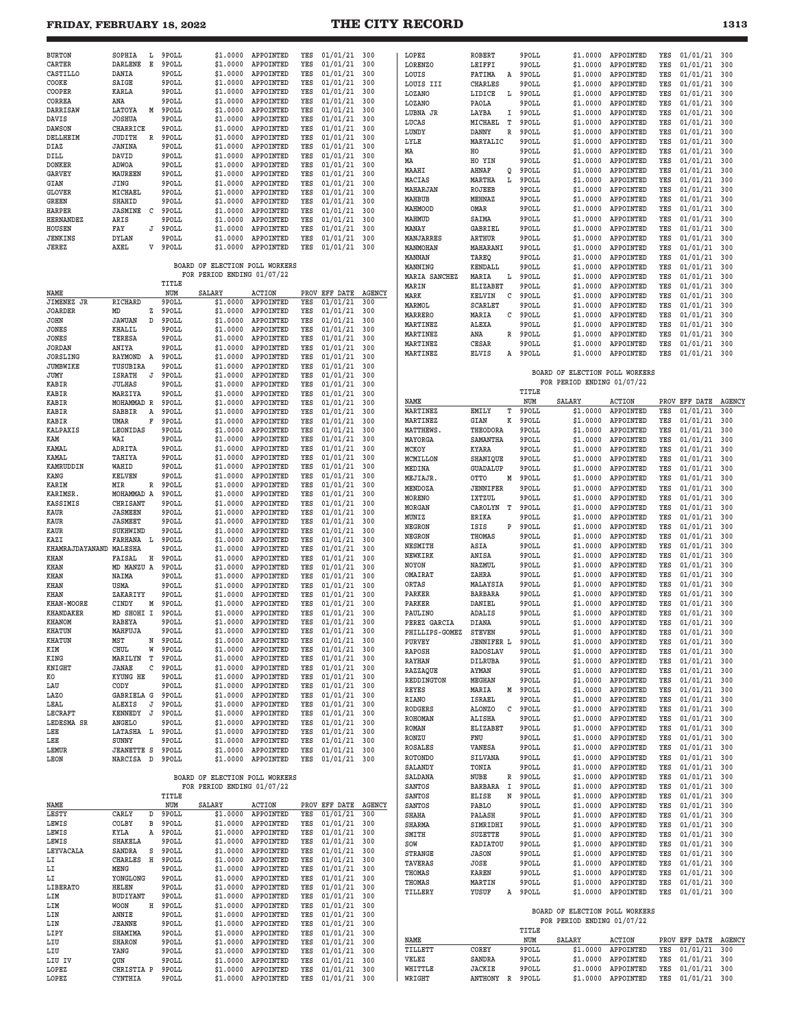| NAME | | | TITLE NUM | SALARY | ACTION | PROV | EFF DATE | AGENCY |
|---|---|---|---|---|---|---|---|---|
| BURTON | SOPHIA | L | 9POLL | $1.0000 | APPOINTED | YES | 01/01/21 | 300 |
| CARTER | DARLENE | E | 9POLL | $1.0000 | APPOINTED | YES | 01/01/21 | 300 |
| CASTILLO | DANIA | | 9POLL | $1.0000 | APPOINTED | YES | 01/01/21 | 300 |
| COOKE | SAIGE | | 9POLL | $1.0000 | APPOINTED | YES | 01/01/21 | 300 |
| COOPER | KARLA | | 9POLL | $1.0000 | APPOINTED | YES | 01/01/21 | 300 |
| CORREA | ANA | | 9POLL | $1.0000 | APPOINTED | YES | 01/01/21 | 300 |
| DARRISAW | LATOYA | M | 9POLL | $1.0000 | APPOINTED | YES | 01/01/21 | 300 |
| DAVIS | JOSHUA | | 9POLL | $1.0000 | APPOINTED | YES | 01/01/21 | 300 |
| DAWSON | CHARRICE | | 9POLL | $1.0000 | APPOINTED | YES | 01/01/21 | 300 |
| DELLHEIM | JUDITH | R | 9POLL | $1.0000 | APPOINTED | YES | 01/01/21 | 300 |
| DIAZ | JANINA | | 9POLL | $1.0000 | APPOINTED | YES | 01/01/21 | 300 |
| DILL | DAVID | | 9POLL | $1.0000 | APPOINTED | YES | 01/01/21 | 300 |
| DONKER | ADWOA | | 9POLL | $1.0000 | APPOINTED | YES | 01/01/21 | 300 |
| GARVEY | MAUREEN | | 9POLL | $1.0000 | APPOINTED | YES | 01/01/21 | 300 |
| GIAN | JING | | 9POLL | $1.0000 | APPOINTED | YES | 01/01/21 | 300 |
| GLOVER | MICHAEL | | 9POLL | $1.0000 | APPOINTED | YES | 01/01/21 | 300 |
| GREEN | SHAHID | | 9POLL | $1.0000 | APPOINTED | YES | 01/01/21 | 300 |
| HARPER | JASMINE | C | 9POLL | $1.0000 | APPOINTED | YES | 01/01/21 | 300 |
| HERNANDEZ | ARIS | | 9POLL | $1.0000 | APPOINTED | YES | 01/01/21 | 300 |
| HOUSEN | FAY | J | 9POLL | $1.0000 | APPOINTED | YES | 01/01/21 | 300 |
| JENKINS | DYLAN | | 9POLL | $1.0000 | APPOINTED | YES | 01/01/21 | 300 |
| JEREZ | AXEL | V | 9POLL | $1.0000 | APPOINTED | YES | 01/01/21 | 300 |

BOARD OF ELECTION POLL WORKERS
FOR PERIOD ENDING 01/07/22

| NAME | | | TITLE NUM | SALARY | ACTION | PROV | EFF DATE | AGENCY |
|---|---|---|---|---|---|---|---|---|
| JIMENEZ JR | RICHARD | | 9POLL | $1.0000 | APPOINTED | YES | 01/01/21 | 300 |
| JOARDER | MD | Z | 9POLL | $1.0000 | APPOINTED | YES | 01/01/21 | 300 |
| JOHN | JAWUAN | D | 9POLL | $1.0000 | APPOINTED | YES | 01/01/21 | 300 |
| JONES | KHALIL | | 9POLL | $1.0000 | APPOINTED | YES | 01/01/21 | 300 |
| JONES | TERESA | | 9POLL | $1.0000 | APPOINTED | YES | 01/01/21 | 300 |
| JORDAN | ANIYA | | 9POLL | $1.0000 | APPOINTED | YES | 01/01/21 | 300 |
| JORSLING | RAYMOND | A | 9POLL | $1.0000 | APPOINTED | YES | 01/01/21 | 300 |
| JUMBWIKE | TUSUBIRA | | 9POLL | $1.0000 | APPOINTED | YES | 01/01/21 | 300 |
| JUMY | ISRATH | J | 9POLL | $1.0000 | APPOINTED | YES | 01/01/21 | 300 |
| KABIR | JULHAS | | 9POLL | $1.0000 | APPOINTED | YES | 01/01/21 | 300 |
| KABIR | MARZIYA | | 9POLL | $1.0000 | APPOINTED | YES | 01/01/21 | 300 |
| KABIR | MOHAMMAD | R | 9POLL | $1.0000 | APPOINTED | YES | 01/01/21 | 300 |
| KABIR | SABBIR | A | 9POLL | $1.0000 | APPOINTED | YES | 01/01/21 | 300 |
| KABIR | UMAR | F | 9POLL | $1.0000 | APPOINTED | YES | 01/01/21 | 300 |
| KALPAXIS | LEONIDAS | | 9POLL | $1.0000 | APPOINTED | YES | 01/01/21 | 300 |
| KAM | WAI | | 9POLL | $1.0000 | APPOINTED | YES | 01/01/21 | 300 |
| KAMAL | ADRITA | | 9POLL | $1.0000 | APPOINTED | YES | 01/01/21 | 300 |
| KAMAL | TAHIYA | | 9POLL | $1.0000 | APPOINTED | YES | 01/01/21 | 300 |
| KAMRUDDIN | WAHID | | 9POLL | $1.0000 | APPOINTED | YES | 01/01/21 | 300 |
| KANG | KELVEN | | 9POLL | $1.0000 | APPOINTED | YES | 01/01/21 | 300 |
| KARIM | MIR | R | 9POLL | $1.0000 | APPOINTED | YES | 01/01/21 | 300 |
| KARIMSR. | MOHAMMAD | A | 9POLL | $1.0000 | APPOINTED | YES | 01/01/21 | 300 |
| KASSIMIS | CHRISANT | | 9POLL | $1.0000 | APPOINTED | YES | 01/01/21 | 300 |
| KAUR | JASMEEN | | 9POLL | $1.0000 | APPOINTED | YES | 01/01/21 | 300 |
| KAUR | JASMEET | | 9POLL | $1.0000 | APPOINTED | YES | 01/01/21 | 300 |
| KAUR | SUKHWIND | | 9POLL | $1.0000 | APPOINTED | YES | 01/01/21 | 300 |
| KAZI | FARHANA | L | 9POLL | $1.0000 | APPOINTED | YES | 01/01/21 | 300 |
| KHAMRAJDAYANAND | MALESHA | | 9POLL | $1.0000 | APPOINTED | YES | 01/01/21 | 300 |
| KHAN | FAISAL | H | 9POLL | $1.0000 | APPOINTED | YES | 01/01/21 | 300 |
| KHAN | MD MANZU | A | 9POLL | $1.0000 | APPOINTED | YES | 01/01/21 | 300 |
| KHAN | NAIMA | | 9POLL | $1.0000 | APPOINTED | YES | 01/01/21 | 300 |
| KHAN | USMA | | 9POLL | $1.0000 | APPOINTED | YES | 01/01/21 | 300 |
| KHAN | ZAKARIYY | | 9POLL | $1.0000 | APPOINTED | YES | 01/01/21 | 300 |
| KHAN-MOORE | CINDY | M | 9POLL | $1.0000 | APPOINTED | YES | 01/01/21 | 300 |
| KHANDAKER | MD SHOHI | I | 9POLL | $1.0000 | APPOINTED | YES | 01/01/21 | 300 |
| KHANOM | RABEYA | | 9POLL | $1.0000 | APPOINTED | YES | 01/01/21 | 300 |
| KHATUN | MAHFUJA | | 9POLL | $1.0000 | APPOINTED | YES | 01/01/21 | 300 |
| KHATUN | MST | N | 9POLL | $1.0000 | APPOINTED | YES | 01/01/21 | 300 |
| KIM | CHUL | W | 9POLL | $1.0000 | APPOINTED | YES | 01/01/21 | 300 |
| KING | MARILYN | T | 9POLL | $1.0000 | APPOINTED | YES | 01/01/21 | 300 |
| KNIGHT | JANAE | C | 9POLL | $1.0000 | APPOINTED | YES | 01/01/21 | 300 |
| KO | KYUNG HE | | 9POLL | $1.0000 | APPOINTED | YES | 01/01/21 | 300 |
| LAU | CODY | | 9POLL | $1.0000 | APPOINTED | YES | 01/01/21 | 300 |
| LAZO | GABRIELA | G | 9POLL | $1.0000 | APPOINTED | YES | 01/01/21 | 300 |
| LEAL | ALEXIS | J | 9POLL | $1.0000 | APPOINTED | YES | 01/01/21 | 300 |
| LECRAFT | KENNEDY | J | 9POLL | $1.0000 | APPOINTED | YES | 01/01/21 | 300 |
| LEDESMA SR | ANGELO | | 9POLL | $1.0000 | APPOINTED | YES | 01/01/21 | 300 |
| LEE | LATASHA | L | 9POLL | $1.0000 | APPOINTED | YES | 01/01/21 | 300 |
| LEE | SUNNY | | 9POLL | $1.0000 | APPOINTED | YES | 01/01/21 | 300 |
| LEMUR | JEANETTE | S | 9POLL | $1.0000 | APPOINTED | YES | 01/01/21 | 300 |
| LEON | NARCISA | D | 9POLL | $1.0000 | APPOINTED | YES | 01/01/21 | 300 |

BOARD OF ELECTION POLL WORKERS
FOR PERIOD ENDING 01/07/22

| NAME | | | TITLE NUM | SALARY | ACTION | PROV | EFF DATE | AGENCY |
|---|---|---|---|---|---|---|---|---|
| LESTY | CARLY | D | 9POLL | $1.0000 | APPOINTED | YES | 01/01/21 | 300 |
| LEWIS | COLBY | B | 9POLL | $1.0000 | APPOINTED | YES | 01/01/21 | 300 |
| LEWIS | KYLA | A | 9POLL | $1.0000 | APPOINTED | YES | 01/01/21 | 300 |
| LEWIS | SHAKELA | | 9POLL | $1.0000 | APPOINTED | YES | 01/01/21 | 300 |
| LEYVACALA | SANDRA | S | 9POLL | $1.0000 | APPOINTED | YES | 01/01/21 | 300 |
| LI | CHARLES | H | 9POLL | $1.0000 | APPOINTED | YES | 01/01/21 | 300 |
| LI | MENG | | 9POLL | $1.0000 | APPOINTED | YES | 01/01/21 | 300 |
| LI | YONGLONG | | 9POLL | $1.0000 | APPOINTED | YES | 01/01/21 | 300 |
| LIBERATO | HELEN | | 9POLL | $1.0000 | APPOINTED | YES | 01/01/21 | 300 |
| LIM | BUDIYANT | | 9POLL | $1.0000 | APPOINTED | YES | 01/01/21 | 300 |
| LIM | WOON | H | 9POLL | $1.0000 | APPOINTED | YES | 01/01/21 | 300 |
| LIN | ANNIE | | 9POLL | $1.0000 | APPOINTED | YES | 01/01/21 | 300 |
| LIN | JEANNE | | 9POLL | $1.0000 | APPOINTED | YES | 01/01/21 | 300 |
| LIPY | SHAMIMA | | 9POLL | $1.0000 | APPOINTED | YES | 01/01/21 | 300 |
| LIU | SHARON | | 9POLL | $1.0000 | APPOINTED | YES | 01/01/21 | 300 |
| LIU | YANG | | 9POLL | $1.0000 | APPOINTED | YES | 01/01/21 | 300 |
| LIU IV | QUN | | 9POLL | $1.0000 | APPOINTED | YES | 01/01/21 | 300 |
| LOPEZ | CHRISTIA | P | 9POLL | $1.0000 | APPOINTED | YES | 01/01/21 | 300 |
| LOPEZ | CYNTHIA | | 9POLL | $1.0000 | APPOINTED | YES | 01/01/21 | 300 |
| LOPEZ | ROBERT | | 9POLL | $1.0000 | APPOINTED | YES | 01/01/21 | 300 |
| LORENZO | LEIFFI | | 9POLL | $1.0000 | APPOINTED | YES | 01/01/21 | 300 |
| LOUIS | FATIMA | A | 9POLL | $1.0000 | APPOINTED | YES | 01/01/21 | 300 |
| LOUIS III | CHARLES | | 9POLL | $1.0000 | APPOINTED | YES | 01/01/21 | 300 |
| LOZANO | LIDICE | L | 9POLL | $1.0000 | APPOINTED | YES | 01/01/21 | 300 |
| LOZANO | PAOLA | | 9POLL | $1.0000 | APPOINTED | YES | 01/01/21 | 300 |
| LUBNA JR | LAYBA | I | 9POLL | $1.0000 | APPOINTED | YES | 01/01/21 | 300 |
| LUCAS | MICHAEL | T | 9POLL | $1.0000 | APPOINTED | YES | 01/01/21 | 300 |
| LUNDY | DANNY | R | 9POLL | $1.0000 | APPOINTED | YES | 01/01/21 | 300 |
| LYLE | MARYALIC | | 9POLL | $1.0000 | APPOINTED | YES | 01/01/21 | 300 |
| MA | HO | | 9POLL | $1.0000 | APPOINTED | YES | 01/01/21 | 300 |
| MA | HO YIN | | 9POLL | $1.0000 | APPOINTED | YES | 01/01/21 | 300 |
| MAAHI | AHNAF | Q | 9POLL | $1.0000 | APPOINTED | YES | 01/01/21 | 300 |
| MACIAS | MARTHA | L | 9POLL | $1.0000 | APPOINTED | YES | 01/01/21 | 300 |
| MAHARJAN | ROJEEB | | 9POLL | $1.0000 | APPOINTED | YES | 01/01/21 | 300 |
| MAHBUB | MEHNAZ | | 9POLL | $1.0000 | APPOINTED | YES | 01/01/21 | 300 |
| MAHMOOD | OMAR | | 9POLL | $1.0000 | APPOINTED | YES | 01/01/21 | 300 |
| MAHMUD | SAIMA | | 9POLL | $1.0000 | APPOINTED | YES | 01/01/21 | 300 |
| MANAY | GABRIEL | | 9POLL | $1.0000 | APPOINTED | YES | 01/01/21 | 300 |
| MANJARRES | ARTHUR | | 9POLL | $1.0000 | APPOINTED | YES | 01/01/21 | 300 |
| MANMOHAN | MAHARANI | | 9POLL | $1.0000 | APPOINTED | YES | 01/01/21 | 300 |
| MANNAN | TAREQ | | 9POLL | $1.0000 | APPOINTED | YES | 01/01/21 | 300 |
| MANNING | KENDALL | | 9POLL | $1.0000 | APPOINTED | YES | 01/01/21 | 300 |
| MARIA SANCHEZ | MARIA | L | 9POLL | $1.0000 | APPOINTED | YES | 01/01/21 | 300 |
| MARIN | ELIZABET | | 9POLL | $1.0000 | APPOINTED | YES | 01/01/21 | 300 |
| MARK | KELVIN | C | 9POLL | $1.0000 | APPOINTED | YES | 01/01/21 | 300 |
| MARMOL | SCARLET | | 9POLL | $1.0000 | APPOINTED | YES | 01/01/21 | 300 |
| MARRERO | MARIA | C | 9POLL | $1.0000 | APPOINTED | YES | 01/01/21 | 300 |
| MARTINEZ | ALEXA | | 9POLL | $1.0000 | APPOINTED | YES | 01/01/21 | 300 |
| MARTINEZ | ANA | R | 9POLL | $1.0000 | APPOINTED | YES | 01/01/21 | 300 |
| MARTINEZ | CESAR | | 9POLL | $1.0000 | APPOINTED | YES | 01/01/21 | 300 |
| MARTINEZ | ELVIS | A | 9POLL | $1.0000 | APPOINTED | YES | 01/01/21 | 300 |

BOARD OF ELECTION POLL WORKERS
FOR PERIOD ENDING 01/07/22

| NAME | | | TITLE NUM | SALARY | ACTION | PROV | EFF DATE | AGENCY |
|---|---|---|---|---|---|---|---|---|
| MARTINEZ | EMILY | T | 9POLL | $1.0000 | APPOINTED | YES | 01/01/21 | 300 |
| MARTINEZ | GIAN | K | 9POLL | $1.0000 | APPOINTED | YES | 01/01/21 | 300 |
| MATTHEWS. | THEODORA | | 9POLL | $1.0000 | APPOINTED | YES | 01/01/21 | 300 |
| MAYORGA | SAMANTHA | | 9POLL | $1.0000 | APPOINTED | YES | 01/01/21 | 300 |
| MCKOY | KYARA | | 9POLL | $1.0000 | APPOINTED | YES | 01/01/21 | 300 |
| MCMILLON | SHANIQUE | | 9POLL | $1.0000 | APPOINTED | YES | 01/01/21 | 300 |
| MEDINA | GUADALUP | | 9POLL | $1.0000 | APPOINTED | YES | 01/01/21 | 300 |
| MEJIAJR. | OTTO | M | 9POLL | $1.0000 | APPOINTED | YES | 01/01/21 | 300 |
| MENDOZA | JENNIFER | | 9POLL | $1.0000 | APPOINTED | YES | 01/01/21 | 300 |
| MORENO | IXTZUL | | 9POLL | $1.0000 | APPOINTED | YES | 01/01/21 | 300 |
| MORGAN | CAROLYN | T | 9POLL | $1.0000 | APPOINTED | YES | 01/01/21 | 300 |
| MUNIZ | ERIKA | | 9POLL | $1.0000 | APPOINTED | YES | 01/01/21 | 300 |
| NEGRON | ISIS | P | 9POLL | $1.0000 | APPOINTED | YES | 01/01/21 | 300 |
| NEGRON | THOMAS | | 9POLL | $1.0000 | APPOINTED | YES | 01/01/21 | 300 |
| NESMITH | ASIA | | 9POLL | $1.0000 | APPOINTED | YES | 01/01/21 | 300 |
| NEWKIRK | ANISA | | 9POLL | $1.0000 | APPOINTED | YES | 01/01/21 | 300 |
| NOYON | NAZMUL | | 9POLL | $1.0000 | APPOINTED | YES | 01/01/21 | 300 |
| OMAIRAT | ZAHRA | | 9POLL | $1.0000 | APPOINTED | YES | 01/01/21 | 300 |
| ORTAS | MALAYSIA | | 9POLL | $1.0000 | APPOINTED | YES | 01/01/21 | 300 |
| PARKER | BARBARA | | 9POLL | $1.0000 | APPOINTED | YES | 01/01/21 | 300 |
| PARKER | DANIEL | | 9POLL | $1.0000 | APPOINTED | YES | 01/01/21 | 300 |
| PAULINO | ADALIS | | 9POLL | $1.0000 | APPOINTED | YES | 01/01/21 | 300 |
| PEREZ GARCIA | DIANA | | 9POLL | $1.0000 | APPOINTED | YES | 01/01/21 | 300 |
| PHILLIPS-GOMEZ | STEVEN | | 9POLL | $1.0000 | APPOINTED | YES | 01/01/21 | 300 |
| PURVEY | JENNIFER | L | 9POLL | $1.0000 | APPOINTED | YES | 01/01/21 | 300 |
| RAPOSH | RADOSLAV | | 9POLL | $1.0000 | APPOINTED | YES | 01/01/21 | 300 |
| RAYHAN | DILRUBA | | 9POLL | $1.0000 | APPOINTED | YES | 01/01/21 | 300 |
| RAZZAQUE | AYMAN | | 9POLL | $1.0000 | APPOINTED | YES | 01/01/21 | 300 |
| REDDINGTON | MEGHAN | | 9POLL | $1.0000 | APPOINTED | YES | 01/01/21 | 300 |
| REYES | MARIA | M | 9POLL | $1.0000 | APPOINTED | YES | 01/01/21 | 300 |
| RIANO | ISRAEL | | 9POLL | $1.0000 | APPOINTED | YES | 01/01/21 | 300 |
| RODGERS | ALONZO | C | 9POLL | $1.0000 | APPOINTED | YES | 01/01/21 | 300 |
| ROHOMAN | ALISHA | | 9POLL | $1.0000 | APPOINTED | YES | 01/01/21 | 300 |
| ROMAN | ELIZABET | | 9POLL | $1.0000 | APPOINTED | YES | 01/01/21 | 300 |
| RONZU | FNU | | 9POLL | $1.0000 | APPOINTED | YES | 01/01/21 | 300 |
| ROSALES | VANESA | | 9POLL | $1.0000 | APPOINTED | YES | 01/01/21 | 300 |
| ROTONDO | SILVANA | | 9POLL | $1.0000 | APPOINTED | YES | 01/01/21 | 300 |
| SALANDY | TONIA | | 9POLL | $1.0000 | APPOINTED | YES | 01/01/21 | 300 |
| SALDANA | NUBE | R | 9POLL | $1.0000 | APPOINTED | YES | 01/01/21 | 300 |
| SANTOS | BARBARA | I | 9POLL | $1.0000 | APPOINTED | YES | 01/01/21 | 300 |
| SANTOS | ELISE | N | 9POLL | $1.0000 | APPOINTED | YES | 01/01/21 | 300 |
| SANTOS | PABLO | | 9POLL | $1.0000 | APPOINTED | YES | 01/01/21 | 300 |
| SHAHA | PALASH | | 9POLL | $1.0000 | APPOINTED | YES | 01/01/21 | 300 |
| SHARMA | SIMRIDHI | | 9POLL | $1.0000 | APPOINTED | YES | 01/01/21 | 300 |
| SMITH | SUZETTE | | 9POLL | $1.0000 | APPOINTED | YES | 01/01/21 | 300 |
| SOW | KADIATOU | | 9POLL | $1.0000 | APPOINTED | YES | 01/01/21 | 300 |
| STRANGE | JASON | | 9POLL | $1.0000 | APPOINTED | YES | 01/01/21 | 300 |
| TAVERAS | JOSE | | 9POLL | $1.0000 | APPOINTED | YES | 01/01/21 | 300 |
| THOMAS | KAREN | | 9POLL | $1.0000 | APPOINTED | YES | 01/01/21 | 300 |
| THOMAS | MARTIN | | 9POLL | $1.0000 | APPOINTED | YES | 01/01/21 | 300 |
| TILLERY | YUSUF | A | 9POLL | $1.0000 | APPOINTED | YES | 01/01/21 | 300 |

BOARD OF ELECTION POLL WORKERS
FOR PERIOD ENDING 01/07/22

| NAME | | | TITLE NUM | SALARY | ACTION | PROV | EFF DATE | AGENCY |
|---|---|---|---|---|---|---|---|---|
| TILLETT | COREY | | 9POLL | $1.0000 | APPOINTED | YES | 01/01/21 | 300 |
| VELEZ | SANDRA | | 9POLL | $1.0000 | APPOINTED | YES | 01/01/21 | 300 |
| WHITTLE | JACKIE | | 9POLL | $1.0000 | APPOINTED | YES | 01/01/21 | 300 |
| WRIGHT | ANTHONY | R | 9POLL | $1.0000 | APPOINTED | YES | 01/01/21 | 300 |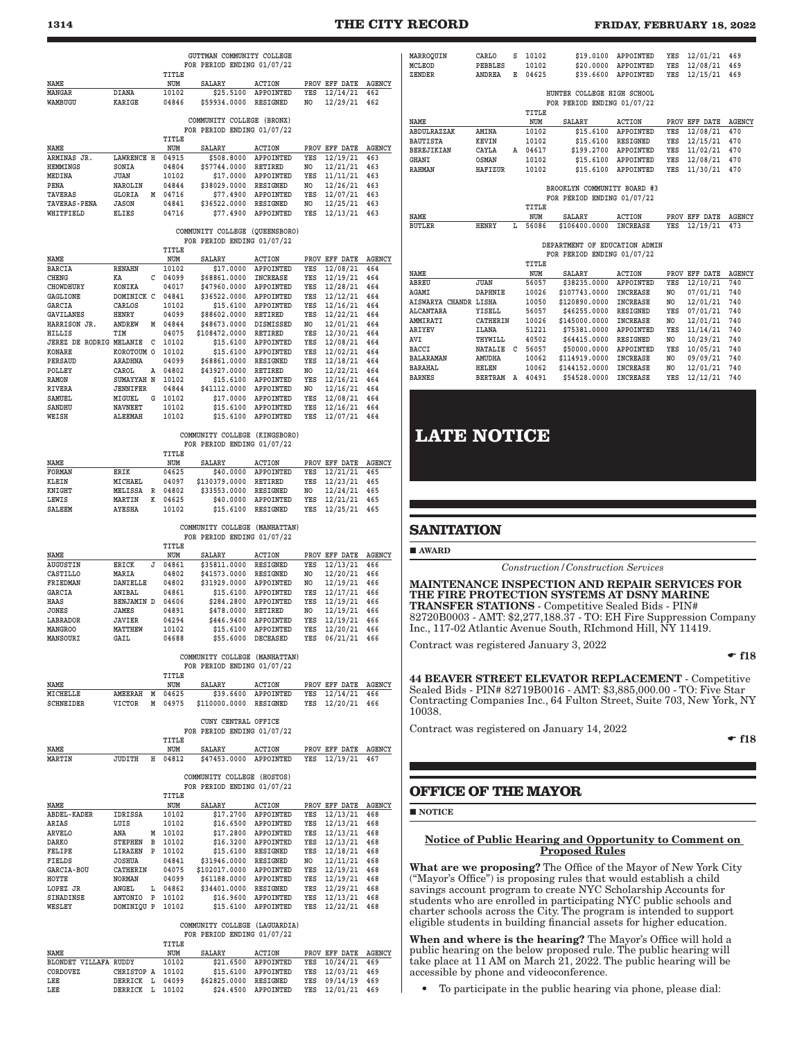GUTTMAN COMMUNITY COLLEGE
FOR PERIOD ENDING 01/07/22

| NAME | | | TITLE NUM | SALARY | ACTION | PROV | EFF DATE | AGENCY |
|---|---|---|---|---|---|---|---|---|
| MANGAR | DIANA | | 10102 | $25.5100 | APPOINTED | YES | 12/14/21 | 462 |
| WAMBUGU | KARIGE | | 04846 | $59934.0000 | RESIGNED | NO | 12/29/21 | 462 |

COMMUNITY COLLEGE (BRONX)
FOR PERIOD ENDING 01/07/22

| NAME | | | TITLE NUM | SALARY | ACTION | PROV | EFF DATE | AGENCY |
|---|---|---|---|---|---|---|---|---|
| ARMINAS JR. | LAWRENCE | H | 04915 | $508.8000 | APPOINTED | YES | 12/19/21 | 463 |
| HEMMINGS | SONIA | | 04804 | $57744.0000 | RETIRED | NO | 12/21/21 | 463 |
| MEDINA | JUAN | | 10102 | $17.0000 | APPOINTED | YES | 11/11/21 | 463 |
| PENA | NAROLIN | | 04844 | $38029.0000 | RESIGNED | NO | 12/26/21 | 463 |
| TAVERAS | GLORIA | M | 04716 | $77.4900 | APPOINTED | YES | 12/07/21 | 463 |
| TAVERAS-PENA | JASON | | 04841 | $36522.0000 | RESIGNED | NO | 12/25/21 | 463 |
| WHITFIELD | ELIES | | 04716 | $77.4900 | APPOINTED | YES | 12/13/21 | 463 |

COMMUNITY COLLEGE (QUEENSBORO)
FOR PERIOD ENDING 01/07/22

| NAME | | | TITLE NUM | SALARY | ACTION | PROV | EFF DATE | AGENCY |
|---|---|---|---|---|---|---|---|---|
| BARCIA | RENAHN | | 10102 | $17.0000 | APPOINTED | YES | 12/08/21 | 464 |
| CHENG | KA | C | 04099 | $68861.0000 | INCREASE | YES | 12/19/21 | 464 |
| CHOWDHURY | KONIKA | | 04017 | $47960.0000 | APPOINTED | YES | 12/28/21 | 464 |
| GAGLIONE | DOMINICK | C | 04841 | $36522.0000 | APPOINTED | YES | 12/12/21 | 464 |
| GARCIA | CARLOS | | 10102 | $15.6100 | APPOINTED | YES | 12/16/21 | 464 |
| GAVILANES | HENRY | | 04099 | $88602.0000 | RETIRED | YES | 12/22/21 | 464 |
| HARRISON JR. | ANDREW | M | 04844 | $48673.0000 | DISMISSED | NO | 12/01/21 | 464 |
| HILLIS | TIM | | 04075 | $108472.0000 | RETIRED | YES | 12/30/21 | 464 |
| JEREZ DE RODRIG | MELANIE | C | 10102 | $15.6100 | APPOINTED | YES | 12/08/21 | 464 |
| KONARE | KOROTOUM | O | 10102 | $15.6100 | APPOINTED | YES | 12/02/21 | 464 |
| PERSAUD | ARADHNA | | 04099 | $68861.0000 | RESIGNED | YES | 12/18/21 | 464 |
| POLLEY | CAROL | A | 04802 | $43927.0000 | RETIRED | NO | 12/22/21 | 464 |
| RAMON | SUMAYYAH | N | 10102 | $15.6100 | APPOINTED | YES | 12/16/21 | 464 |
| RIVERA | JENNIFER | | 04844 | $41112.0000 | APPOINTED | NO | 12/16/21 | 464 |
| SAMUEL | MIGUEL | G | 10102 | $17.0000 | APPOINTED | YES | 12/08/21 | 464 |
| SANDHU | NAVNEET | | 10102 | $15.6100 | APPOINTED | YES | 12/16/21 | 464 |
| WEISH | ALEEMAH | | 10102 | $15.6100 | APPOINTED | YES | 12/07/21 | 464 |

COMMUNITY COLLEGE (KINGSBORO)
FOR PERIOD ENDING 01/07/22

| NAME | | | TITLE NUM | SALARY | ACTION | PROV | EFF DATE | AGENCY |
|---|---|---|---|---|---|---|---|---|
| FORMAN | ERIK | | 04625 | $40.0000 | APPOINTED | YES | 12/21/21 | 465 |
| KLEIN | MICHAEL | | 04097 | $130379.0000 | RETIRED | YES | 12/23/21 | 465 |
| KNIGHT | MELISSA | R | 04802 | $33553.0000 | RESIGNED | NO | 12/24/21 | 465 |
| LEWIS | MARTIN | K | 04625 | $40.0000 | APPOINTED | YES | 12/21/21 | 465 |
| SALEEM | AYESHA | | 10102 | $15.6100 | RESIGNED | YES | 12/25/21 | 465 |

COMMUNITY COLLEGE (MANHATTAN)
FOR PERIOD ENDING 01/07/22

| NAME | | | TITLE NUM | SALARY | ACTION | PROV | EFF DATE | AGENCY |
|---|---|---|---|---|---|---|---|---|
| AUGUSTIN | ERICK | J | 04861 | $35811.0000 | RESIGNED | YES | 12/13/21 | 466 |
| CASTILLO | MARIA | | 04802 | $41573.0000 | RESIGNED | NO | 12/20/21 | 466 |
| FRIEDMAN | DANIELLE | | 04802 | $31929.0000 | APPOINTED | NO | 12/19/21 | 466 |
| GARCIA | ANIBAL | | 04861 | $15.6100 | APPOINTED | YES | 12/17/21 | 466 |
| HAAS | BENJAMIN | D | 04606 | $284.2800 | APPOINTED | YES | 12/19/21 | 466 |
| JONES | JAMES | | 04891 | $478.0000 | RETIRED | NO | 12/19/21 | 466 |
| LABRADOR | JAVIER | | 04294 | $446.9400 | APPOINTED | YES | 12/19/21 | 466 |
| MANGROO | MATTHEW | | 10102 | $15.6100 | APPOINTED | YES | 12/20/21 | 466 |
| MANSOURI | GAIL | | 04688 | $55.6000 | DECEASED | YES | 06/21/21 | 466 |

COMMUNITY COLLEGE (MANHATTAN)
FOR PERIOD ENDING 01/07/22

| NAME | | | TITLE NUM | SALARY | ACTION | PROV | EFF DATE | AGENCY |
|---|---|---|---|---|---|---|---|---|
| MICHELLE | AMEERAH | M | 04625 | $39.6600 | APPOINTED | YES | 12/14/21 | 466 |
| SCHNEIDER | VICTOR | M | 04975 | $110000.0000 | RESIGNED | YES | 12/20/21 | 466 |

CUNY CENTRAL OFFICE
FOR PERIOD ENDING 01/07/22

| NAME | | | TITLE NUM | SALARY | ACTION | PROV | EFF DATE | AGENCY |
|---|---|---|---|---|---|---|---|---|
| MARTIN | JUDITH | H | 04812 | $47453.0000 | APPOINTED | YES | 12/19/21 | 467 |

COMMUNITY COLLEGE (HOSTOS)
FOR PERIOD ENDING 01/07/22

| NAME | | | TITLE NUM | SALARY | ACTION | PROV | EFF DATE | AGENCY |
|---|---|---|---|---|---|---|---|---|
| ABDEL-KADER | IDRISSA | | 10102 | $17.2700 | APPOINTED | YES | 12/13/21 | 468 |
| ARIAS | LUIS | | 10102 | $16.6500 | APPOINTED | YES | 12/13/21 | 468 |
| ARVELO | ANA | M | 10102 | $17.2800 | APPOINTED | YES | 12/13/21 | 468 |
| DARKO | STEPHEN | B | 10102 | $16.3200 | APPOINTED | YES | 12/13/21 | 468 |
| FELIPE | LIRAZEN | P | 10102 | $15.6100 | RESIGNED | YES | 12/18/21 | 468 |
| FIELDS | JOSHUA | | 04841 | $31946.0000 | RESIGNED | NO | 12/11/21 | 468 |
| GARCIA-BOU | CATHERIN | | 04075 | $102017.0000 | APPOINTED | YES | 12/19/21 | 468 |
| HOYTE | NORMAN | | 04099 | $61188.0000 | APPOINTED | YES | 12/19/21 | 468 |
| LOPEZ JR | ANGEL | L | 04862 | $34401.0000 | RESIGNED | YES | 12/29/21 | 468 |
| SINADINSE | ANTONIO | P | 10102 | $16.9600 | APPOINTED | YES | 12/13/21 | 468 |
| WESLEY | DOMINIQU | P | 10102 | $15.6100 | APPOINTED | YES | 12/22/21 | 468 |

COMMUNITY COLLEGE (LAGUARDIA)
FOR PERIOD ENDING 01/07/22

| NAME | | | TITLE NUM | SALARY | ACTION | PROV | EFF DATE | AGENCY |
|---|---|---|---|---|---|---|---|---|
| BLONDET VILLAFA | RUDDY | | 10102 | $21.6500 | APPOINTED | YES | 10/24/21 | 469 |
| CORDOVEZ | CHRISTOP | A | 10102 | $15.6100 | APPOINTED | YES | 12/03/21 | 469 |
| LEE | DERRICK | L | 04099 | $62825.0000 | RESIGNED | YES | 09/14/19 | 469 |
| LEE | DERRICK | L | 10102 | $24.4500 | APPOINTED | YES | 12/01/21 | 469 |
| MARROQUIN | CARLO | S | 10102 | $19.0100 | APPOINTED | YES | 12/01/21 | 469 |
| MCLEOD | PEBBLES | | 10102 | $20.0000 | APPOINTED | YES | 12/08/21 | 469 |
| ZENDER | ANDREA | E | 04625 | $39.6600 | APPOINTED | YES | 12/15/21 | 469 |

HUNTER COLLEGE HIGH SCHOOL
FOR PERIOD ENDING 01/07/22

| NAME | | | TITLE NUM | SALARY | ACTION | PROV | EFF DATE | AGENCY |
|---|---|---|---|---|---|---|---|---|
| ABDULRAZZAK | AMINA | | 10102 | $15.6100 | APPOINTED | YES | 12/08/21 | 470 |
| BAUTISTA | KEVIN | | 10102 | $15.6100 | RESIGNED | YES | 12/15/21 | 470 |
| BEREJIKIAN | CAYLA | A | 04617 | $199.2700 | APPOINTED | YES | 11/02/21 | 470 |
| GHANI | OSMAN | | 10102 | $15.6100 | APPOINTED | YES | 12/08/21 | 470 |
| RAHMAN | HAFIZUR | | 10102 | $15.6100 | APPOINTED | YES | 11/30/21 | 470 |

BROOKLYN COMMUNITY BOARD #3
FOR PERIOD ENDING 01/07/22

| NAME | | | TITLE NUM | SALARY | ACTION | PROV | EFF DATE | AGENCY |
|---|---|---|---|---|---|---|---|---|
| BUTLER | HENRY | L | 56086 | $106400.0000 | INCREASE | YES | 12/19/21 | 473 |

DEPARTMENT OF EDUCATION ADMIN
FOR PERIOD ENDING 01/07/22

| NAME | | | TITLE NUM | SALARY | ACTION | PROV | EFF DATE | AGENCY |
|---|---|---|---|---|---|---|---|---|
| ABREU | JUAN | | 56057 | $38235.0000 | APPOINTED | YES | 12/10/21 | 740 |
| AGAMI | DAPHNIE | | 10026 | $107743.0000 | INCREASE | NO | 07/01/21 | 740 |
| AISWARYA CHANDR | LISHA | | 10050 | $120890.0000 | INCREASE | NO | 12/01/21 | 740 |
| ALCANTARA | YISELL | | 56057 | $46255.0000 | RESIGNED | YES | 07/01/21 | 740 |
| AMMIRATI | CATHERIN | | 10026 | $145000.0000 | INCREASE | NO | 12/01/21 | 740 |
| ARIYEV | ILANA | | 51221 | $75381.0000 | APPOINTED | YES | 11/14/21 | 740 |
| AVI | THYWILL | | 40502 | $64415.0000 | RESIGNED | NO | 10/29/21 | 740 |
| BACCI | NATALIE | C | 56057 | $50000.0000 | APPOINTED | YES | 10/05/21 | 740 |
| BALARAMAN | AMUDHA | | 10062 | $114919.0000 | INCREASE | NO | 09/09/21 | 740 |
| BARAHAL | HELEN | | 10062 | $144152.0000 | INCREASE | NO | 12/01/21 | 740 |
| BARNES | BERTRAM | A | 40491 | $54528.0000 | INCREASE | YES | 12/12/21 | 740 |

# LATE NOTICE

## SANITATION

■ **AWARD**

*Construction/Construction Services*

**MAINTENANCE INSPECTION AND REPAIR SERVICES FOR THE FIRE PROTECTION SYSTEMS AT DSNY MARINE TRANSFER STATIONS** - Competitive Sealed Bids - PIN# 82720B0003 - AMT: $2,277,188.37 - TO: EH Fire Suppression Company Inc., 117-02 Atlantic Avenue South, RIchmond Hill, NY 11419.

Contract was registered January 3, 2022

☛ f18

**44 BEAVER STREET ELEVATOR REPLACEMENT** - Competitive Sealed Bids - PIN# 82719B0016 - AMT: $3,885,000.00 - TO: Five Star Contracting Companies Inc., 64 Fulton Street, Suite 703, New York, NY 10038.

Contract was registered on January 14, 2022

☛ f18

## OFFICE OF THE MAYOR

■ **NOTICE**

**Notice of Public Hearing and Opportunity to Comment on Proposed Rules**

**What are we proposing?** The Office of the Mayor of New York City ("Mayor's Office") is proposing rules that would establish a child savings account program to create NYC Scholarship Accounts for students who are enrolled in participating NYC public schools and charter schools across the City. The program is intended to support eligible students in building financial assets for higher education.

**When and where is the hearing?** The Mayor's Office will hold a public hearing on the below proposed rule. The public hearing will take place at 11 AM on March 21, 2022. The public hearing will be accessible by phone and videoconference.

- To participate in the public hearing via phone, please dial: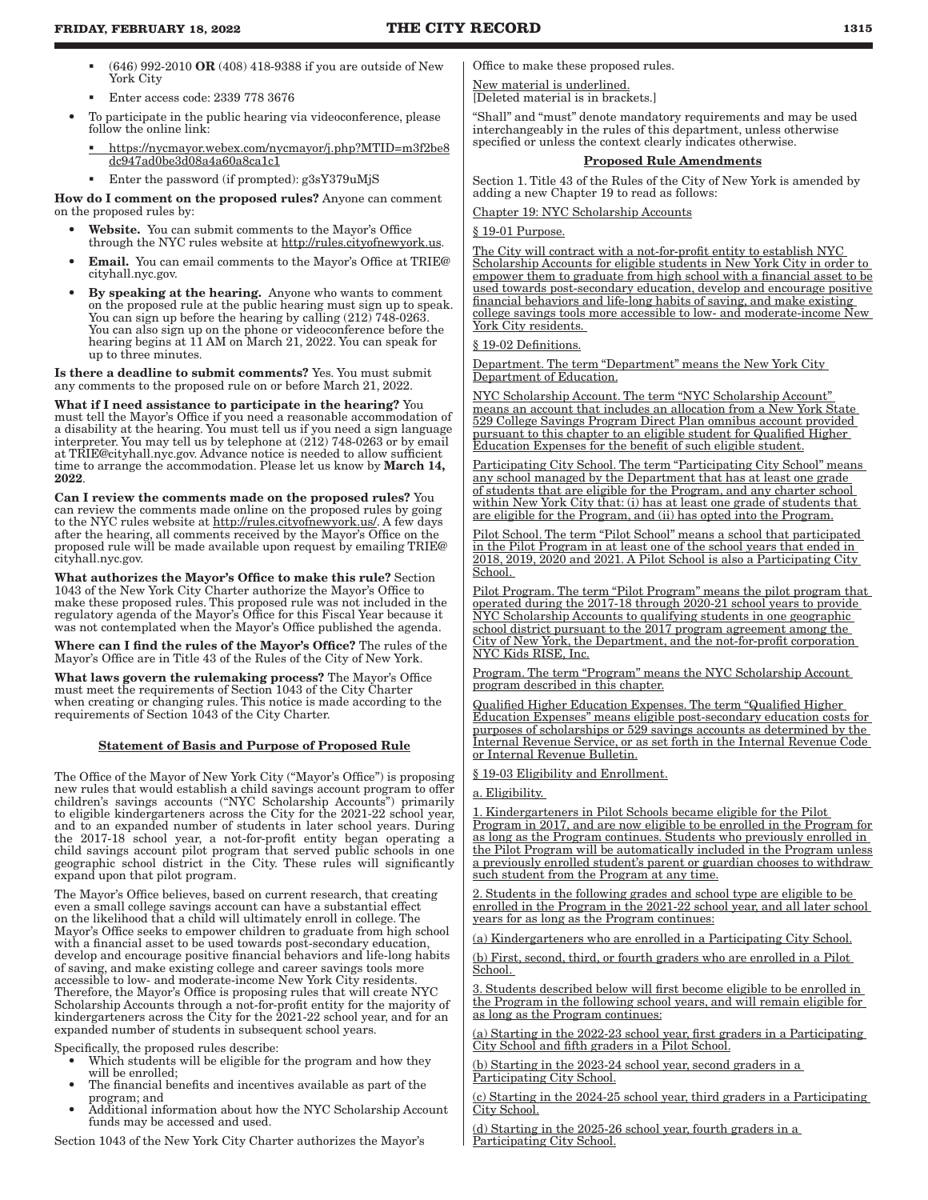- (646) 992-2010 **OR** (408) 418-9388 if you are outside of New York City
- Enter access code: 2339 778 3676

- To participate in the public hearing via videoconference, please follow the online link:
  - https://nycmayor.webex.com/nycmayor/j.php?MTID=m3f2be8dc947ad0be3d08a4a60a8ca1c1
  - Enter the password (if prompted): g3sY379uMjS

**How do I comment on the proposed rules?** Anyone can comment on the proposed rules by:

- **Website.** You can submit comments to the Mayor's Office through the NYC rules website at http://rules.cityofnewyork.us.
- **Email.** You can email comments to the Mayor's Office at TRIE@cityhall.nyc.gov.
- **By speaking at the hearing.** Anyone who wants to comment on the proposed rule at the public hearing must sign up to speak. You can sign up before the hearing by calling (212) 748-0263. You can also sign up on the phone or videoconference before the hearing begins at 11 AM on March 21, 2022. You can speak for up to three minutes.

**Is there a deadline to submit comments?** Yes. You must submit any comments to the proposed rule on or before March 21, 2022.

**What if I need assistance to participate in the hearing?** You must tell the Mayor's Office if you need a reasonable accommodation of a disability at the hearing. You must tell us if you need a sign language interpreter. You may tell us by telephone at (212) 748-0263 or by email at TRIE@cityhall.nyc.gov. Advance notice is needed to allow sufficient time to arrange the accommodation. Please let us know by **March 14, 2022**.

**Can I review the comments made on the proposed rules?** You can review the comments made online on the proposed rules by going to the NYC rules website at http://rules.cityofnewyork.us/. A few days after the hearing, all comments received by the Mayor's Office on the proposed rule will be made available upon request by emailing TRIE@cityhall.nyc.gov.

**What authorizes the Mayor's Office to make this rule?** Section 1043 of the New York City Charter authorize the Mayor's Office to make these proposed rules. This proposed rule was not included in the regulatory agenda of the Mayor's Office for this Fiscal Year because it was not contemplated when the Mayor's Office published the agenda.

**Where can I find the rules of the Mayor's Office?** The rules of the Mayor's Office are in Title 43 of the Rules of the City of New York.

**What laws govern the rulemaking process?** The Mayor's Office must meet the requirements of Section 1043 of the City Charter when creating or changing rules. This notice is made according to the requirements of Section 1043 of the City Charter.

## Statement of Basis and Purpose of Proposed Rule

The Office of the Mayor of New York City ("Mayor's Office") is proposing new rules that would establish a child savings account program to offer children's savings accounts ("NYC Scholarship Accounts") primarily to eligible kindergarteners across the City for the 2021-22 school year, and to an expanded number of students in later school years. During the 2017-18 school year, a not-for-profit entity began operating a child savings account pilot program that served public schools in one geographic school district in the City. These rules will significantly expand upon that pilot program.

The Mayor's Office believes, based on current research, that creating even a small college savings account can have a substantial effect on the likelihood that a child will ultimately enroll in college. The Mayor's Office seeks to empower children to graduate from high school with a financial asset to be used towards post-secondary education, develop and encourage positive financial behaviors and life-long habits of saving, and make existing college and career savings tools more accessible to low- and moderate-income New York City residents. Therefore, the Mayor's Office is proposing rules that will create NYC Scholarship Accounts through a not-for-profit entity for the majority of kindergarteners across the City for the 2021-22 school year, and for an expanded number of students in subsequent school years.

Specifically, the proposed rules describe:

- Which students will be eligible for the program and how they will be enrolled;
- The financial benefits and incentives available as part of the program; and
- Additional information about how the NYC Scholarship Account funds may be accessed and used.

Section 1043 of the New York City Charter authorizes the Mayor's Office to make these proposed rules.

New material is underlined.
[Deleted material is in brackets.]

"Shall" and "must" denote mandatory requirements and may be used interchangeably in the rules of this department, unless otherwise specified or unless the context clearly indicates otherwise.

## Proposed Rule Amendments

Section 1. Title 43 of the Rules of the City of New York is amended by adding a new Chapter 19 to read as follows:

Chapter 19: NYC Scholarship Accounts

§ 19-01 Purpose.

The City will contract with a not-for-profit entity to establish NYC Scholarship Accounts for eligible students in New York City in order to empower them to graduate from high school with a financial asset to be used towards post-secondary education, develop and encourage positive financial behaviors and life-long habits of saving, and make existing college savings tools more accessible to low- and moderate-income New York City residents.

§ 19-02 Definitions.

Department. The term "Department" means the New York City Department of Education.

NYC Scholarship Account. The term "NYC Scholarship Account" means an account that includes an allocation from a New York State 529 College Savings Program Direct Plan omnibus account provided pursuant to this chapter to an eligible student for Qualified Higher Education Expenses for the benefit of such eligible student.

Participating City School. The term "Participating City School" means any school managed by the Department that has at least one grade of students that are eligible for the Program, and any charter school within New York City that: (i) has at least one grade of students that are eligible for the Program, and (ii) has opted into the Program.

Pilot School. The term "Pilot School" means a school that participated in the Pilot Program in at least one of the school years that ended in 2018, 2019, 2020 and 2021. A Pilot School is also a Participating City School.

Pilot Program. The term "Pilot Program" means the pilot program that operated during the 2017-18 through 2020-21 school years to provide NYC Scholarship Accounts to qualifying students in one geographic school district pursuant to the 2017 program agreement among the City of New York, the Department, and the not-for-profit corporation NYC Kids RISE, Inc.

Program. The term "Program" means the NYC Scholarship Account program described in this chapter.

Qualified Higher Education Expenses. The term "Qualified Higher Education Expenses" means eligible post-secondary education costs for purposes of scholarships or 529 savings accounts as determined by the Internal Revenue Service, or as set forth in the Internal Revenue Code or Internal Revenue Bulletin.

§ 19-03 Eligibility and Enrollment.

a. Eligibility.

1. Kindergarteners in Pilot Schools became eligible for the Pilot Program in 2017, and are now eligible to be enrolled in the Program for as long as the Program continues. Students who previously enrolled in the Pilot Program will be automatically included in the Program unless a previously enrolled student's parent or guardian chooses to withdraw such student from the Program at any time.

2. Students in the following grades and school type are eligible to be enrolled in the Program in the 2021-22 school year, and all later school years for as long as the Program continues:

(a) Kindergarteners who are enrolled in a Participating City School.

(b) First, second, third, or fourth graders who are enrolled in a Pilot School.

3. Students described below will first become eligible to be enrolled in the Program in the following school years, and will remain eligible for as long as the Program continues:

(a) Starting in the 2022-23 school year, first graders in a Participating City School and fifth graders in a Pilot School.

(b) Starting in the 2023-24 school year, second graders in a Participating City School.

(c) Starting in the 2024-25 school year, third graders in a Participating City School.

(d) Starting in the 2025-26 school year, fourth graders in a Participating City School.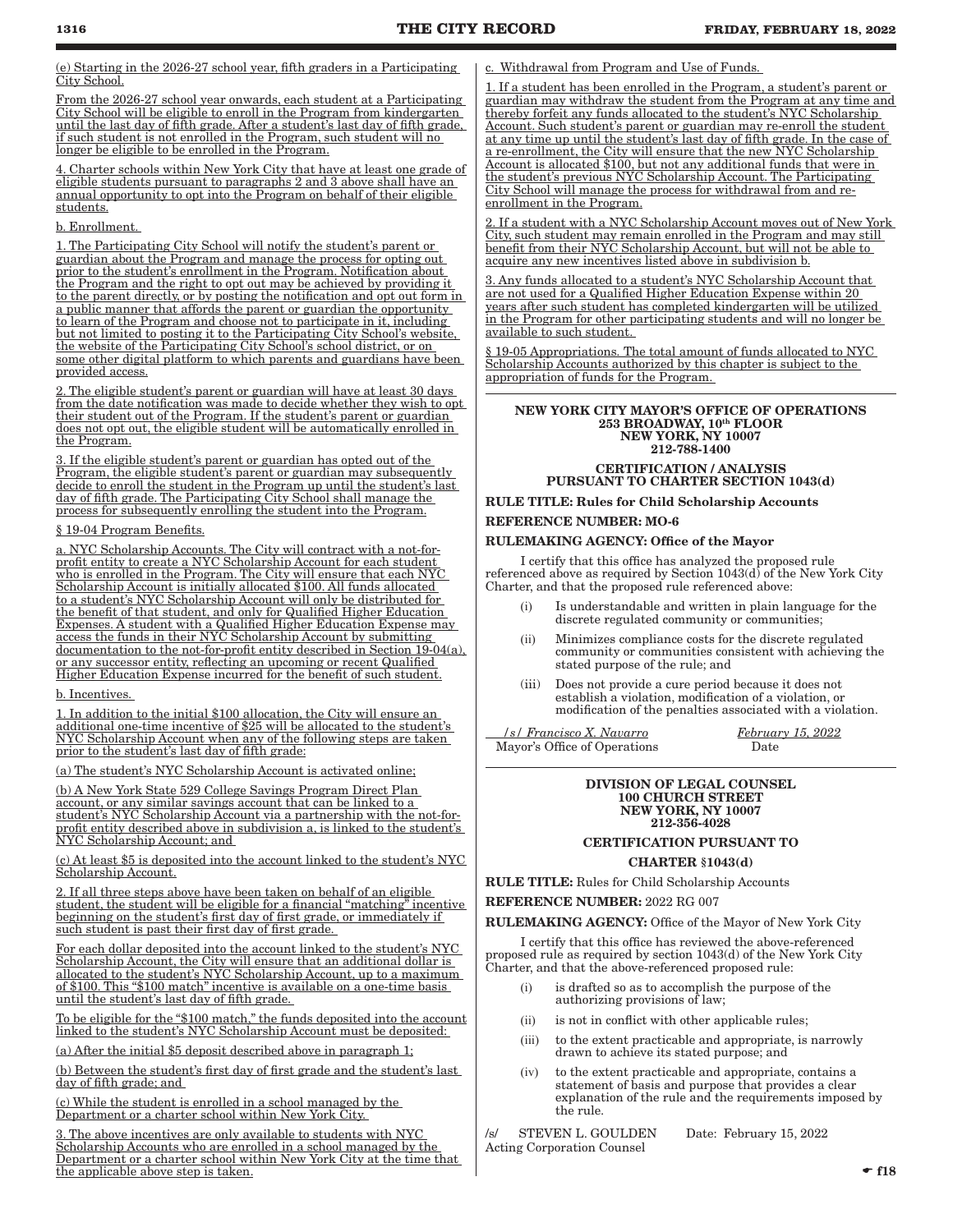(e) Starting in the 2026-27 school year, fifth graders in a Participating City School.

From the 2026-27 school year onwards, each student at a Participating City School will be eligible to enroll in the Program from kindergarten until the last day of fifth grade. After a student's last day of fifth grade, if such student is not enrolled in the Program, such student will no longer be eligible to be enrolled in the Program.

4. Charter schools within New York City that have at least one grade of eligible students pursuant to paragraphs 2 and 3 above shall have an annual opportunity to opt into the Program on behalf of their eligible students.

b. Enrollment.

1. The Participating City School will notify the student's parent or guardian about the Program and manage the process for opting out prior to the student's enrollment in the Program. Notification about the Program and the right to opt out may be achieved by providing it to the parent directly, or by posting the notification and opt out form in a public manner that affords the parent or guardian the opportunity to learn of the Program and choose not to participate in it, including but not limited to posting it to the Participating City School's website, the website of the Participating City School's school district, or on some other digital platform to which parents and guardians have been provided access.

2. The eligible student's parent or guardian will have at least 30 days from the date notification was made to decide whether they wish to opt their student out of the Program. If the student's parent or guardian does not opt out, the eligible student will be automatically enrolled in the Program.

3. If the eligible student's parent or guardian has opted out of the Program, the eligible student's parent or guardian may subsequently decide to enroll the student in the Program up until the student's last day of fifth grade. The Participating City School shall manage the process for subsequently enrolling the student into the Program.

§ 19-04 Program Benefits.

a. NYC Scholarship Accounts. The City will contract with a not-for-profit entity to create a NYC Scholarship Account for each student who is enrolled in the Program. The City will ensure that each NYC Scholarship Account is initially allocated $100. All funds allocated to a student's NYC Scholarship Account will only be distributed for the benefit of that student, and only for Qualified Higher Education Expenses. A student with a Qualified Higher Education Expense may access the funds in their NYC Scholarship Account by submitting documentation to the not-for-profit entity described in Section 19-04(a), or any successor entity, reflecting an upcoming or recent Qualified Higher Education Expense incurred for the benefit of such student.

b. Incentives.

1. In addition to the initial $100 allocation, the City will ensure an additional one-time incentive of $25 will be allocated to the student's NYC Scholarship Account when any of the following steps are taken prior to the student's last day of fifth grade:

(a) The student's NYC Scholarship Account is activated online;

(b) A New York State 529 College Savings Program Direct Plan account, or any similar savings account that can be linked to a student's NYC Scholarship Account via a partnership with the not-for-profit entity described above in subdivision a, is linked to the student's NYC Scholarship Account; and

(c) At least $5 is deposited into the account linked to the student's NYC Scholarship Account.

2. If all three steps above have been taken on behalf of an eligible student, the student will be eligible for a financial "matching" incentive beginning on the student's first day of first grade, or immediately if such student is past their first day of first grade.

For each dollar deposited into the account linked to the student's NYC Scholarship Account, the City will ensure that an additional dollar is allocated to the student's NYC Scholarship Account, up to a maximum of $100. This "$100 match" incentive is available on a one-time basis until the student's last day of fifth grade.

To be eligible for the "$100 match," the funds deposited into the account linked to the student's NYC Scholarship Account must be deposited:

(a) After the initial $5 deposit described above in paragraph 1;

(b) Between the student's first day of first grade and the student's last day of fifth grade; and

(c) While the student is enrolled in a school managed by the Department or a charter school within New York City.

3. The above incentives are only available to students with NYC Scholarship Accounts who are enrolled in a school managed by the Department or a charter school within New York City at the time that the applicable above step is taken.

c. Withdrawal from Program and Use of Funds.

1. If a student has been enrolled in the Program, a student's parent or guardian may withdraw the student from the Program at any time and thereby forfeit any funds allocated to the student's NYC Scholarship Account. Such student's parent or guardian may re-enroll the student at any time up until the student's last day of fifth grade. In the case of a re-enrollment, the City will ensure that the new NYC Scholarship Account is allocated $100, but not any additional funds that were in the student's previous NYC Scholarship Account. The Participating City School will manage the process for withdrawal from and re-enrollment in the Program.

2. If a student with a NYC Scholarship Account moves out of New York City, such student may remain enrolled in the Program and may still benefit from their NYC Scholarship Account, but will not be able to acquire any new incentives listed above in subdivision b.

3. Any funds allocated to a student's NYC Scholarship Account that are not used for a Qualified Higher Education Expense within 20 years after such student has completed kindergarten will be utilized in the Program for other participating students and will no longer be available to such student.

§ 19-05 Appropriations. The total amount of funds allocated to NYC Scholarship Accounts authorized by this chapter is subject to the appropriation of funds for the Program.

---

**NEW YORK CITY MAYOR'S OFFICE OF OPERATIONS**
**253 BROADWAY, 10th FLOOR**
**NEW YORK, NY 10007**
**212-788-1400**

**CERTIFICATION / ANALYSIS**
**PURSUANT TO CHARTER SECTION 1043(d)**

**RULE TITLE: Rules for Child Scholarship Accounts**

**REFERENCE NUMBER: MO-6**

**RULEMAKING AGENCY: Office of the Mayor**

I certify that this office has analyzed the proposed rule referenced above as required by Section 1043(d) of the New York City Charter, and that the proposed rule referenced above:

(i) Is understandable and written in plain language for the discrete regulated community or communities;

(ii) Minimizes compliance costs for the discrete regulated community or communities consistent with achieving the stated purpose of the rule; and

(iii) Does not provide a cure period because it does not establish a violation, modification of a violation, or modification of the penalties associated with a violation.

*/s/ Francisco X. Navarro* — *February 15, 2022*
Mayor's Office of Operations — Date

---

**DIVISION OF LEGAL COUNSEL**
**100 CHURCH STREET**
**NEW YORK, NY 10007**
**212-356-4028**

**CERTIFICATION PURSUANT TO**
**CHARTER §1043(d)**

**RULE TITLE:** Rules for Child Scholarship Accounts

**REFERENCE NUMBER:** 2022 RG 007

**RULEMAKING AGENCY:** Office of the Mayor of New York City

I certify that this office has reviewed the above-referenced proposed rule as required by section 1043(d) of the New York City Charter, and that the above-referenced proposed rule:

(i) is drafted so as to accomplish the purpose of the authorizing provisions of law;

(ii) is not in conflict with other applicable rules;

(iii) to the extent practicable and appropriate, is narrowly drawn to achieve its stated purpose; and

(iv) to the extent practicable and appropriate, contains a statement of basis and purpose that provides a clear explanation of the rule and the requirements imposed by the rule.

/s/ STEVEN L. GOULDEN Date: February 15, 2022
Acting Corporation Counsel

☛ f18